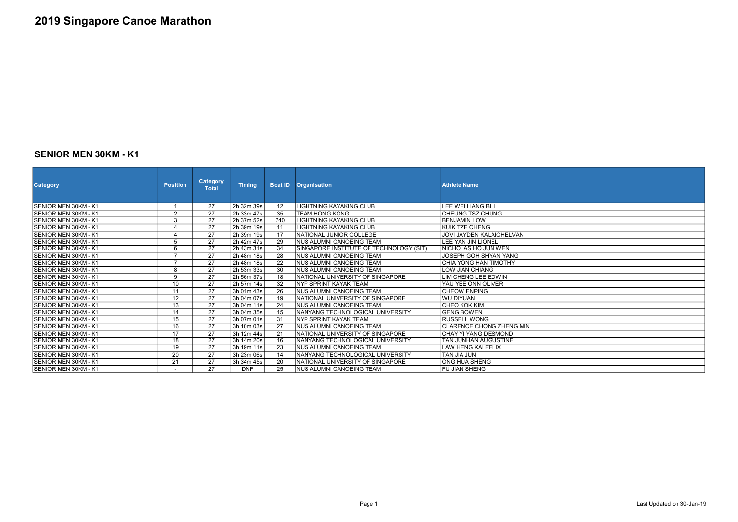# 2019 Singapore Canoe Marathon

## SENIOR MEN 30KM - K1

| Category | Position | Category Total | Timing | Boat ID | Organisation | Athlete Name |
|---|---|---|---|---|---|---|
| SENIOR MEN 30KM - K1 | 1 | 27 | 2h 32m 39s | 12 | LIGHTNING KAYAKING CLUB | LEE WEI LIANG BILL |
| SENIOR MEN 30KM - K1 | 2 | 27 | 2h 33m 47s | 35 | TEAM HONG KONG | CHEUNG TSZ CHUNG |
| SENIOR MEN 30KM - K1 | 3 | 27 | 2h 37m 52s | 740 | LIGHTNING KAYAKING CLUB | BENJAMIN LOW |
| SENIOR MEN 30KM - K1 | 4 | 27 | 2h 39m 19s | 11 | LIGHTNING KAYAKING CLUB | KUIK TZE CHENG |
| SENIOR MEN 30KM - K1 | 4 | 27 | 2h 39m 19s | 17 | NATIONAL JUNIOR COLLEGE | JOVI JAYDEN KALAICHELVAN |
| SENIOR MEN 30KM - K1 | 5 | 27 | 2h 42m 47s | 29 | NUS ALUMNI CANOEING TEAM | LEE YAN JIN LIONEL |
| SENIOR MEN 30KM - K1 | 6 | 27 | 2h 43m 31s | 34 | SINGAPORE INSTITUTE OF TECHNOLOGY (SIT) | NICHOLAS HO JUN WEN |
| SENIOR MEN 30KM - K1 | 7 | 27 | 2h 48m 18s | 28 | NUS ALUMNI CANOEING TEAM | JOSEPH GOH SHYAN YANG |
| SENIOR MEN 30KM - K1 | 7 | 27 | 2h 48m 18s | 22 | NUS ALUMNI CANOEING TEAM | CHIA YONG HAN TIMOTHY |
| SENIOR MEN 30KM - K1 | 8 | 27 | 2h 53m 33s | 30 | NUS ALUMNI CANOEING TEAM | LOW JIAN CHIANG |
| SENIOR MEN 30KM - K1 | 9 | 27 | 2h 56m 37s | 18 | NATIONAL UNIVERSITY OF SINGAPORE | LIM CHENG LEE EDWIN |
| SENIOR MEN 30KM - K1 | 10 | 27 | 2h 57m 14s | 32 | NYP SPRINT KAYAK TEAM | YAU YEE ONN OLIVER |
| SENIOR MEN 30KM - K1 | 11 | 27 | 3h 01m 43s | 26 | NUS ALUMNI CANOEING TEAM | CHEOW ENPING |
| SENIOR MEN 30KM - K1 | 12 | 27 | 3h 04m 07s | 19 | NATIONAL UNIVERSITY OF SINGAPORE | WU DIYUAN |
| SENIOR MEN 30KM - K1 | 13 | 27 | 3h 04m 11s | 24 | NUS ALUMNI CANOEING TEAM | CHEO KOK KIM |
| SENIOR MEN 30KM - K1 | 14 | 27 | 3h 04m 35s | 15 | NANYANG TECHNOLOGICAL UNIVERSITY | GENG BOWEN |
| SENIOR MEN 30KM - K1 | 15 | 27 | 3h 07m 01s | 31 | NYP SPRINT KAYAK TEAM | RUSSELL WONG |
| SENIOR MEN 30KM - K1 | 16 | 27 | 3h 10m 03s | 27 | NUS ALUMNI CANOEING TEAM | CLARENCE CHONG ZHENG MIN |
| SENIOR MEN 30KM - K1 | 17 | 27 | 3h 12m 44s | 21 | NATIONAL UNIVERSITY OF SINGAPORE | CHAY YI YANG DESMOND |
| SENIOR MEN 30KM - K1 | 18 | 27 | 3h 14m 20s | 16 | NANYANG TECHNOLOGICAL UNIVERSITY | TAN JUNHAN AUGUSTINE |
| SENIOR MEN 30KM - K1 | 19 | 27 | 3h 19m 11s | 23 | NUS ALUMNI CANOEING TEAM | LAW HENG KAI FELIX |
| SENIOR MEN 30KM - K1 | 20 | 27 | 3h 23m 06s | 14 | NANYANG TECHNOLOGICAL UNIVERSITY | TAN JIA JUN |
| SENIOR MEN 30KM - K1 | 21 | 27 | 3h 34m 45s | 20 | NATIONAL UNIVERSITY OF SINGAPORE | ONG HUA SHENG |
| SENIOR MEN 30KM - K1 | - | 27 | DNF | 25 | NUS ALUMNI CANOEING TEAM | FU JIAN SHENG |

Last Updated on 30-Jan-19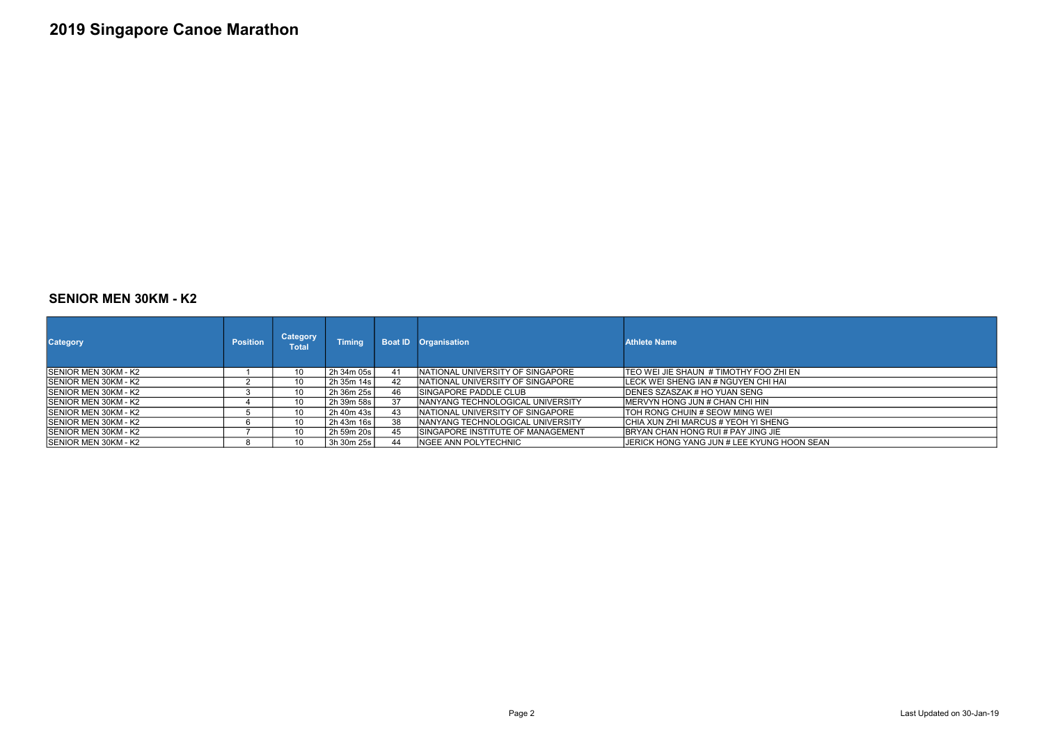# 2019 Singapore Canoe Marathon

## SENIOR MEN 30KM - K2

| Category | Position | Category Total | Timing | Boat ID | Organisation | Athlete Name |
|---|---|---|---|---|---|---|
| SENIOR MEN 30KM - K2 | 1 | 10 | 2h 34m 05s | 41 | NATIONAL UNIVERSITY OF SINGAPORE | TEO WEI JIE SHAUN # TIMOTHY FOO ZHI EN |
| SENIOR MEN 30KM - K2 | 2 | 10 | 2h 35m 14s | 42 | NATIONAL UNIVERSITY OF SINGAPORE | LECK WEI SHENG IAN # NGUYEN CHI HAI |
| SENIOR MEN 30KM - K2 | 3 | 10 | 2h 36m 25s | 46 | SINGAPORE PADDLE CLUB | DENES SZASZAK # HO YUAN SENG |
| SENIOR MEN 30KM - K2 | 4 | 10 | 2h 39m 58s | 37 | NANYANG TECHNOLOGICAL UNIVERSITY | MERVYN HONG JUN # CHAN CHI HIN |
| SENIOR MEN 30KM - K2 | 5 | 10 | 2h 40m 43s | 43 | NATIONAL UNIVERSITY OF SINGAPORE | TOH RONG CHUIN # SEOW MING WEI |
| SENIOR MEN 30KM - K2 | 6 | 10 | 2h 43m 16s | 38 | NANYANG TECHNOLOGICAL UNIVERSITY | CHIA XUN ZHI MARCUS # YEOH YI SHENG |
| SENIOR MEN 30KM - K2 | 7 | 10 | 2h 59m 20s | 45 | SINGAPORE INSTITUTE OF MANAGEMENT | BRYAN CHAN HONG RUI # PAY JING JIE |
| SENIOR MEN 30KM - K2 | 8 | 10 | 3h 30m 25s | 44 | NGEE ANN POLYTECHNIC | JERICK HONG YANG JUN # LEE KYUNG HOON SEAN |

Last Updated on 30-Jan-19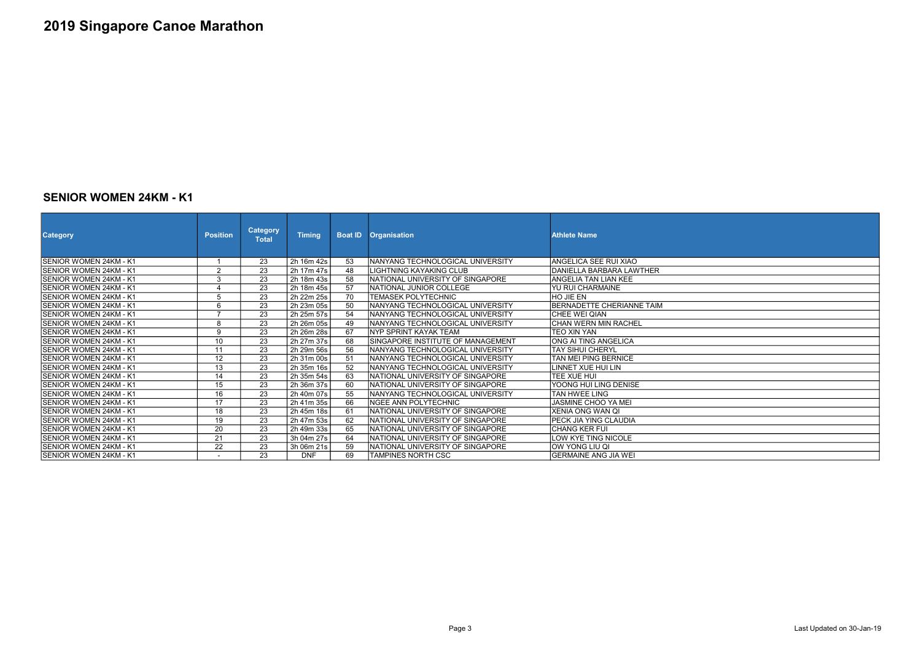# 2019 Singapore Canoe Marathon

## SENIOR WOMEN 24KM - K1

| Category | Position | Category Total | Timing | Boat ID | Organisation | Athlete Name |
|---|---|---|---|---|---|---|
| SENIOR WOMEN 24KM - K1 | 1 | 23 | 2h 16m 42s | 53 | NANYANG TECHNOLOGICAL UNIVERSITY | ANGELICA SEE RUI XIAO |
| SENIOR WOMEN 24KM - K1 | 2 | 23 | 2h 17m 47s | 48 | LIGHTNING KAYAKING CLUB | DANIELLA BARBARA LAWTHER |
| SENIOR WOMEN 24KM - K1 | 3 | 23 | 2h 18m 43s | 58 | NATIONAL UNIVERSITY OF SINGAPORE | ANGELIA TAN LIAN KEE |
| SENIOR WOMEN 24KM - K1 | 4 | 23 | 2h 18m 45s | 57 | NATIONAL JUNIOR COLLEGE | YU RUI CHARMAINE |
| SENIOR WOMEN 24KM - K1 | 5 | 23 | 2h 22m 25s | 70 | TEMASEK POLYTECHNIC | HO JIE EN |
| SENIOR WOMEN 24KM - K1 | 6 | 23 | 2h 23m 05s | 50 | NANYANG TECHNOLOGICAL UNIVERSITY | BERNADETTE CHERIANNE TAIM |
| SENIOR WOMEN 24KM - K1 | 7 | 23 | 2h 25m 57s | 54 | NANYANG TECHNOLOGICAL UNIVERSITY | CHEE WEI QIAN |
| SENIOR WOMEN 24KM - K1 | 8 | 23 | 2h 26m 05s | 49 | NANYANG TECHNOLOGICAL UNIVERSITY | CHAN WERN MIN RACHEL |
| SENIOR WOMEN 24KM - K1 | 9 | 23 | 2h 26m 28s | 67 | NYP SPRINT KAYAK TEAM | TEO XIN YAN |
| SENIOR WOMEN 24KM - K1 | 10 | 23 | 2h 27m 37s | 68 | SINGAPORE INSTITUTE OF MANAGEMENT | ONG AI TING ANGELICA |
| SENIOR WOMEN 24KM - K1 | 11 | 23 | 2h 29m 56s | 56 | NANYANG TECHNOLOGICAL UNIVERSITY | TAY SIHUI CHERYL |
| SENIOR WOMEN 24KM - K1 | 12 | 23 | 2h 31m 00s | 51 | NANYANG TECHNOLOGICAL UNIVERSITY | TAN MEI PING BERNICE |
| SENIOR WOMEN 24KM - K1 | 13 | 23 | 2h 35m 16s | 52 | NANYANG TECHNOLOGICAL UNIVERSITY | LINNET XUE HUI LIN |
| SENIOR WOMEN 24KM - K1 | 14 | 23 | 2h 35m 54s | 63 | NATIONAL UNIVERSITY OF SINGAPORE | TEE XUE HUI |
| SENIOR WOMEN 24KM - K1 | 15 | 23 | 2h 36m 37s | 60 | NATIONAL UNIVERSITY OF SINGAPORE | YOONG HUI LING DENISE |
| SENIOR WOMEN 24KM - K1 | 16 | 23 | 2h 40m 07s | 55 | NANYANG TECHNOLOGICAL UNIVERSITY | TAN HWEE LING |
| SENIOR WOMEN 24KM - K1 | 17 | 23 | 2h 41m 35s | 66 | NGEE ANN POLYTECHNIC | JASMINE CHOO YA MEI |
| SENIOR WOMEN 24KM - K1 | 18 | 23 | 2h 45m 18s | 61 | NATIONAL UNIVERSITY OF SINGAPORE | XENIA ONG WAN QI |
| SENIOR WOMEN 24KM - K1 | 19 | 23 | 2h 47m 53s | 62 | NATIONAL UNIVERSITY OF SINGAPORE | PECK JIA YING CLAUDIA |
| SENIOR WOMEN 24KM - K1 | 20 | 23 | 2h 49m 33s | 65 | NATIONAL UNIVERSITY OF SINGAPORE | CHANG KER FUI |
| SENIOR WOMEN 24KM - K1 | 21 | 23 | 3h 04m 27s | 64 | NATIONAL UNIVERSITY OF SINGAPORE | LOW KYE TING NICOLE |
| SENIOR WOMEN 24KM - K1 | 22 | 23 | 3h 06m 21s | 59 | NATIONAL UNIVERSITY OF SINGAPORE | OW YONG LIU QI |
| SENIOR WOMEN 24KM - K1 | - | 23 | DNF | 69 | TAMPINES NORTH CSC | GERMAINE ANG JIA WEI |

Last Updated on 30-Jan-19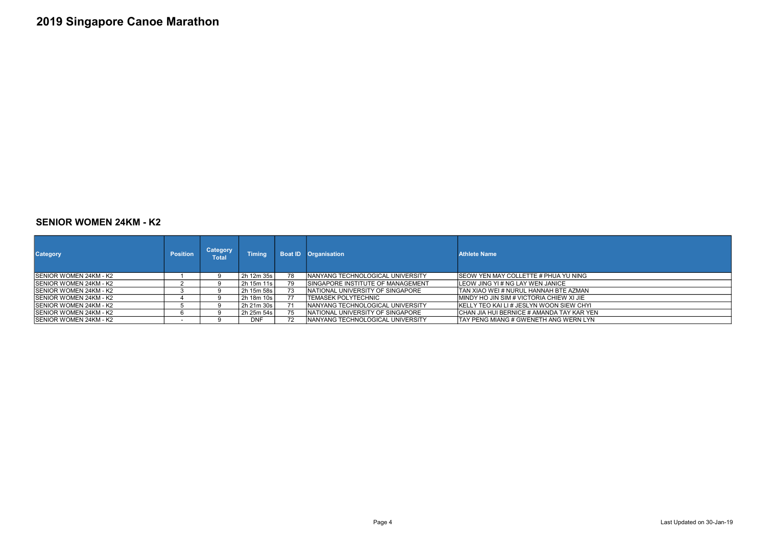# 2019 Singapore Canoe Marathon

## SENIOR WOMEN 24KM - K2

| Category | Position | Category Total | Timing | Boat ID | Organisation | Athlete Name |
|---|---|---|---|---|---|---|
| SENIOR WOMEN 24KM - K2 | 1 | 9 | 2h 12m 35s | 78 | NANYANG TECHNOLOGICAL UNIVERSITY | SEOW YEN MAY COLLETTE # PHUA YU NING |
| SENIOR WOMEN 24KM - K2 | 2 | 9 | 2h 15m 11s | 79 | SINGAPORE INSTITUTE OF MANAGEMENT | LEOW JING YI # NG LAY WEN JANICE |
| SENIOR WOMEN 24KM - K2 | 3 | 9 | 2h 15m 58s | 73 | NATIONAL UNIVERSITY OF SINGAPORE | TAN XIAO WEI # NURUL HANNAH BTE AZMAN |
| SENIOR WOMEN 24KM - K2 | 4 | 9 | 2h 18m 10s | 77 | TEMASEK POLYTECHNIC | MINDY HO JIN SIM # VICTORIA CHIEW XI JIE |
| SENIOR WOMEN 24KM - K2 | 5 | 9 | 2h 21m 30s | 71 | NANYANG TECHNOLOGICAL UNIVERSITY | KELLY TEO KAI LI # JESLYN WOON SIEW CHYI |
| SENIOR WOMEN 24KM - K2 | 6 | 9 | 2h 25m 54s | 75 | NATIONAL UNIVERSITY OF SINGAPORE | CHAN JIA HUI BERNICE # AMANDA TAY KAR YEN |
| SENIOR WOMEN 24KM - K2 | - | 9 | DNF | 72 | NANYANG TECHNOLOGICAL UNIVERSITY | TAY PENG MIANG # GWENETH ANG WERN LYN |

Last Updated on 30-Jan-19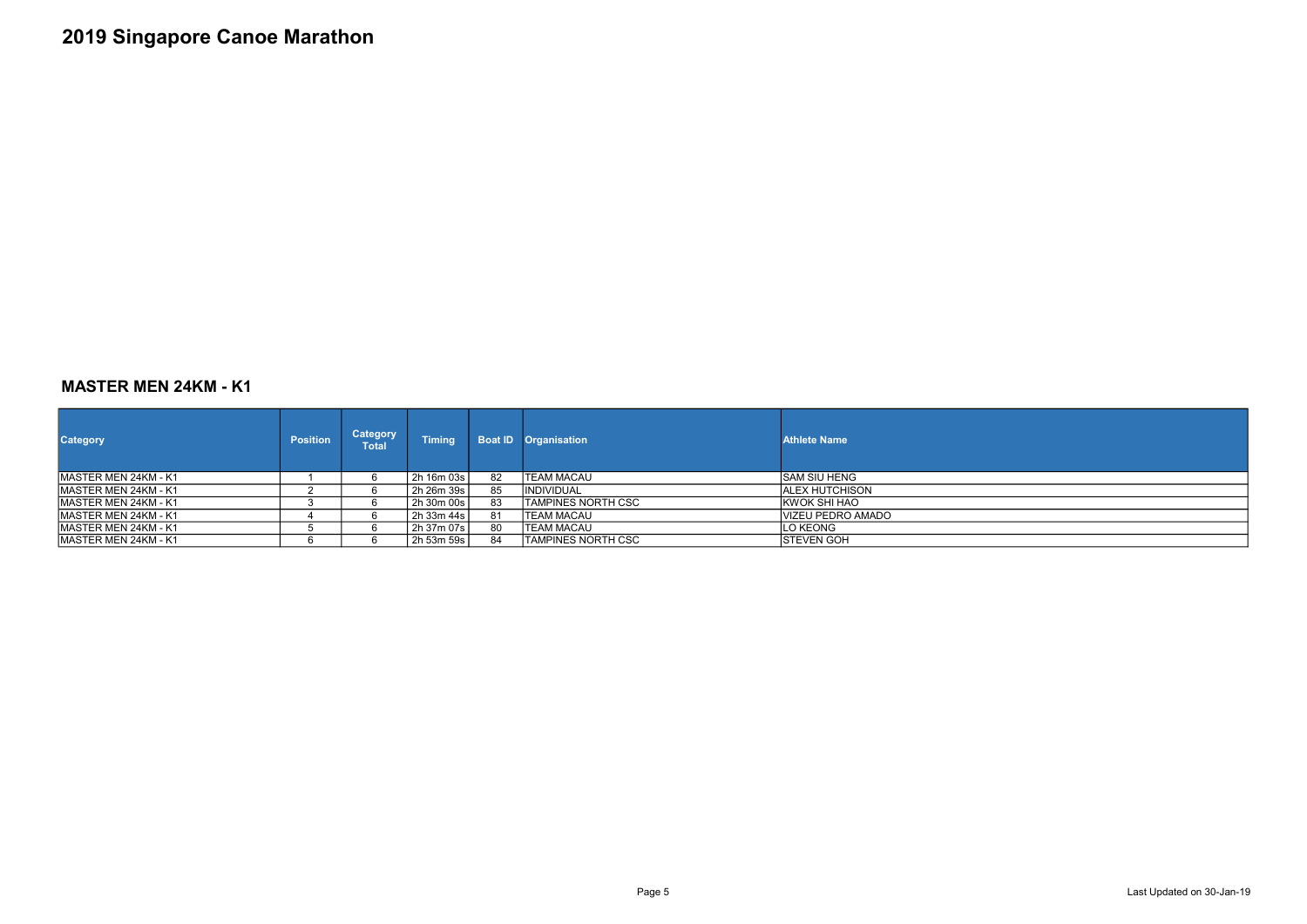# 2019 Singapore Canoe Marathon

## MASTER MEN 24KM - K1

| Category | Position | Category Total | Timing | Boat ID | Organisation | Athlete Name |
|---|---|---|---|---|---|---|
| MASTER MEN 24KM - K1 | 1 | 6 | 2h 16m 03s | 82 | TEAM MACAU | SAM SIU HENG |
| MASTER MEN 24KM - K1 | 2 | 6 | 2h 26m 39s | 85 | INDIVIDUAL | ALEX HUTCHISON |
| MASTER MEN 24KM - K1 | 3 | 6 | 2h 30m 00s | 83 | TAMPINES NORTH CSC | KWOK SHI HAO |
| MASTER MEN 24KM - K1 | 4 | 6 | 2h 33m 44s | 81 | TEAM MACAU | VIZEU PEDRO AMADO |
| MASTER MEN 24KM - K1 | 5 | 6 | 2h 37m 07s | 80 | TEAM MACAU | LO KEONG |
| MASTER MEN 24KM - K1 | 6 | 6 | 2h 53m 59s | 84 | TAMPINES NORTH CSC | STEVEN GOH |

Last Updated on 30-Jan-19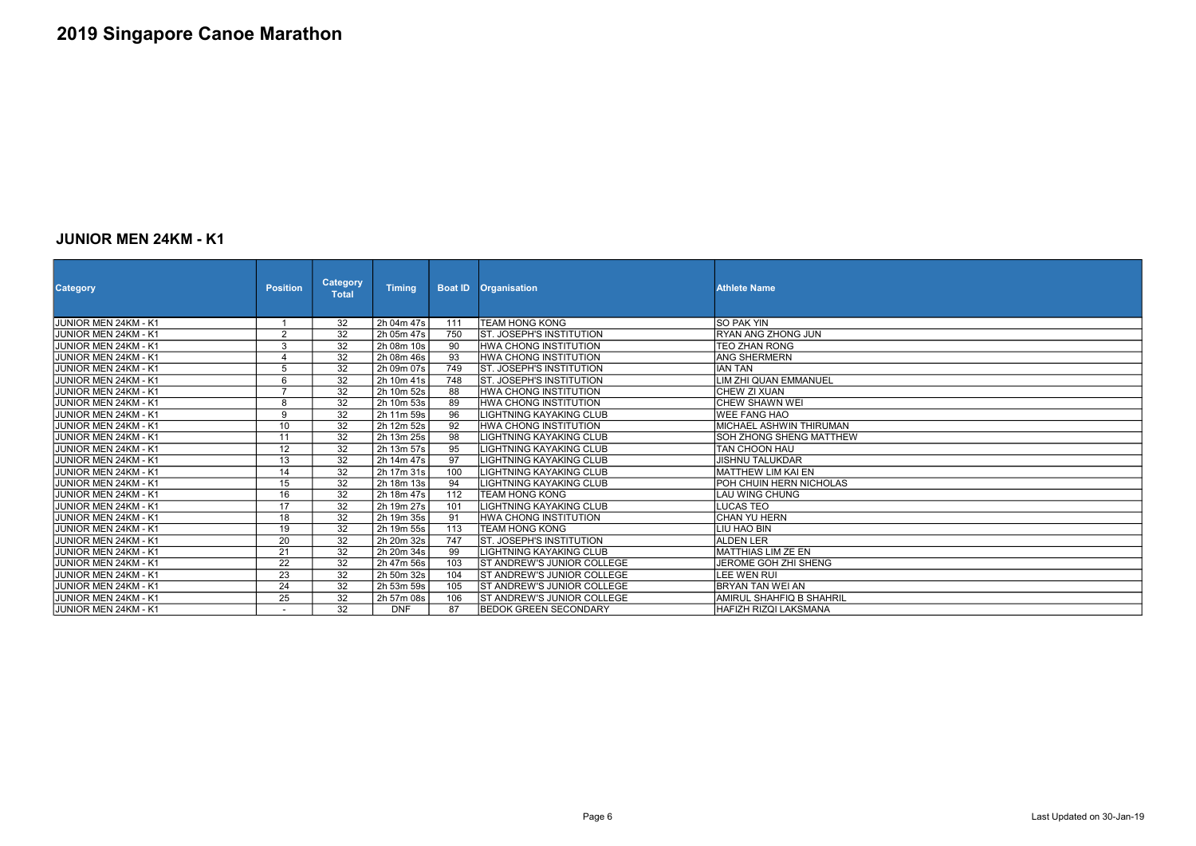# 2019 Singapore Canoe Marathon

## JUNIOR MEN 24KM - K1

| Category | Position | Category Total | Timing | Boat ID | Organisation | Athlete Name |
|---|---|---|---|---|---|---|
| JUNIOR MEN 24KM - K1 | 1 | 32 | 2h 04m 47s | 111 | TEAM HONG KONG | SO PAK YIN |
| JUNIOR MEN 24KM - K1 | 2 | 32 | 2h 05m 47s | 750 | ST. JOSEPH'S INSTITUTION | RYAN ANG ZHONG JUN |
| JUNIOR MEN 24KM - K1 | 3 | 32 | 2h 08m 10s | 90 | HWA CHONG INSTITUTION | TEO ZHAN RONG |
| JUNIOR MEN 24KM - K1 | 4 | 32 | 2h 08m 46s | 93 | HWA CHONG INSTITUTION | ANG SHERMERN |
| JUNIOR MEN 24KM - K1 | 5 | 32 | 2h 09m 07s | 749 | ST. JOSEPH'S INSTITUTION | IAN TAN |
| JUNIOR MEN 24KM - K1 | 6 | 32 | 2h 10m 41s | 748 | ST. JOSEPH'S INSTITUTION | LIM ZHI QUAN EMMANUEL |
| JUNIOR MEN 24KM - K1 | 7 | 32 | 2h 10m 52s | 88 | HWA CHONG INSTITUTION | CHEW ZI XUAN |
| JUNIOR MEN 24KM - K1 | 8 | 32 | 2h 10m 53s | 89 | HWA CHONG INSTITUTION | CHEW SHAWN WEI |
| JUNIOR MEN 24KM - K1 | 9 | 32 | 2h 11m 59s | 96 | LIGHTNING KAYAKING CLUB | WEE FANG HAO |
| JUNIOR MEN 24KM - K1 | 10 | 32 | 2h 12m 52s | 92 | HWA CHONG INSTITUTION | MICHAEL ASHWIN THIRUMAN |
| JUNIOR MEN 24KM - K1 | 11 | 32 | 2h 13m 25s | 98 | LIGHTNING KAYAKING CLUB | SOH ZHONG SHENG MATTHEW |
| JUNIOR MEN 24KM - K1 | 12 | 32 | 2h 13m 57s | 95 | LIGHTNING KAYAKING CLUB | TAN CHOON HAU |
| JUNIOR MEN 24KM - K1 | 13 | 32 | 2h 14m 47s | 97 | LIGHTNING KAYAKING CLUB | JISHNU TALUKDAR |
| JUNIOR MEN 24KM - K1 | 14 | 32 | 2h 17m 31s | 100 | LIGHTNING KAYAKING CLUB | MATTHEW LIM KAI EN |
| JUNIOR MEN 24KM - K1 | 15 | 32 | 2h 18m 13s | 94 | LIGHTNING KAYAKING CLUB | POH CHUIN HERN NICHOLAS |
| JUNIOR MEN 24KM - K1 | 16 | 32 | 2h 18m 47s | 112 | TEAM HONG KONG | LAU WING CHUNG |
| JUNIOR MEN 24KM - K1 | 17 | 32 | 2h 19m 27s | 101 | LIGHTNING KAYAKING CLUB | LUCAS TEO |
| JUNIOR MEN 24KM - K1 | 18 | 32 | 2h 19m 35s | 91 | HWA CHONG INSTITUTION | CHAN YU HERN |
| JUNIOR MEN 24KM - K1 | 19 | 32 | 2h 19m 55s | 113 | TEAM HONG KONG | LIU HAO BIN |
| JUNIOR MEN 24KM - K1 | 20 | 32 | 2h 20m 32s | 747 | ST. JOSEPH'S INSTITUTION | ALDEN LER |
| JUNIOR MEN 24KM - K1 | 21 | 32 | 2h 20m 34s | 99 | LIGHTNING KAYAKING CLUB | MATTHIAS LIM ZE EN |
| JUNIOR MEN 24KM - K1 | 22 | 32 | 2h 47m 56s | 103 | ST ANDREW'S JUNIOR COLLEGE | JEROME GOH ZHI SHENG |
| JUNIOR MEN 24KM - K1 | 23 | 32 | 2h 50m 32s | 104 | ST ANDREW'S JUNIOR COLLEGE | LEE WEN RUI |
| JUNIOR MEN 24KM - K1 | 24 | 32 | 2h 53m 59s | 105 | ST ANDREW'S JUNIOR COLLEGE | BRYAN TAN WEI AN |
| JUNIOR MEN 24KM - K1 | 25 | 32 | 2h 57m 08s | 106 | ST ANDREW'S JUNIOR COLLEGE | AMIRUL SHAHFIQ B SHAHRIL |
| JUNIOR MEN 24KM - K1 | - | 32 | DNF | 87 | BEDOK GREEN SECONDARY | HAFIZH RIZQI LAKSMANA |

Last Updated on 30-Jan-19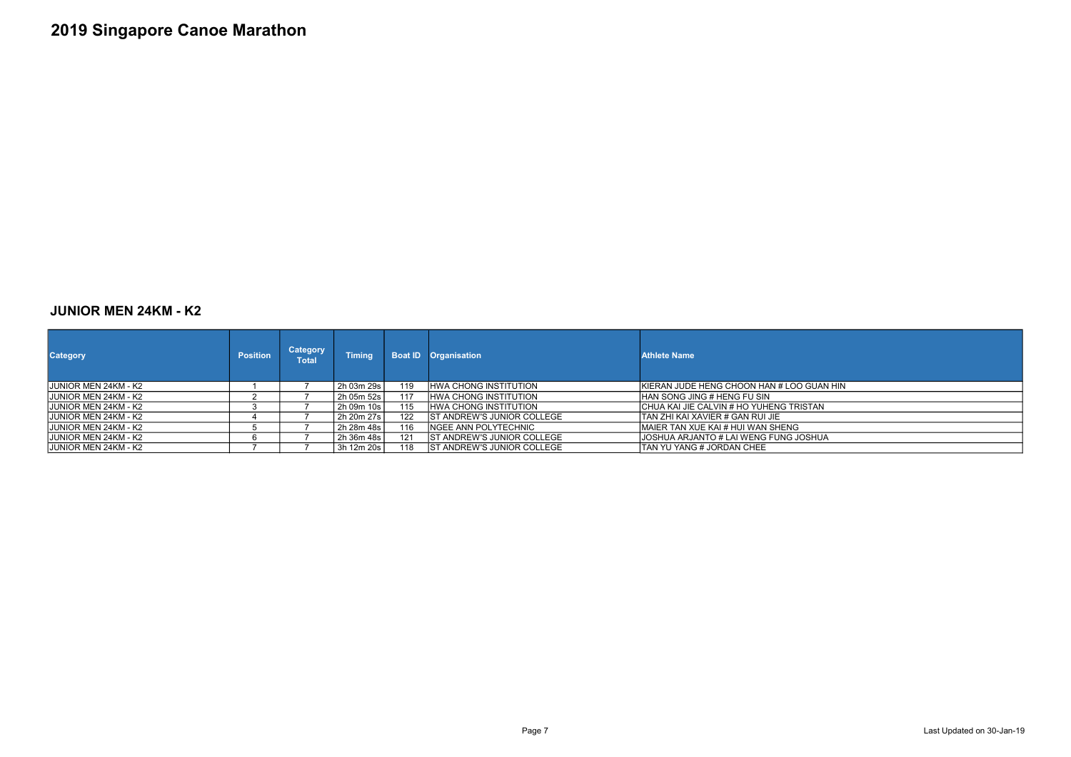# 2019 Singapore Canoe Marathon

## JUNIOR MEN 24KM - K2

| Category | Position | Category Total | Timing | Boat ID | Organisation | Athlete Name |
|---|---|---|---|---|---|---|
| JUNIOR MEN 24KM - K2 | 1 | 7 | 2h 03m 29s | 119 | HWA CHONG INSTITUTION | KIERAN JUDE HENG CHOON HAN # LOO GUAN HIN |
| JUNIOR MEN 24KM - K2 | 2 | 7 | 2h 05m 52s | 117 | HWA CHONG INSTITUTION | HAN SONG JING # HENG FU SIN |
| JUNIOR MEN 24KM - K2 | 3 | 7 | 2h 09m 10s | 115 | HWA CHONG INSTITUTION | CHUA KAI JIE CALVIN # HO YUHENG TRISTAN |
| JUNIOR MEN 24KM - K2 | 4 | 7 | 2h 20m 27s | 122 | ST ANDREW'S JUNIOR COLLEGE | TAN ZHI KAI XAVIER # GAN RUI JIE |
| JUNIOR MEN 24KM - K2 | 5 | 7 | 2h 28m 48s | 116 | NGEE ANN POLYTECHNIC | MAIER TAN XUE KAI # HUI WAN SHENG |
| JUNIOR MEN 24KM - K2 | 6 | 7 | 2h 36m 48s | 121 | ST ANDREW'S JUNIOR COLLEGE | JOSHUA ARJANTO # LAI WENG FUNG JOSHUA |
| JUNIOR MEN 24KM - K2 | 7 | 7 | 3h 12m 20s | 118 | ST ANDREW'S JUNIOR COLLEGE | TAN YU YANG # JORDAN CHEE |

Last Updated on 30-Jan-19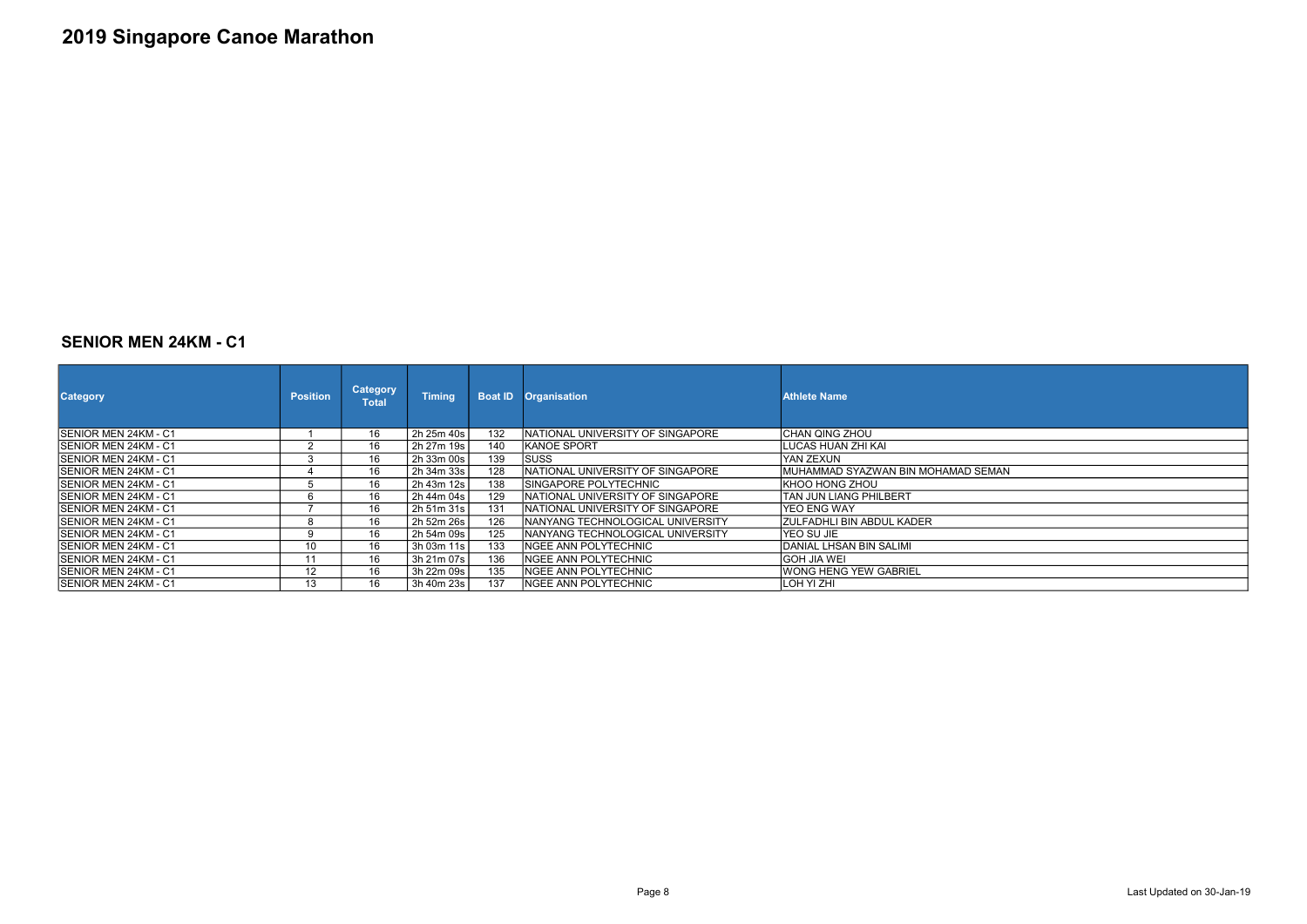# 2019 Singapore Canoe Marathon

## SENIOR MEN 24KM - C1

| Category | Position | Category Total | Timing | Boat ID | Organisation | Athlete Name |
|---|---|---|---|---|---|---|
| SENIOR MEN 24KM - C1 | 1 | 16 | 2h 25m 40s | 132 | NATIONAL UNIVERSITY OF SINGAPORE | CHAN QING ZHOU |
| SENIOR MEN 24KM - C1 | 2 | 16 | 2h 27m 19s | 140 | KANOE SPORT | LUCAS HUAN ZHI KAI |
| SENIOR MEN 24KM - C1 | 3 | 16 | 2h 33m 00s | 139 | SUSS | YAN ZEXUN |
| SENIOR MEN 24KM - C1 | 4 | 16 | 2h 34m 33s | 128 | NATIONAL UNIVERSITY OF SINGAPORE | MUHAMMAD SYAZWAN BIN MOHAMAD SEMAN |
| SENIOR MEN 24KM - C1 | 5 | 16 | 2h 43m 12s | 138 | SINGAPORE POLYTECHNIC | KHOO HONG ZHOU |
| SENIOR MEN 24KM - C1 | 6 | 16 | 2h 44m 04s | 129 | NATIONAL UNIVERSITY OF SINGAPORE | TAN JUN LIANG PHILBERT |
| SENIOR MEN 24KM - C1 | 7 | 16 | 2h 51m 31s | 131 | NATIONAL UNIVERSITY OF SINGAPORE | YEO ENG WAY |
| SENIOR MEN 24KM - C1 | 8 | 16 | 2h 52m 26s | 126 | NANYANG TECHNOLOGICAL UNIVERSITY | ZULFADHLI BIN ABDUL KADER |
| SENIOR MEN 24KM - C1 | 9 | 16 | 2h 54m 09s | 125 | NANYANG TECHNOLOGICAL UNIVERSITY | YEO SU JIE |
| SENIOR MEN 24KM - C1 | 10 | 16 | 3h 03m 11s | 133 | NGEE ANN POLYTECHNIC | DANIAL LHSAN BIN SALIMI |
| SENIOR MEN 24KM - C1 | 11 | 16 | 3h 21m 07s | 136 | NGEE ANN POLYTECHNIC | GOH JIA WEI |
| SENIOR MEN 24KM - C1 | 12 | 16 | 3h 22m 09s | 135 | NGEE ANN POLYTECHNIC | WONG HENG YEW GABRIEL |
| SENIOR MEN 24KM - C1 | 13 | 16 | 3h 40m 23s | 137 | NGEE ANN POLYTECHNIC | LOH YI ZHI |

Last Updated on 30-Jan-19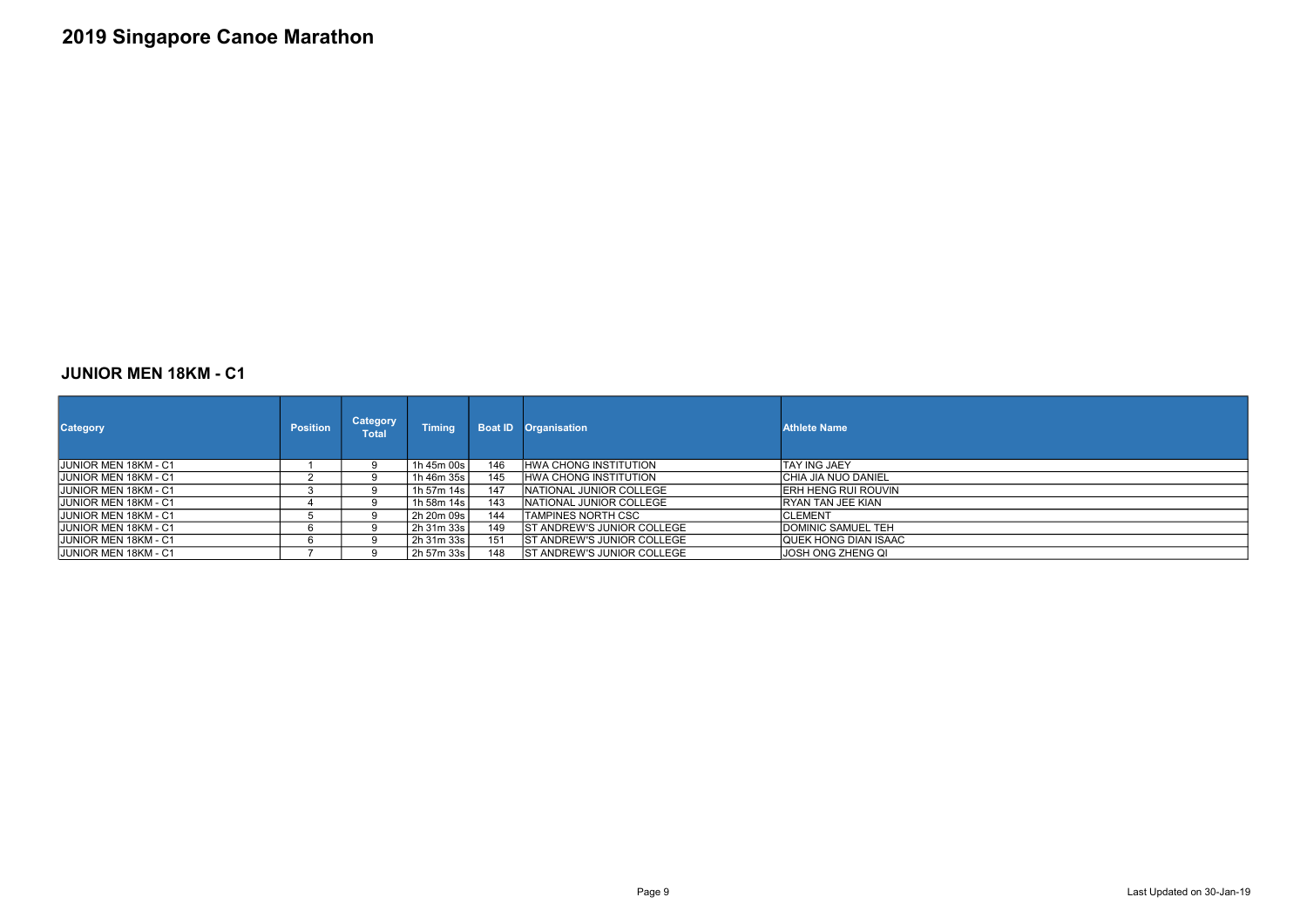# 2019 Singapore Canoe Marathon

## JUNIOR MEN 18KM - C1

| Category | Position | Category Total | Timing | Boat ID | Organisation | Athlete Name |
|---|---|---|---|---|---|---|
| JUNIOR MEN 18KM - C1 | 1 | 9 | 1h 45m 00s | 146 | HWA CHONG INSTITUTION | TAY ING JAEY |
| JUNIOR MEN 18KM - C1 | 2 | 9 | 1h 46m 35s | 145 | HWA CHONG INSTITUTION | CHIA JIA NUO DANIEL |
| JUNIOR MEN 18KM - C1 | 3 | 9 | 1h 57m 14s | 147 | NATIONAL JUNIOR COLLEGE | ERH HENG RUI ROUVIN |
| JUNIOR MEN 18KM - C1 | 4 | 9 | 1h 58m 14s | 143 | NATIONAL JUNIOR COLLEGE | RYAN TAN JEE KIAN |
| JUNIOR MEN 18KM - C1 | 5 | 9 | 2h 20m 09s | 144 | TAMPINES NORTH CSC | CLEMENT |
| JUNIOR MEN 18KM - C1 | 6 | 9 | 2h 31m 33s | 149 | ST ANDREW'S JUNIOR COLLEGE | DOMINIC SAMUEL TEH |
| JUNIOR MEN 18KM - C1 | 6 | 9 | 2h 31m 33s | 151 | ST ANDREW'S JUNIOR COLLEGE | QUEK HONG DIAN ISAAC |
| JUNIOR MEN 18KM - C1 | 7 | 9 | 2h 57m 33s | 148 | ST ANDREW'S JUNIOR COLLEGE | JOSH ONG ZHENG QI |

Last Updated on 30-Jan-19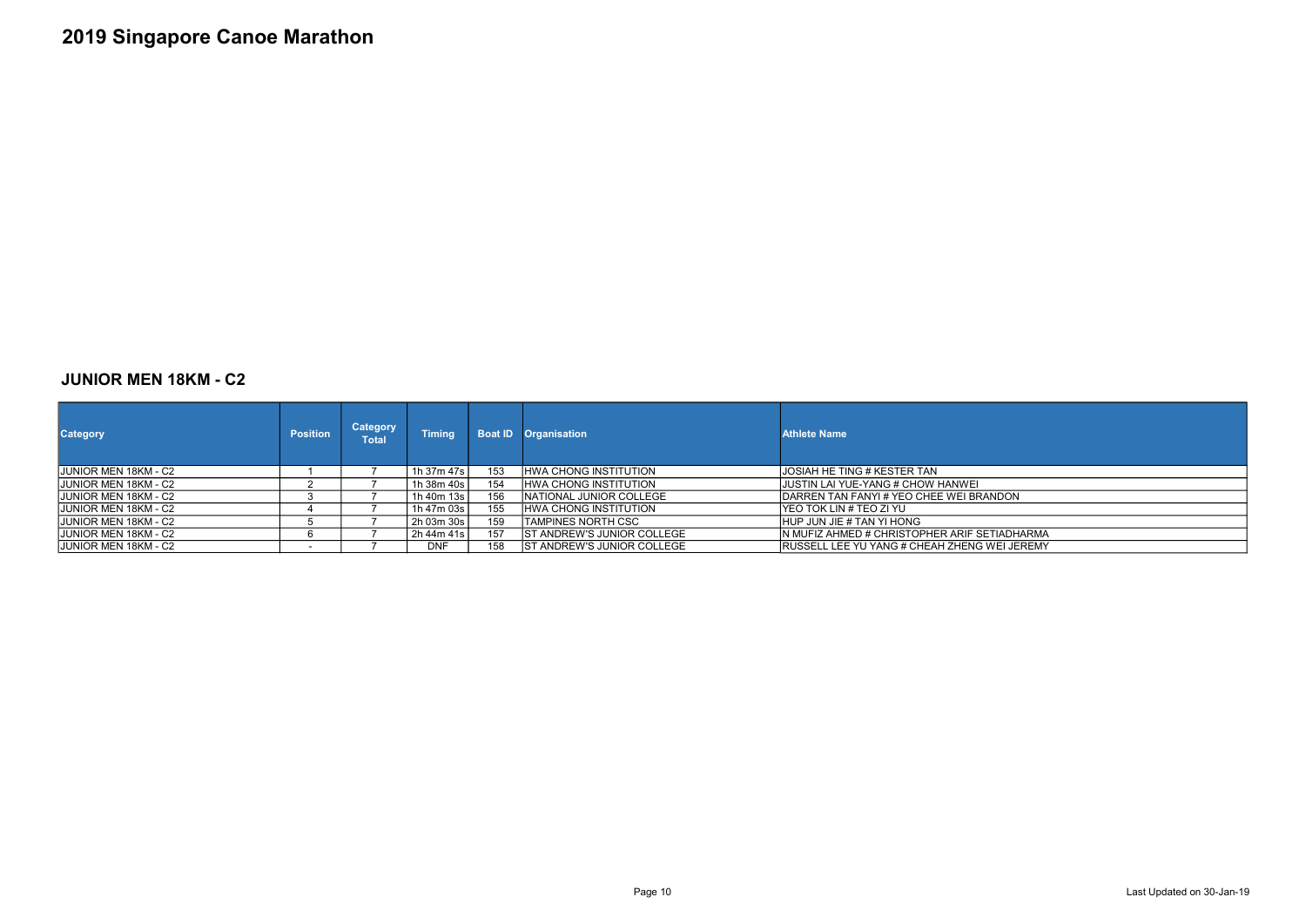# 2019 Singapore Canoe Marathon

## JUNIOR MEN 18KM - C2

| Category | Position | Category Total | Timing | Boat ID | Organisation | Athlete Name |
|---|---|---|---|---|---|---|
| JUNIOR MEN 18KM - C2 | 1 | 7 | 1h 37m 47s | 153 | HWA CHONG INSTITUTION | JOSIAH HE TING # KESTER TAN |
| JUNIOR MEN 18KM - C2 | 2 | 7 | 1h 38m 40s | 154 | HWA CHONG INSTITUTION | JUSTIN LAI YUE-YANG # CHOW HANWEI |
| JUNIOR MEN 18KM - C2 | 3 | 7 | 1h 40m 13s | 156 | NATIONAL JUNIOR COLLEGE | DARREN TAN FANYI # YEO CHEE WEI BRANDON |
| JUNIOR MEN 18KM - C2 | 4 | 7 | 1h 47m 03s | 155 | HWA CHONG INSTITUTION | YEO TOK LIN # TEO ZI YU |
| JUNIOR MEN 18KM - C2 | 5 | 7 | 2h 03m 30s | 159 | TAMPINES NORTH CSC | HUP JUN JIE # TAN YI HONG |
| JUNIOR MEN 18KM - C2 | 6 | 7 | 2h 44m 41s | 157 | ST ANDREW'S JUNIOR COLLEGE | N MUFIZ AHMED # CHRISTOPHER ARIF SETIADHARMA |
| JUNIOR MEN 18KM - C2 | - | 7 | DNF | 158 | ST ANDREW'S JUNIOR COLLEGE | RUSSELL LEE YU YANG # CHEAH ZHENG WEI JEREMY |

Last Updated on 30-Jan-19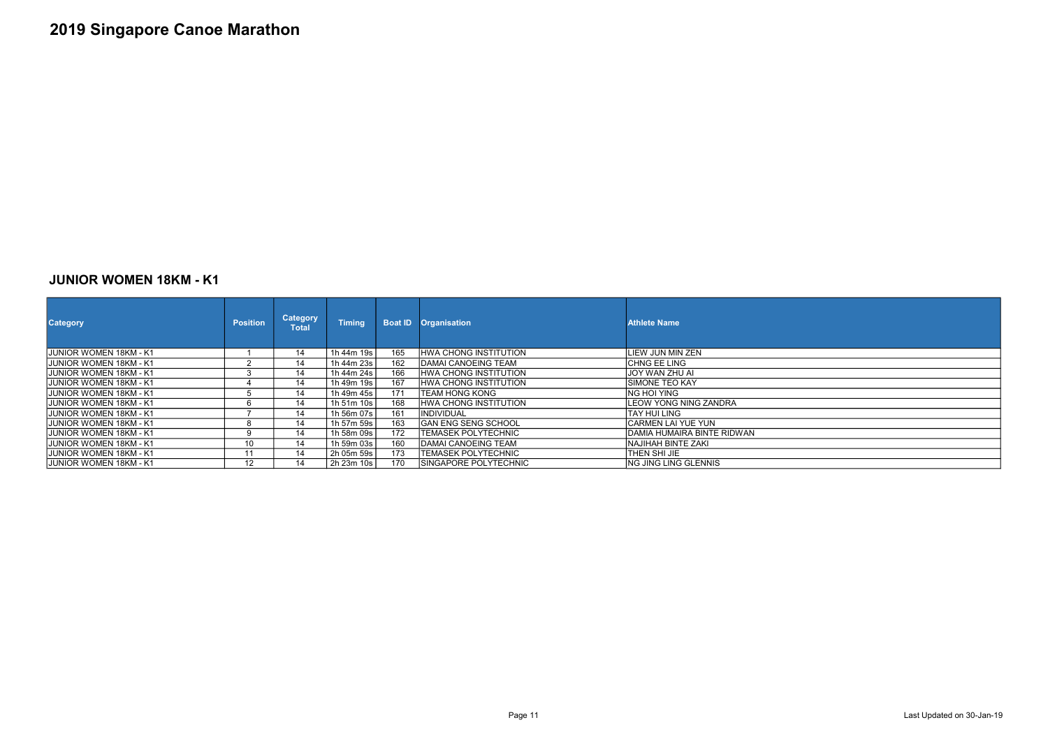# 2019 Singapore Canoe Marathon

## JUNIOR WOMEN 18KM - K1

| Category | Position | Category Total | Timing | Boat ID | Organisation | Athlete Name |
|---|---|---|---|---|---|---|
| JUNIOR WOMEN 18KM - K1 | 1 | 14 | 1h 44m 19s | 165 | HWA CHONG INSTITUTION | LIEW JUN MIN ZEN |
| JUNIOR WOMEN 18KM - K1 | 2 | 14 | 1h 44m 23s | 162 | DAMAI CANOEING TEAM | CHNG EE LING |
| JUNIOR WOMEN 18KM - K1 | 3 | 14 | 1h 44m 24s | 166 | HWA CHONG INSTITUTION | JOY WAN ZHU AI |
| JUNIOR WOMEN 18KM - K1 | 4 | 14 | 1h 49m 19s | 167 | HWA CHONG INSTITUTION | SIMONE TEO KAY |
| JUNIOR WOMEN 18KM - K1 | 5 | 14 | 1h 49m 45s | 171 | TEAM HONG KONG | NG HOI YING |
| JUNIOR WOMEN 18KM - K1 | 6 | 14 | 1h 51m 10s | 168 | HWA CHONG INSTITUTION | LEOW YONG NING ZANDRA |
| JUNIOR WOMEN 18KM - K1 | 7 | 14 | 1h 56m 07s | 161 | INDIVIDUAL | TAY HUI LING |
| JUNIOR WOMEN 18KM - K1 | 8 | 14 | 1h 57m 59s | 163 | GAN ENG SENG SCHOOL | CARMEN LAI YUE YUN |
| JUNIOR WOMEN 18KM - K1 | 9 | 14 | 1h 58m 09s | 172 | TEMASEK POLYTECHNIC | DAMIA HUMAIRA BINTE RIDWAN |
| JUNIOR WOMEN 18KM - K1 | 10 | 14 | 1h 59m 03s | 160 | DAMAI CANOEING TEAM | NAJIHAH BINTE ZAKI |
| JUNIOR WOMEN 18KM - K1 | 11 | 14 | 2h 05m 59s | 173 | TEMASEK POLYTECHNIC | THEN SHI JIE |
| JUNIOR WOMEN 18KM - K1 | 12 | 14 | 2h 23m 10s | 170 | SINGAPORE POLYTECHNIC | NG JING LING GLENNIS |

Last Updated on 30-Jan-19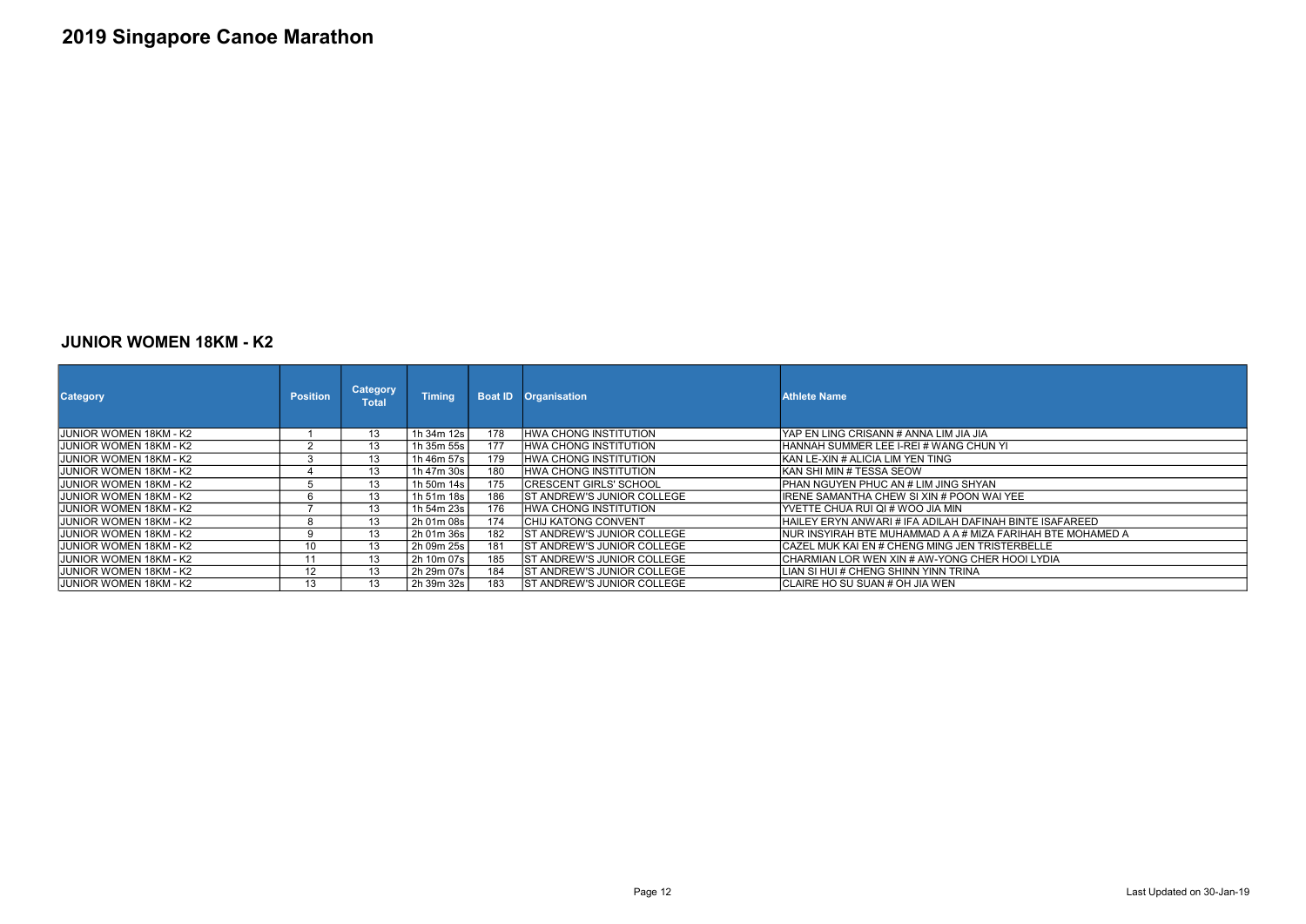# 2019 Singapore Canoe Marathon

## JUNIOR WOMEN 18KM - K2

| Category | Position | Category Total | Timing | Boat ID | Organisation | Athlete Name |
|---|---|---|---|---|---|---|
| JUNIOR WOMEN 18KM - K2 | 1 | 13 | 1h 34m 12s | 178 | HWA CHONG INSTITUTION | YAP EN LING CRISANN # ANNA LIM JIA JIA |
| JUNIOR WOMEN 18KM - K2 | 2 | 13 | 1h 35m 55s | 177 | HWA CHONG INSTITUTION | HANNAH SUMMER LEE I-REI # WANG CHUN YI |
| JUNIOR WOMEN 18KM - K2 | 3 | 13 | 1h 46m 57s | 179 | HWA CHONG INSTITUTION | KAN LE-XIN # ALICIA LIM YEN TING |
| JUNIOR WOMEN 18KM - K2 | 4 | 13 | 1h 47m 30s | 180 | HWA CHONG INSTITUTION | KAN SHI MIN # TESSA SEOW |
| JUNIOR WOMEN 18KM - K2 | 5 | 13 | 1h 50m 14s | 175 | CRESCENT GIRLS' SCHOOL | PHAN NGUYEN PHUC AN # LIM JING SHYAN |
| JUNIOR WOMEN 18KM - K2 | 6 | 13 | 1h 51m 18s | 186 | ST ANDREW'S JUNIOR COLLEGE | IRENE SAMANTHA CHEW SI XIN # POON WAI YEE |
| JUNIOR WOMEN 18KM - K2 | 7 | 13 | 1h 54m 23s | 176 | HWA CHONG INSTITUTION | YVETTE CHUA RUI QI # WOO JIA MIN |
| JUNIOR WOMEN 18KM - K2 | 8 | 13 | 2h 01m 08s | 174 | CHIJ KATONG CONVENT | HAILEY ERYN ANWARI # IFA ADILAH DAFINAH BINTE ISAFAREED |
| JUNIOR WOMEN 18KM - K2 | 9 | 13 | 2h 01m 36s | 182 | ST ANDREW'S JUNIOR COLLEGE | NUR INSYIRAH BTE MUHAMMAD A A # MIZA FARIHAH BTE MOHAMED A |
| JUNIOR WOMEN 18KM - K2 | 10 | 13 | 2h 09m 25s | 181 | ST ANDREW'S JUNIOR COLLEGE | CAZEL MUK KAI EN # CHENG MING JEN TRISTERBELLE |
| JUNIOR WOMEN 18KM - K2 | 11 | 13 | 2h 10m 07s | 185 | ST ANDREW'S JUNIOR COLLEGE | CHARMIAN LOR WEN XIN # AW-YONG CHER HOOI LYDIA |
| JUNIOR WOMEN 18KM - K2 | 12 | 13 | 2h 29m 07s | 184 | ST ANDREW'S JUNIOR COLLEGE | LIAN SI HUI # CHENG SHINN YINN TRINA |
| JUNIOR WOMEN 18KM - K2 | 13 | 13 | 2h 39m 32s | 183 | ST ANDREW'S JUNIOR COLLEGE | CLAIRE HO SU SUAN # OH JIA WEN |

Last Updated on 30-Jan-19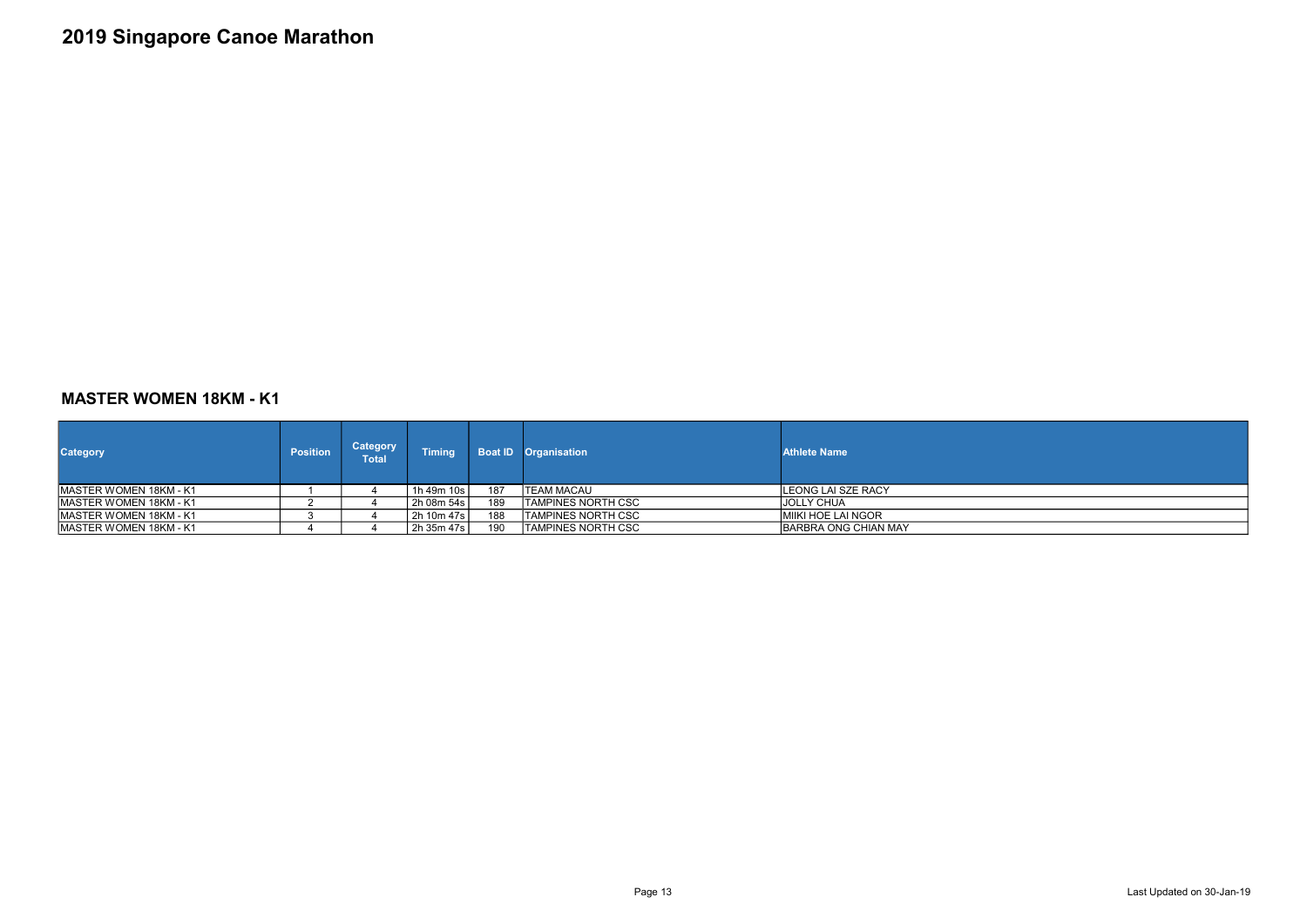# 2019 Singapore Canoe Marathon

## MASTER WOMEN 18KM - K1

| Category | Position | Category Total | Timing | Boat ID | Organisation | Athlete Name |
|---|---|---|---|---|---|---|
| MASTER WOMEN 18KM - K1 | 1 | 4 | 1h 49m 10s | 187 | TEAM MACAU | LEONG LAI SZE RACY |
| MASTER WOMEN 18KM - K1 | 2 | 4 | 2h 08m 54s | 189 | TAMPINES NORTH CSC | JOLLY CHUA |
| MASTER WOMEN 18KM - K1 | 3 | 4 | 2h 10m 47s | 188 | TAMPINES NORTH CSC | MIIKI HOE LAI NGOR |
| MASTER WOMEN 18KM - K1 | 4 | 4 | 2h 35m 47s | 190 | TAMPINES NORTH CSC | BARBRA ONG CHIAN MAY |

Last Updated on 30-Jan-19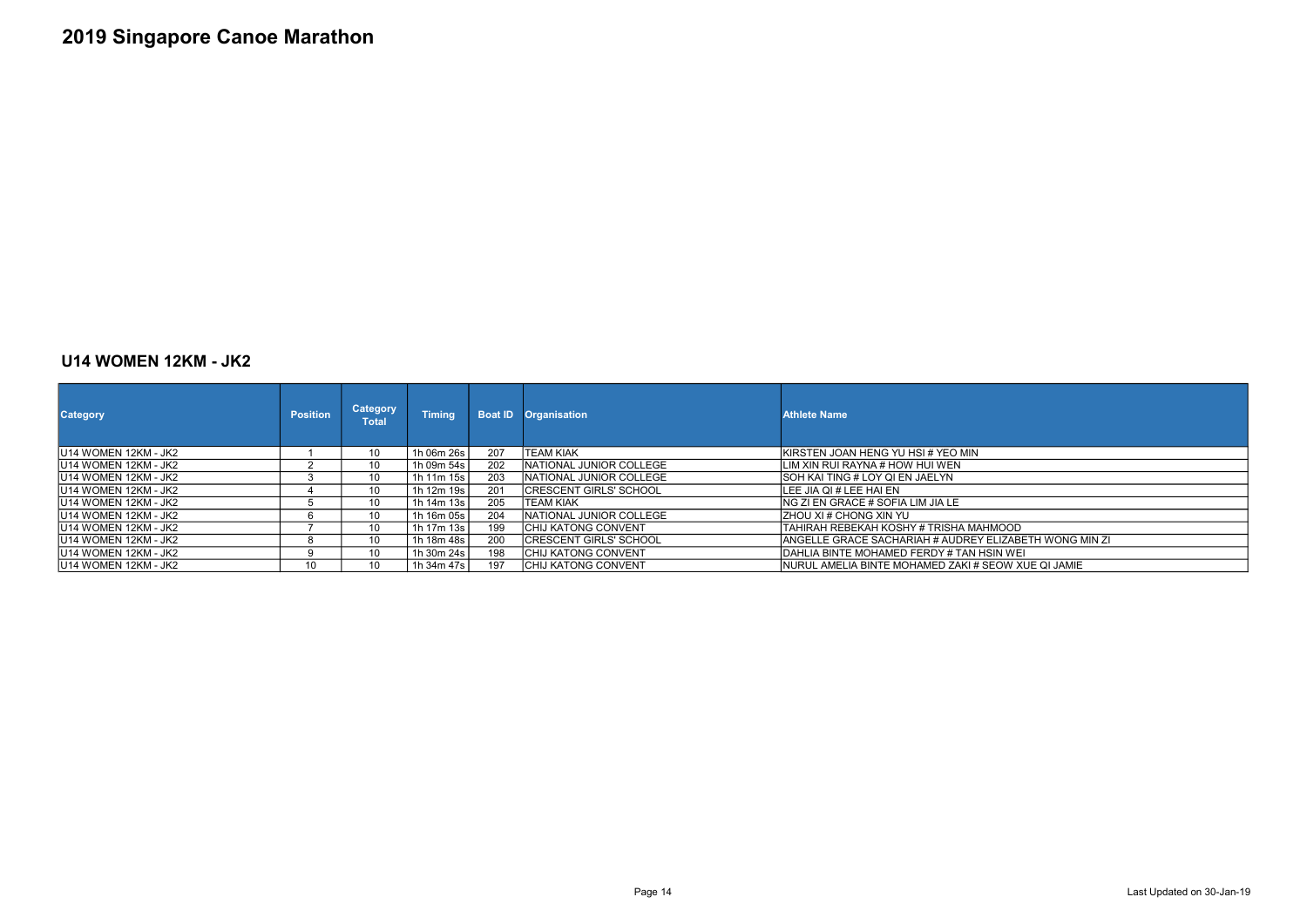# 2019 Singapore Canoe Marathon

## U14 WOMEN 12KM - JK2

| Category | Position | Category Total | Timing | Boat ID | Organisation | Athlete Name |
|---|---|---|---|---|---|---|
| U14 WOMEN 12KM - JK2 | 1 | 10 | 1h 06m 26s | 207 | TEAM KIAK | KIRSTEN JOAN HENG YU HSI # YEO MIN |
| U14 WOMEN 12KM - JK2 | 2 | 10 | 1h 09m 54s | 202 | NATIONAL JUNIOR COLLEGE | LIM XIN RUI RAYNA # HOW HUI WEN |
| U14 WOMEN 12KM - JK2 | 3 | 10 | 1h 11m 15s | 203 | NATIONAL JUNIOR COLLEGE | SOH KAI TING # LOY QI EN JAELYN |
| U14 WOMEN 12KM - JK2 | 4 | 10 | 1h 12m 19s | 201 | CRESCENT GIRLS' SCHOOL | LEE JIA QI # LEE HAI EN |
| U14 WOMEN 12KM - JK2 | 5 | 10 | 1h 14m 13s | 205 | TEAM KIAK | NG ZI EN GRACE # SOFIA LIM JIA LE |
| U14 WOMEN 12KM - JK2 | 6 | 10 | 1h 16m 05s | 204 | NATIONAL JUNIOR COLLEGE | ZHOU XI # CHONG XIN YU |
| U14 WOMEN 12KM - JK2 | 7 | 10 | 1h 17m 13s | 199 | CHIJ KATONG CONVENT | TAHIRAH REBEKAH KOSHY # TRISHA MAHMOOD |
| U14 WOMEN 12KM - JK2 | 8 | 10 | 1h 18m 48s | 200 | CRESCENT GIRLS' SCHOOL | ANGELLE GRACE SACHARIAH # AUDREY ELIZABETH WONG MIN ZI |
| U14 WOMEN 12KM - JK2 | 9 | 10 | 1h 30m 24s | 198 | CHIJ KATONG CONVENT | DAHLIA BINTE MOHAMED FERDY # TAN HSIN WEI |
| U14 WOMEN 12KM - JK2 | 10 | 10 | 1h 34m 47s | 197 | CHIJ KATONG CONVENT | NURUL AMELIA BINTE MOHAMED ZAKI # SEOW XUE QI JAMIE |

Last Updated on 30-Jan-19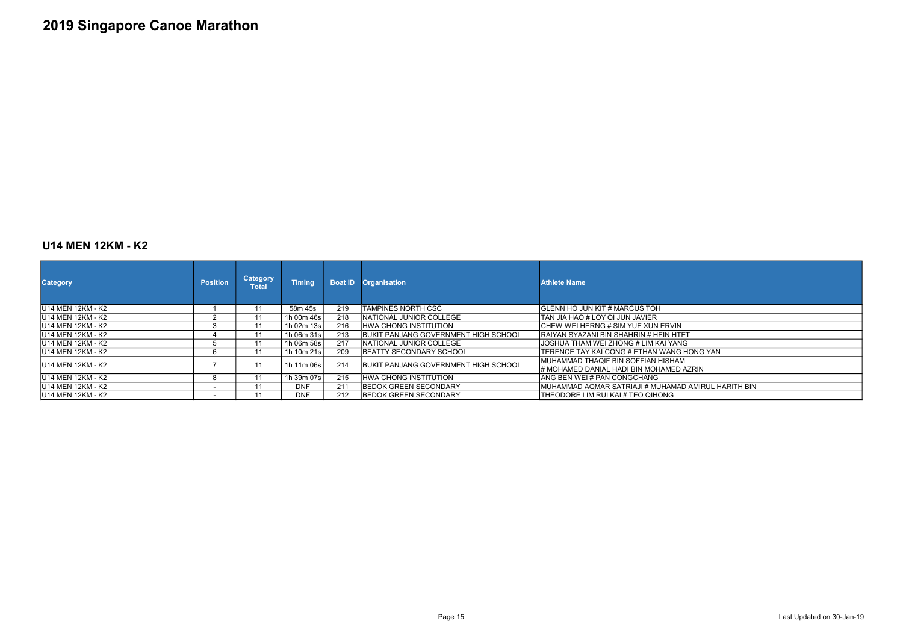# 2019 Singapore Canoe Marathon

## U14 MEN 12KM - K2

| Category | Position | Category Total | Timing | Boat ID | Organisation | Athlete Name |
|---|---|---|---|---|---|---|
| U14 MEN 12KM - K2 | 1 | 11 | 58m 45s | 219 | TAMPINES NORTH CSC | GLENN HO JUN KIT # MARCUS TOH |
| U14 MEN 12KM - K2 | 2 | 11 | 1h 00m 46s | 218 | NATIONAL JUNIOR COLLEGE | TAN JIA HAO # LOY QI JUN JAVIER |
| U14 MEN 12KM - K2 | 3 | 11 | 1h 02m 13s | 216 | HWA CHONG INSTITUTION | CHEW WEI HERNG # SIM YUE XUN ERVIN |
| U14 MEN 12KM - K2 | 4 | 11 | 1h 06m 31s | 213 | BUKIT PANJANG GOVERNMENT HIGH SCHOOL | RAIYAN SYAZANI BIN SHAHRIN # HEIN HTET |
| U14 MEN 12KM - K2 | 5 | 11 | 1h 06m 58s | 217 | NATIONAL JUNIOR COLLEGE | JOSHUA THAM WEI ZHONG # LIM KAI YANG |
| U14 MEN 12KM - K2 | 6 | 11 | 1h 10m 21s | 209 | BEATTY SECONDARY SCHOOL | TERENCE TAY KAI CONG # ETHAN WANG HONG YAN |
| U14 MEN 12KM - K2 | 7 | 11 | 1h 11m 06s | 214 | BUKIT PANJANG GOVERNMENT HIGH SCHOOL | MUHAMMAD THAQIF BIN SOFFIAN HISHAM # MOHAMED DANIAL HADI BIN MOHAMED AZRIN |
| U14 MEN 12KM - K2 | 8 | 11 | 1h 39m 07s | 215 | HWA CHONG INSTITUTION | ANG BEN WEI # PAN CONGCHANG |
| U14 MEN 12KM - K2 | - | 11 | DNF | 211 | BEDOK GREEN SECONDARY | MUHAMMAD AQMAR SATRIAJI # MUHAMAD AMIRUL HARITH BIN |
| U14 MEN 12KM - K2 | - | 11 | DNF | 212 | BEDOK GREEN SECONDARY | THEODORE LIM RUI KAI # TEO QIHONG |

Last Updated on 30-Jan-19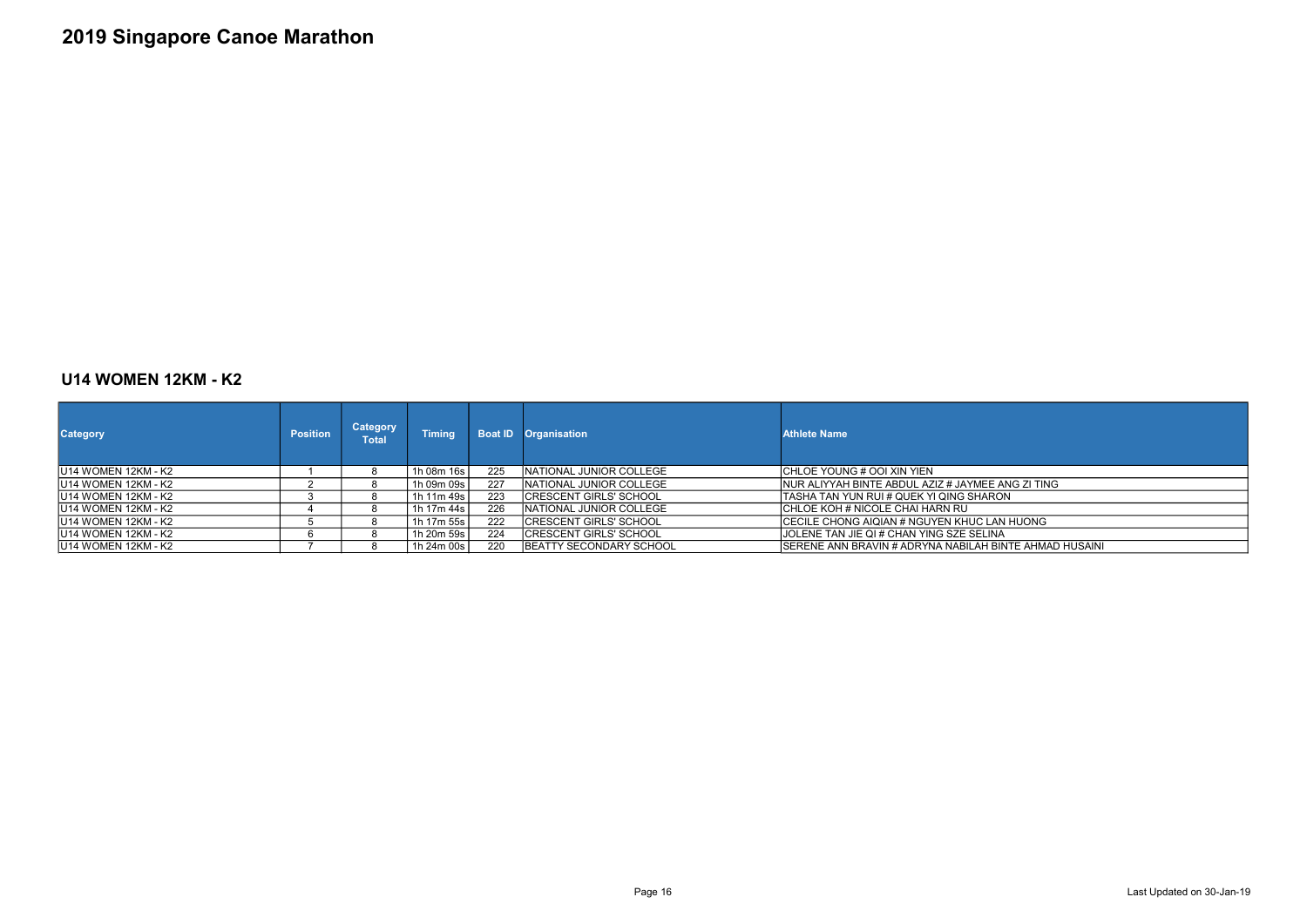# 2019 Singapore Canoe Marathon

## U14 WOMEN 12KM - K2

| Category | Position | Category Total | Timing | Boat ID | Organisation | Athlete Name |
|---|---|---|---|---|---|---|
| U14 WOMEN 12KM - K2 | 1 | 8 | 1h 08m 16s | 225 | NATIONAL JUNIOR COLLEGE | CHLOE YOUNG # OOI XIN YIEN |
| U14 WOMEN 12KM - K2 | 2 | 8 | 1h 09m 09s | 227 | NATIONAL JUNIOR COLLEGE | NUR ALIYYAH BINTE ABDUL AZIZ # JAYMEE ANG ZI TING |
| U14 WOMEN 12KM - K2 | 3 | 8 | 1h 11m 49s | 223 | CRESCENT GIRLS' SCHOOL | TASHA TAN YUN RUI # QUEK YI QING SHARON |
| U14 WOMEN 12KM - K2 | 4 | 8 | 1h 17m 44s | 226 | NATIONAL JUNIOR COLLEGE | CHLOE KOH # NICOLE CHAI HARN RU |
| U14 WOMEN 12KM - K2 | 5 | 8 | 1h 17m 55s | 222 | CRESCENT GIRLS' SCHOOL | CECILE CHONG AIQIAN # NGUYEN KHUC LAN HUONG |
| U14 WOMEN 12KM - K2 | 6 | 8 | 1h 20m 59s | 224 | CRESCENT GIRLS' SCHOOL | JOLENE TAN JIE QI # CHAN YING SZE SELINA |
| U14 WOMEN 12KM - K2 | 7 | 8 | 1h 24m 00s | 220 | BEATTY SECONDARY SCHOOL | SERENE ANN BRAVIN # ADRYNA NABILAH BINTE AHMAD HUSAINI |

Last Updated on 30-Jan-19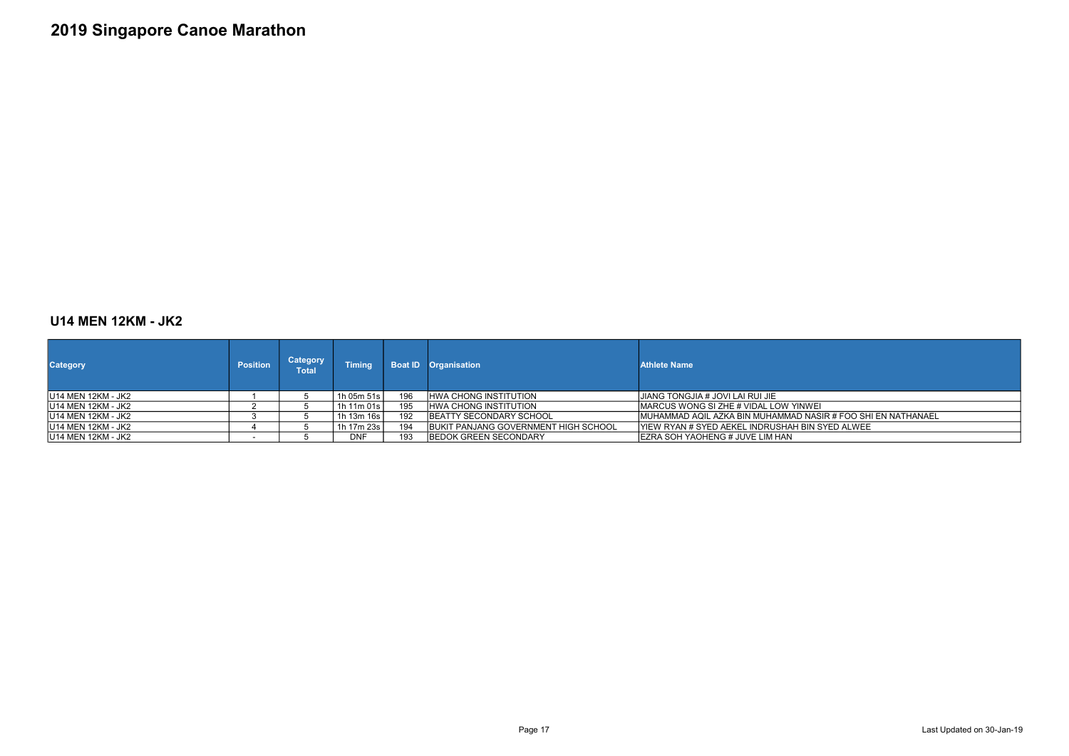# 2019 Singapore Canoe Marathon

## U14 MEN 12KM - JK2

| Category | Position | Category Total | Timing | Boat ID | Organisation | Athlete Name |
|---|---|---|---|---|---|---|
| U14 MEN 12KM - JK2 | 1 | 5 | 1h 05m 51s | 196 | HWA CHONG INSTITUTION | JIANG TONGJIA # JOVI LAI RUI JIE |
| U14 MEN 12KM - JK2 | 2 | 5 | 1h 11m 01s | 195 | HWA CHONG INSTITUTION | MARCUS WONG SI ZHE # VIDAL LOW YINWEI |
| U14 MEN 12KM - JK2 | 3 | 5 | 1h 13m 16s | 192 | BEATTY SECONDARY SCHOOL | MUHAMMAD AQIL AZKA BIN MUHAMMAD NASIR # FOO SHI EN NATHANAEL |
| U14 MEN 12KM - JK2 | 4 | 5 | 1h 17m 23s | 194 | BUKIT PANJANG GOVERNMENT HIGH SCHOOL | YIEW RYAN # SYED AEKEL INDRUSHAH BIN SYED ALWEE |
| U14 MEN 12KM - JK2 | - | 5 | DNF | 193 | BEDOK GREEN SECONDARY | EZRA SOH YAOHENG # JUVE LIM HAN |

Last Updated on 30-Jan-19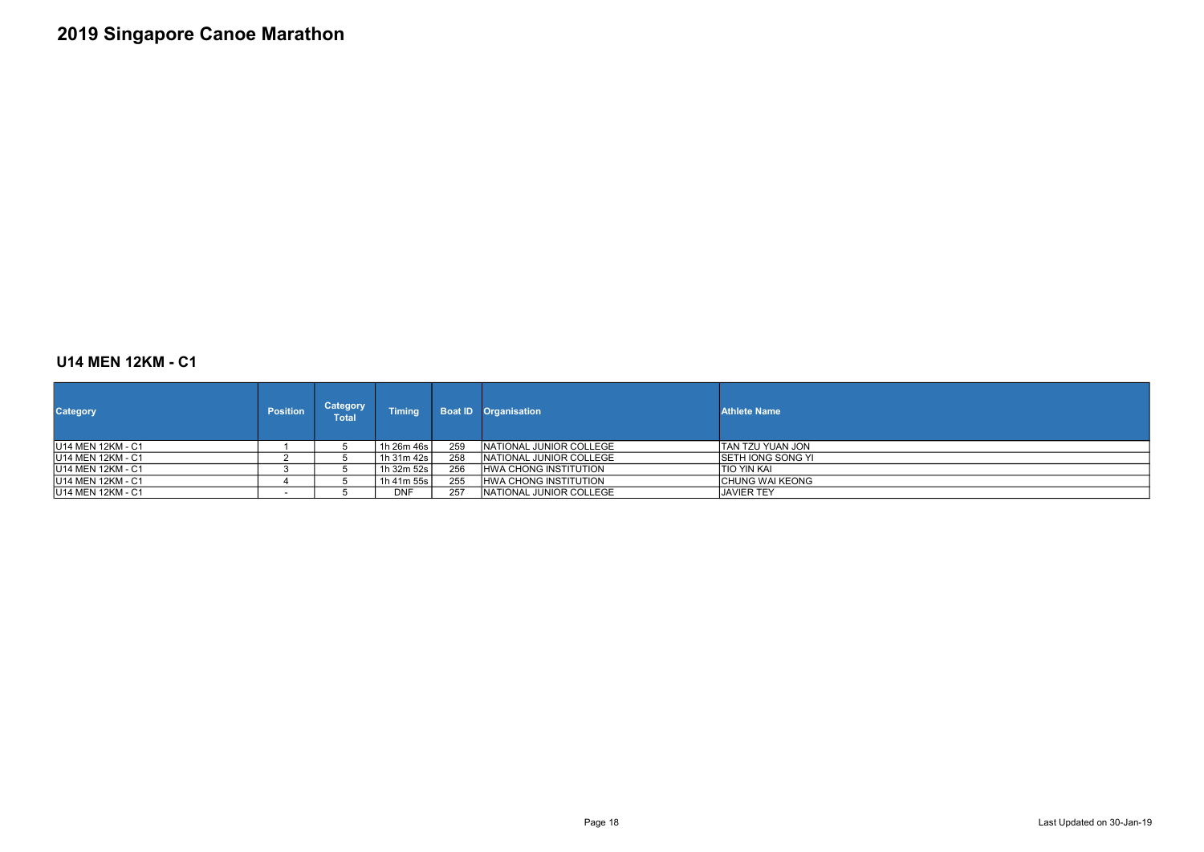# 2019 Singapore Canoe Marathon

## U14 MEN 12KM - C1

| Category | Position | Category Total | Timing | Boat ID | Organisation | Athlete Name |
|---|---|---|---|---|---|---|
| U14 MEN 12KM - C1 | 1 | 5 | 1h 26m 46s | 259 | NATIONAL JUNIOR COLLEGE | TAN TZU YUAN JON |
| U14 MEN 12KM - C1 | 2 | 5 | 1h 31m 42s | 258 | NATIONAL JUNIOR COLLEGE | SETH IONG SONG YI |
| U14 MEN 12KM - C1 | 3 | 5 | 1h 32m 52s | 256 | HWA CHONG INSTITUTION | TIO YIN KAI |
| U14 MEN 12KM - C1 | 4 | 5 | 1h 41m 55s | 255 | HWA CHONG INSTITUTION | CHUNG WAI KEONG |
| U14 MEN 12KM - C1 | - | 5 | DNF | 257 | NATIONAL JUNIOR COLLEGE | JAVIER TEY |

Last Updated on 30-Jan-19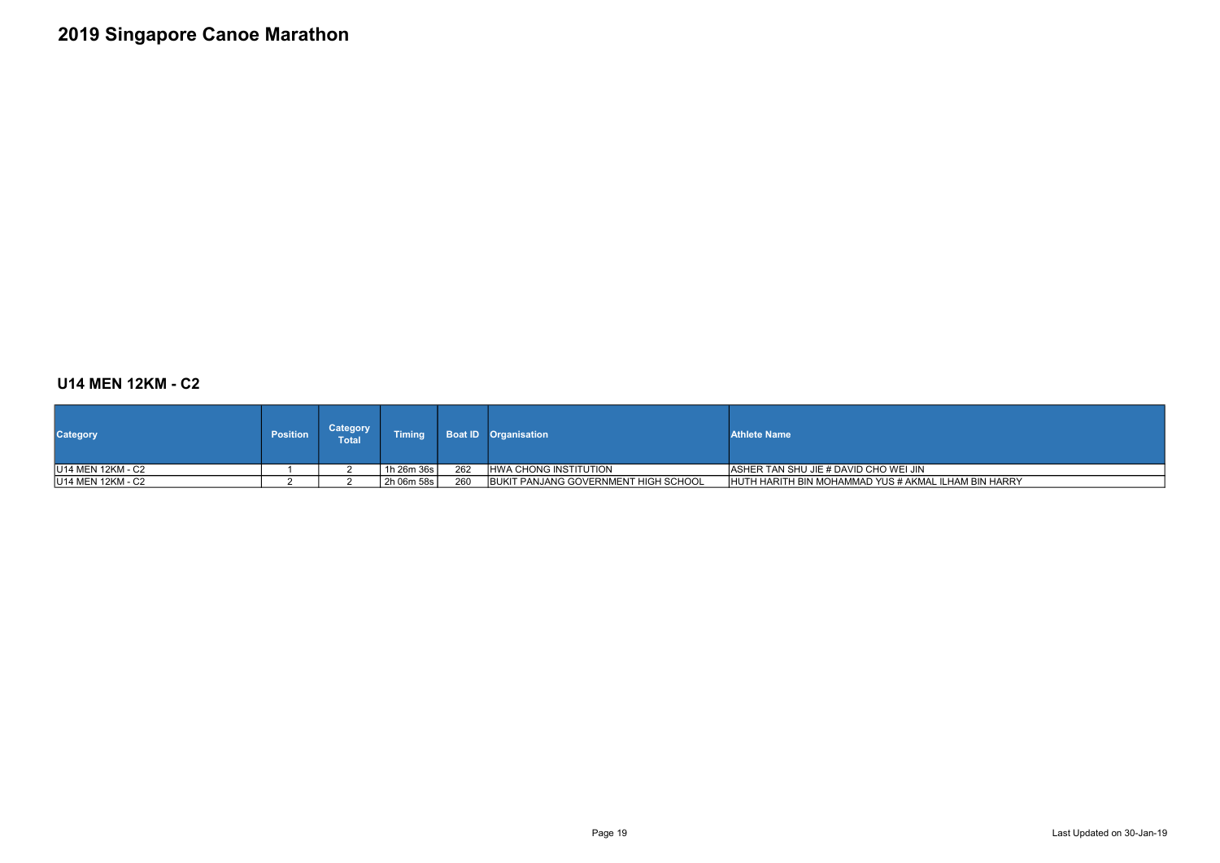# 2019 Singapore Canoe Marathon

## U14 MEN 12KM - C2

| Category | Position | Category Total | Timing | Boat ID | Organisation | Athlete Name |
|---|---|---|---|---|---|---|
| U14 MEN 12KM - C2 | 1 | 2 | 1h 26m 36s | 262 | HWA CHONG INSTITUTION | ASHER TAN SHU JIE # DAVID CHO WEI JIN |
| U14 MEN 12KM - C2 | 2 | 2 | 2h 06m 58s | 260 | BUKIT PANJANG GOVERNMENT HIGH SCHOOL | HUTH HARITH BIN MOHAMMAD YUS # AKMAL ILHAM BIN HARRY |

Last Updated on 30-Jan-19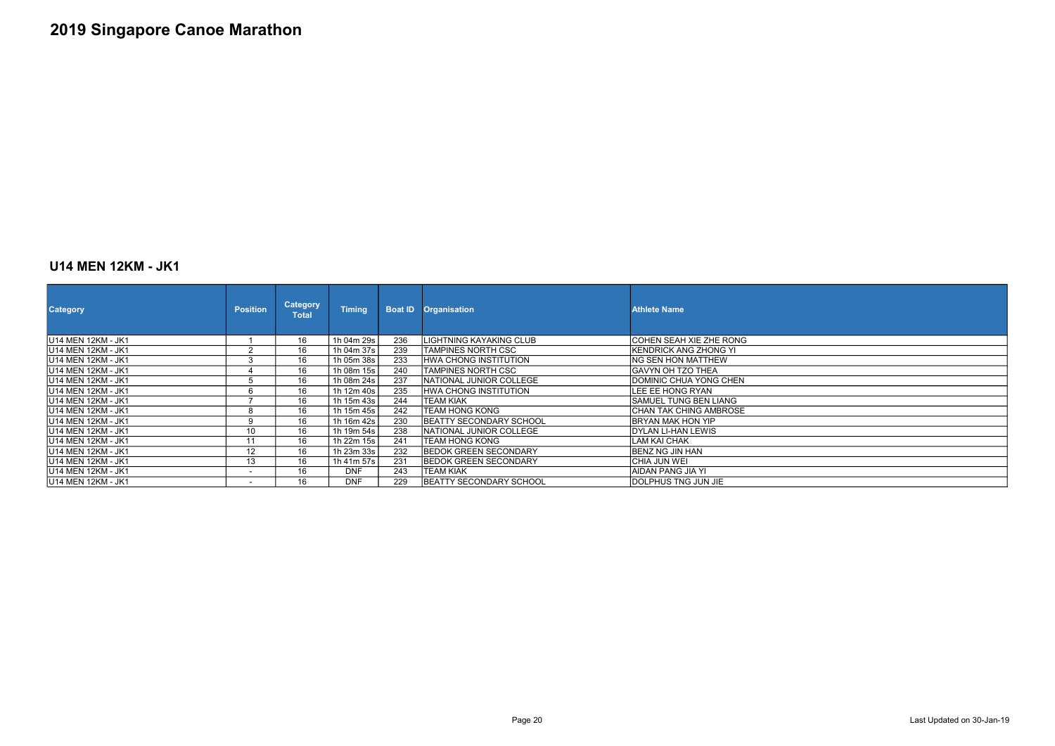# 2019 Singapore Canoe Marathon

## U14 MEN 12KM - JK1

| Category | Position | Category Total | Timing | Boat ID | Organisation | Athlete Name |
|---|---|---|---|---|---|---|
| U14 MEN 12KM - JK1 | 1 | 16 | 1h 04m 29s | 236 | LIGHTNING KAYAKING CLUB | COHEN SEAH XIE ZHE RONG |
| U14 MEN 12KM - JK1 | 2 | 16 | 1h 04m 37s | 239 | TAMPINES NORTH CSC | KENDRICK ANG ZHONG YI |
| U14 MEN 12KM - JK1 | 3 | 16 | 1h 05m 38s | 233 | HWA CHONG INSTITUTION | NG SEN HON MATTHEW |
| U14 MEN 12KM - JK1 | 4 | 16 | 1h 08m 15s | 240 | TAMPINES NORTH CSC | GAVYN OH TZO THEA |
| U14 MEN 12KM - JK1 | 5 | 16 | 1h 08m 24s | 237 | NATIONAL JUNIOR COLLEGE | DOMINIC CHUA YONG CHEN |
| U14 MEN 12KM - JK1 | 6 | 16 | 1h 12m 40s | 235 | HWA CHONG INSTITUTION | LEE EE HONG RYAN |
| U14 MEN 12KM - JK1 | 7 | 16 | 1h 15m 43s | 244 | TEAM KIAK | SAMUEL TUNG BEN LIANG |
| U14 MEN 12KM - JK1 | 8 | 16 | 1h 15m 45s | 242 | TEAM HONG KONG | CHAN TAK CHING AMBROSE |
| U14 MEN 12KM - JK1 | 9 | 16 | 1h 16m 42s | 230 | BEATTY SECONDARY SCHOOL | BRYAN MAK HON YIP |
| U14 MEN 12KM - JK1 | 10 | 16 | 1h 19m 54s | 238 | NATIONAL JUNIOR COLLEGE | DYLAN LI-HAN LEWIS |
| U14 MEN 12KM - JK1 | 11 | 16 | 1h 22m 15s | 241 | TEAM HONG KONG | LAM KAI CHAK |
| U14 MEN 12KM - JK1 | 12 | 16 | 1h 23m 33s | 232 | BEDOK GREEN SECONDARY | BENZ NG JIN HAN |
| U14 MEN 12KM - JK1 | 13 | 16 | 1h 41m 57s | 231 | BEDOK GREEN SECONDARY | CHIA JUN WEI |
| U14 MEN 12KM - JK1 | - | 16 | DNF | 243 | TEAM KIAK | AIDAN PANG JIA YI |
| U14 MEN 12KM - JK1 | - | 16 | DNF | 229 | BEATTY SECONDARY SCHOOL | DOLPHUS TNG JUN JIE |

Last Updated on 30-Jan-19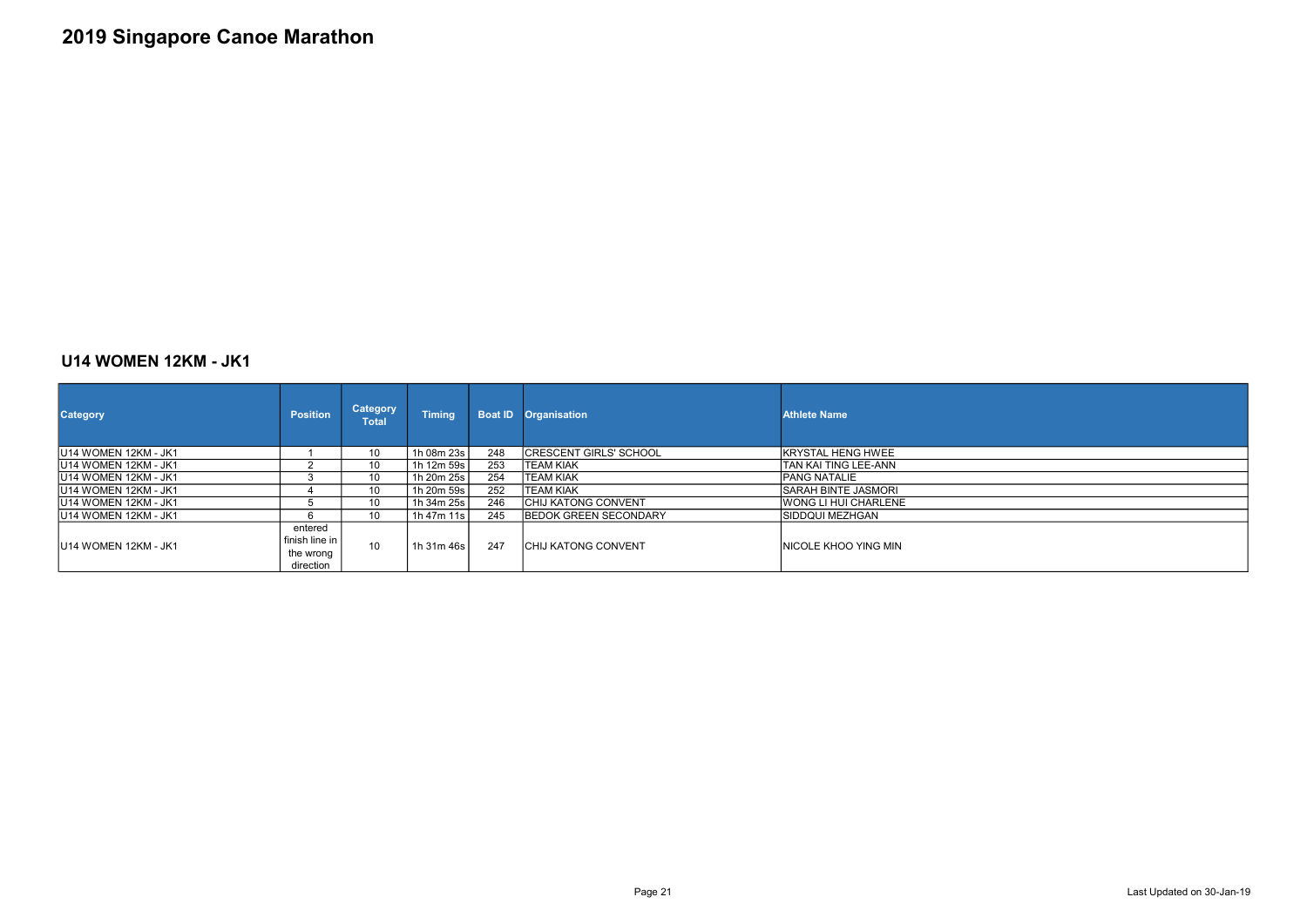# 2019 Singapore Canoe Marathon

## U14 WOMEN 12KM - JK1

| Category | Position | Category Total | Timing | Boat ID | Organisation | Athlete Name |
|---|---|---|---|---|---|---|
| U14 WOMEN 12KM - JK1 | 1 | 10 | 1h 08m 23s | 248 | CRESCENT GIRLS' SCHOOL | KRYSTAL HENG HWEE |
| U14 WOMEN 12KM - JK1 | 2 | 10 | 1h 12m 59s | 253 | TEAM KIAK | TAN KAI TING LEE-ANN |
| U14 WOMEN 12KM - JK1 | 3 | 10 | 1h 20m 25s | 254 | TEAM KIAK | PANG NATALIE |
| U14 WOMEN 12KM - JK1 | 4 | 10 | 1h 20m 59s | 252 | TEAM KIAK | SARAH BINTE JASMORI |
| U14 WOMEN 12KM - JK1 | 5 | 10 | 1h 34m 25s | 246 | CHIJ KATONG CONVENT | WONG LI HUI CHARLENE |
| U14 WOMEN 12KM - JK1 | 6 | 10 | 1h 47m 11s | 245 | BEDOK GREEN SECONDARY | SIDDQUI MEZHGAN |
| U14 WOMEN 12KM - JK1 | entered finish line in the wrong direction | 10 | 1h 31m 46s | 247 | CHIJ KATONG CONVENT | NICOLE KHOO YING MIN |

Last Updated on 30-Jan-19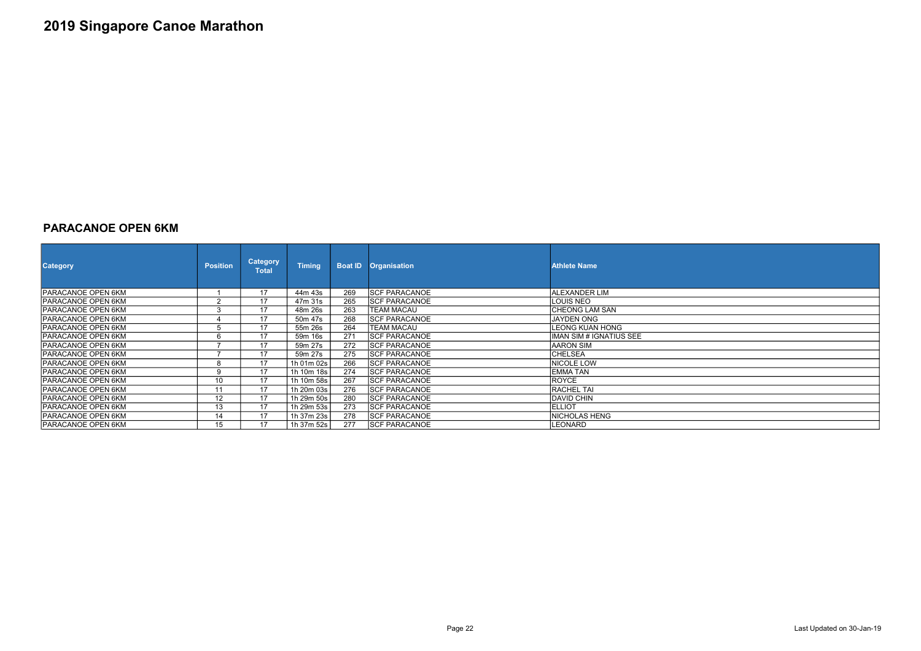# 2019 Singapore Canoe Marathon

## PARACANOE OPEN 6KM

| Category | Position | Category Total | Timing | Boat ID | Organisation | Athlete Name |
|---|---|---|---|---|---|---|
| PARACANOE OPEN 6KM | 1 | 17 | 44m 43s | 269 | SCF PARACANOE | ALEXANDER LIM |
| PARACANOE OPEN 6KM | 2 | 17 | 47m 31s | 265 | SCF PARACANOE | LOUIS NEO |
| PARACANOE OPEN 6KM | 3 | 17 | 48m 26s | 263 | TEAM MACAU | CHEONG LAM SAN |
| PARACANOE OPEN 6KM | 4 | 17 | 50m 47s | 268 | SCF PARACANOE | JAYDEN ONG |
| PARACANOE OPEN 6KM | 5 | 17 | 55m 26s | 264 | TEAM MACAU | LEONG KUAN HONG |
| PARACANOE OPEN 6KM | 6 | 17 | 59m 16s | 271 | SCF PARACANOE | IMAN SIM # IGNATIUS SEE |
| PARACANOE OPEN 6KM | 7 | 17 | 59m 27s | 272 | SCF PARACANOE | AARON SIM |
| PARACANOE OPEN 6KM | 7 | 17 | 59m 27s | 275 | SCF PARACANOE | CHELSEA |
| PARACANOE OPEN 6KM | 8 | 17 | 1h 01m 02s | 266 | SCF PARACANOE | NICOLE LOW |
| PARACANOE OPEN 6KM | 9 | 17 | 1h 10m 18s | 274 | SCF PARACANOE | EMMA TAN |
| PARACANOE OPEN 6KM | 10 | 17 | 1h 10m 58s | 267 | SCF PARACANOE | ROYCE |
| PARACANOE OPEN 6KM | 11 | 17 | 1h 20m 03s | 276 | SCF PARACANOE | RACHEL TAI |
| PARACANOE OPEN 6KM | 12 | 17 | 1h 29m 50s | 280 | SCF PARACANOE | DAVID CHIN |
| PARACANOE OPEN 6KM | 13 | 17 | 1h 29m 53s | 273 | SCF PARACANOE | ELLIOT |
| PARACANOE OPEN 6KM | 14 | 17 | 1h 37m 23s | 278 | SCF PARACANOE | NICHOLAS HENG |
| PARACANOE OPEN 6KM | 15 | 17 | 1h 37m 52s | 277 | SCF PARACANOE | LEONARD |

Last Updated on 30-Jan-19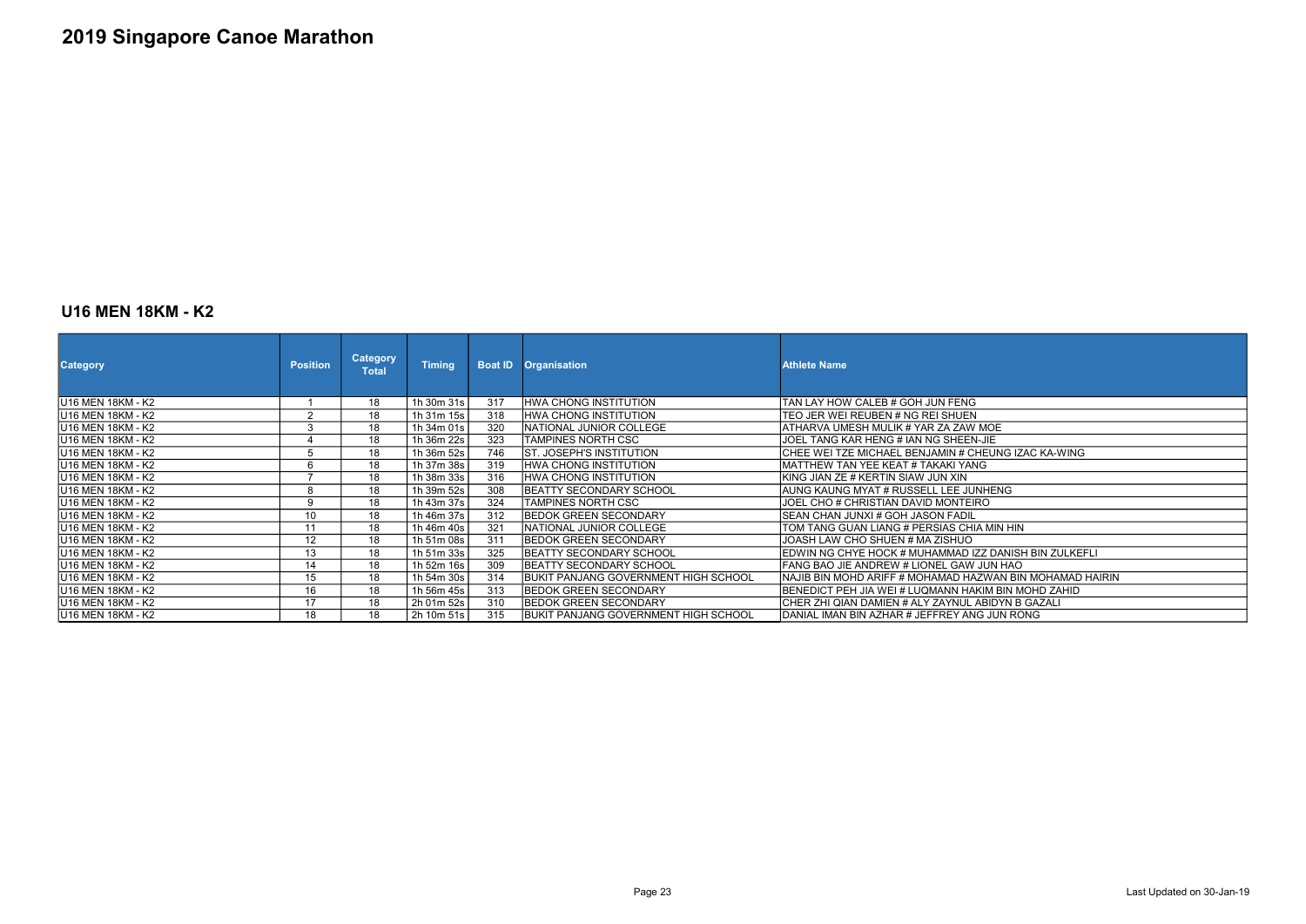# 2019 Singapore Canoe Marathon

## U16 MEN 18KM - K2

| Category | Position | Category Total | Timing | Boat ID | Organisation | Athlete Name |
|---|---|---|---|---|---|---|
| U16 MEN 18KM - K2 | 1 | 18 | 1h 30m 31s | 317 | HWA CHONG INSTITUTION | TAN LAY HOW CALEB # GOH JUN FENG |
| U16 MEN 18KM - K2 | 2 | 18 | 1h 31m 15s | 318 | HWA CHONG INSTITUTION | TEO JER WEI REUBEN # NG REI SHUEN |
| U16 MEN 18KM - K2 | 3 | 18 | 1h 34m 01s | 320 | NATIONAL JUNIOR COLLEGE | ATHARVA UMESH MULIK # YAR ZA ZAW MOE |
| U16 MEN 18KM - K2 | 4 | 18 | 1h 36m 22s | 323 | TAMPINES NORTH CSC | JOEL TANG KAR HENG # IAN NG SHEEN-JIE |
| U16 MEN 18KM - K2 | 5 | 18 | 1h 36m 52s | 746 | ST. JOSEPH'S INSTITUTION | CHEE WEI TZE MICHAEL BENJAMIN # CHEUNG IZAC KA-WING |
| U16 MEN 18KM - K2 | 6 | 18 | 1h 37m 38s | 319 | HWA CHONG INSTITUTION | MATTHEW TAN YEE KEAT # TAKAKI YANG |
| U16 MEN 18KM - K2 | 7 | 18 | 1h 38m 33s | 316 | HWA CHONG INSTITUTION | KING JIAN ZE # KERTIN SIAW JUN XIN |
| U16 MEN 18KM - K2 | 8 | 18 | 1h 39m 52s | 308 | BEATTY SECONDARY SCHOOL | AUNG KAUNG MYAT # RUSSELL LEE JUNHENG |
| U16 MEN 18KM - K2 | 9 | 18 | 1h 43m 37s | 324 | TAMPINES NORTH CSC | JOEL CHO # CHRISTIAN DAVID MONTEIRO |
| U16 MEN 18KM - K2 | 10 | 18 | 1h 46m 37s | 312 | BEDOK GREEN SECONDARY | SEAN CHAN JUNXI # GOH JASON FADIL |
| U16 MEN 18KM - K2 | 11 | 18 | 1h 46m 40s | 321 | NATIONAL JUNIOR COLLEGE | TOM TANG GUAN LIANG # PERSIAS CHIA MIN HIN |
| U16 MEN 18KM - K2 | 12 | 18 | 1h 51m 08s | 311 | BEDOK GREEN SECONDARY | JOASH LAW CHO SHUEN # MA ZISHUO |
| U16 MEN 18KM - K2 | 13 | 18 | 1h 51m 33s | 325 | BEATTY SECONDARY SCHOOL | EDWIN NG CHYE HOCK # MUHAMMAD IZZ DANISH BIN ZULKEFLI |
| U16 MEN 18KM - K2 | 14 | 18 | 1h 52m 16s | 309 | BEATTY SECONDARY SCHOOL | FANG BAO JIE ANDREW # LIONEL GAW JUN HAO |
| U16 MEN 18KM - K2 | 15 | 18 | 1h 54m 30s | 314 | BUKIT PANJANG GOVERNMENT HIGH SCHOOL | NAJIB BIN MOHD ARIFF # MOHAMAD HAZWAN BIN MOHAMAD HAIRIN |
| U16 MEN 18KM - K2 | 16 | 18 | 1h 56m 45s | 313 | BEDOK GREEN SECONDARY | BENEDICT PEH JIA WEI # LUQMANN HAKIM BIN MOHD ZAHID |
| U16 MEN 18KM - K2 | 17 | 18 | 2h 01m 52s | 310 | BEDOK GREEN SECONDARY | CHER ZHI QIAN DAMIEN # ALY ZAYNUL ABIDYN B GAZALI |
| U16 MEN 18KM - K2 | 18 | 18 | 2h 10m 51s | 315 | BUKIT PANJANG GOVERNMENT HIGH SCHOOL | DANIAL IMAN BIN AZHAR # JEFFREY ANG JUN RONG |

Last Updated on 30-Jan-19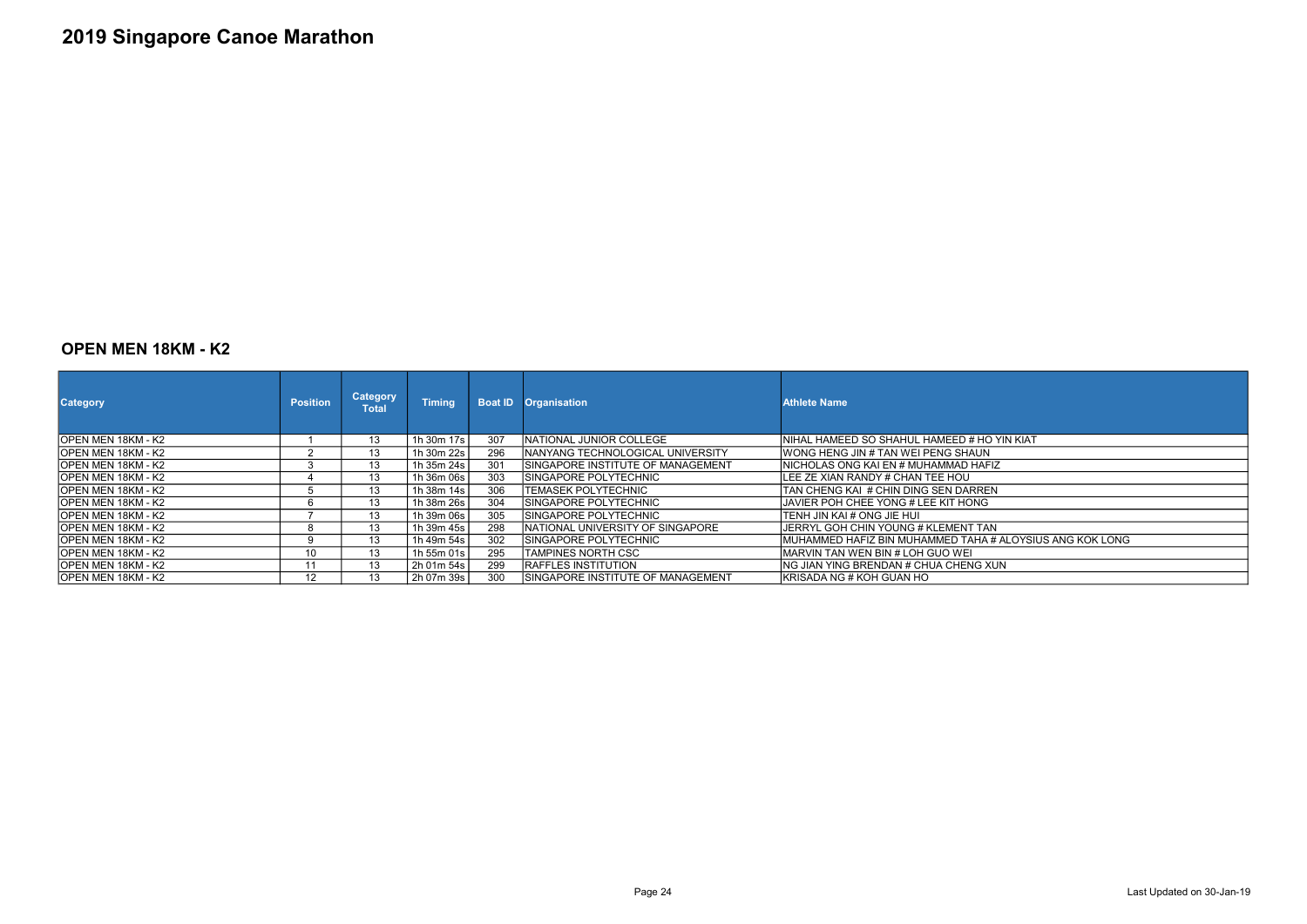# 2019 Singapore Canoe Marathon

## OPEN MEN 18KM - K2

| Category | Position | Category Total | Timing | Boat ID | Organisation | Athlete Name |
|---|---|---|---|---|---|---|
| OPEN MEN 18KM - K2 | 1 | 13 | 1h 30m 17s | 307 | NATIONAL JUNIOR COLLEGE | NIHAL HAMEED SO SHAHUL HAMEED # HO YIN KIAT |
| OPEN MEN 18KM - K2 | 2 | 13 | 1h 30m 22s | 296 | NANYANG TECHNOLOGICAL UNIVERSITY | WONG HENG JIN # TAN WEI PENG SHAUN |
| OPEN MEN 18KM - K2 | 3 | 13 | 1h 35m 24s | 301 | SINGAPORE INSTITUTE OF MANAGEMENT | NICHOLAS ONG KAI EN # MUHAMMAD HAFIZ |
| OPEN MEN 18KM - K2 | 4 | 13 | 1h 36m 06s | 303 | SINGAPORE POLYTECHNIC | LEE ZE XIAN RANDY # CHAN TEE HOU |
| OPEN MEN 18KM - K2 | 5 | 13 | 1h 38m 14s | 306 | TEMASEK POLYTECHNIC | TAN CHENG KAI # CHIN DING SEN DARREN |
| OPEN MEN 18KM - K2 | 6 | 13 | 1h 38m 26s | 304 | SINGAPORE POLYTECHNIC | JAVIER POH CHEE YONG # LEE KIT HONG |
| OPEN MEN 18KM - K2 | 7 | 13 | 1h 39m 06s | 305 | SINGAPORE POLYTECHNIC | TENH JIN KAI # ONG JIE HUI |
| OPEN MEN 18KM - K2 | 8 | 13 | 1h 39m 45s | 298 | NATIONAL UNIVERSITY OF SINGAPORE | JERRYL GOH CHIN YOUNG # KLEMENT TAN |
| OPEN MEN 18KM - K2 | 9 | 13 | 1h 49m 54s | 302 | SINGAPORE POLYTECHNIC | MUHAMMED HAFIZ BIN MUHAMMED TAHA # ALOYSIUS ANG KOK LONG |
| OPEN MEN 18KM - K2 | 10 | 13 | 1h 55m 01s | 295 | TAMPINES NORTH CSC | MARVIN TAN WEN BIN # LOH GUO WEI |
| OPEN MEN 18KM - K2 | 11 | 13 | 2h 01m 54s | 299 | RAFFLES INSTITUTION | NG JIAN YING BRENDAN # CHUA CHENG XUN |
| OPEN MEN 18KM - K2 | 12 | 13 | 2h 07m 39s | 300 | SINGAPORE INSTITUTE OF MANAGEMENT | KRISADA NG # KOH GUAN HO |

Last Updated on 30-Jan-19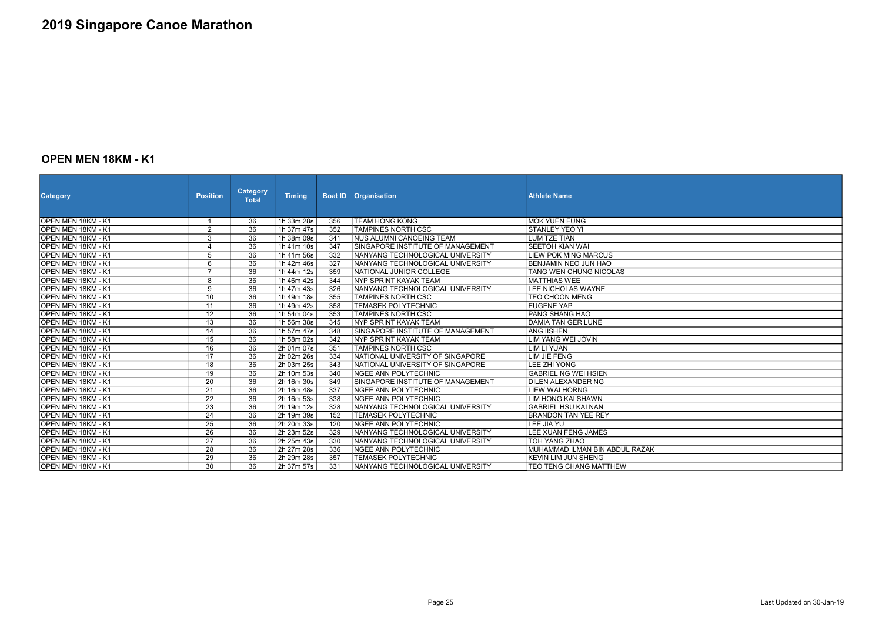# 2019 Singapore Canoe Marathon

## OPEN MEN 18KM - K1

| Category | Position | Category Total | Timing | Boat ID | Organisation | Athlete Name |
|---|---|---|---|---|---|---|
| OPEN MEN 18KM - K1 | 1 | 36 | 1h 33m 28s | 356 | TEAM HONG KONG | MOK YUEN FUNG |
| OPEN MEN 18KM - K1 | 2 | 36 | 1h 37m 47s | 352 | TAMPINES NORTH CSC | STANLEY YEO YI |
| OPEN MEN 18KM - K1 | 3 | 36 | 1h 38m 09s | 341 | NUS ALUMNI CANOEING TEAM | LUM TZE TIAN |
| OPEN MEN 18KM - K1 | 4 | 36 | 1h 41m 10s | 347 | SINGAPORE INSTITUTE OF MANAGEMENT | SEETOH KIAN WAI |
| OPEN MEN 18KM - K1 | 5 | 36 | 1h 41m 56s | 332 | NANYANG TECHNOLOGICAL UNIVERSITY | LIEW POK MING MARCUS |
| OPEN MEN 18KM - K1 | 6 | 36 | 1h 42m 46s | 327 | NANYANG TECHNOLOGICAL UNIVERSITY | BENJAMIN NEO JUN HAO |
| OPEN MEN 18KM - K1 | 7 | 36 | 1h 44m 12s | 359 | NATIONAL JUNIOR COLLEGE | TANG WEN CHUNG NICOLAS |
| OPEN MEN 18KM - K1 | 8 | 36 | 1h 46m 42s | 344 | NYP SPRINT KAYAK TEAM | MATTHIAS WEE |
| OPEN MEN 18KM - K1 | 9 | 36 | 1h 47m 43s | 326 | NANYANG TECHNOLOGICAL UNIVERSITY | LEE NICHOLAS WAYNE |
| OPEN MEN 18KM - K1 | 10 | 36 | 1h 49m 18s | 355 | TAMPINES NORTH CSC | TEO CHOON MENG |
| OPEN MEN 18KM - K1 | 11 | 36 | 1h 49m 42s | 358 | TEMASEK POLYTECHNIC | EUGENE YAP |
| OPEN MEN 18KM - K1 | 12 | 36 | 1h 54m 04s | 353 | TAMPINES NORTH CSC | PANG SHANG HAO |
| OPEN MEN 18KM - K1 | 13 | 36 | 1h 56m 38s | 345 | NYP SPRINT KAYAK TEAM | DAMIA TAN GER LUNE |
| OPEN MEN 18KM - K1 | 14 | 36 | 1h 57m 47s | 348 | SINGAPORE INSTITUTE OF MANAGEMENT | ANG IISHEN |
| OPEN MEN 18KM - K1 | 15 | 36 | 1h 58m 02s | 342 | NYP SPRINT KAYAK TEAM | LIM YANG WEI JOVIN |
| OPEN MEN 18KM - K1 | 16 | 36 | 2h 01m 07s | 351 | TAMPINES NORTH CSC | LIM LI YUAN |
| OPEN MEN 18KM - K1 | 17 | 36 | 2h 02m 26s | 334 | NATIONAL UNIVERSITY OF SINGAPORE | LIM JIE FENG |
| OPEN MEN 18KM - K1 | 18 | 36 | 2h 03m 25s | 343 | NATIONAL UNIVERSITY OF SINGAPORE | LEE ZHI YONG |
| OPEN MEN 18KM - K1 | 19 | 36 | 2h 10m 53s | 340 | NGEE ANN POLYTECHNIC | GABRIEL NG WEI HSIEN |
| OPEN MEN 18KM - K1 | 20 | 36 | 2h 16m 30s | 349 | SINGAPORE INSTITUTE OF MANAGEMENT | DILEN ALEXANDER NG |
| OPEN MEN 18KM - K1 | 21 | 36 | 2h 16m 48s | 337 | NGEE ANN POLYTECHNIC | LIEW WAI HORNG |
| OPEN MEN 18KM - K1 | 22 | 36 | 2h 16m 53s | 338 | NGEE ANN POLYTECHNIC | LIM HONG KAI SHAWN |
| OPEN MEN 18KM - K1 | 23 | 36 | 2h 19m 12s | 328 | NANYANG TECHNOLOGICAL UNIVERSITY | GABRIEL HSU KAI NAN |
| OPEN MEN 18KM - K1 | 24 | 36 | 2h 19m 39s | 152 | TEMASEK POLYTECHNIC | BRANDON TAN YEE REY |
| OPEN MEN 18KM - K1 | 25 | 36 | 2h 20m 33s | 120 | NGEE ANN POLYTECHNIC | LEE JIA YU |
| OPEN MEN 18KM - K1 | 26 | 36 | 2h 23m 52s | 329 | NANYANG TECHNOLOGICAL UNIVERSITY | LEE XUAN FENG JAMES |
| OPEN MEN 18KM - K1 | 27 | 36 | 2h 25m 43s | 330 | NANYANG TECHNOLOGICAL UNIVERSITY | TOH YANG ZHAO |
| OPEN MEN 18KM - K1 | 28 | 36 | 2h 27m 28s | 336 | NGEE ANN POLYTECHNIC | MUHAMMAD ILMAN BIN ABDUL RAZAK |
| OPEN MEN 18KM - K1 | 29 | 36 | 2h 29m 28s | 357 | TEMASEK POLYTECHNIC | KEVIN LIM JUN SHENG |
| OPEN MEN 18KM - K1 | 30 | 36 | 2h 37m 57s | 331 | NANYANG TECHNOLOGICAL UNIVERSITY | TEO TENG CHANG MATTHEW |

Last Updated on 30-Jan-19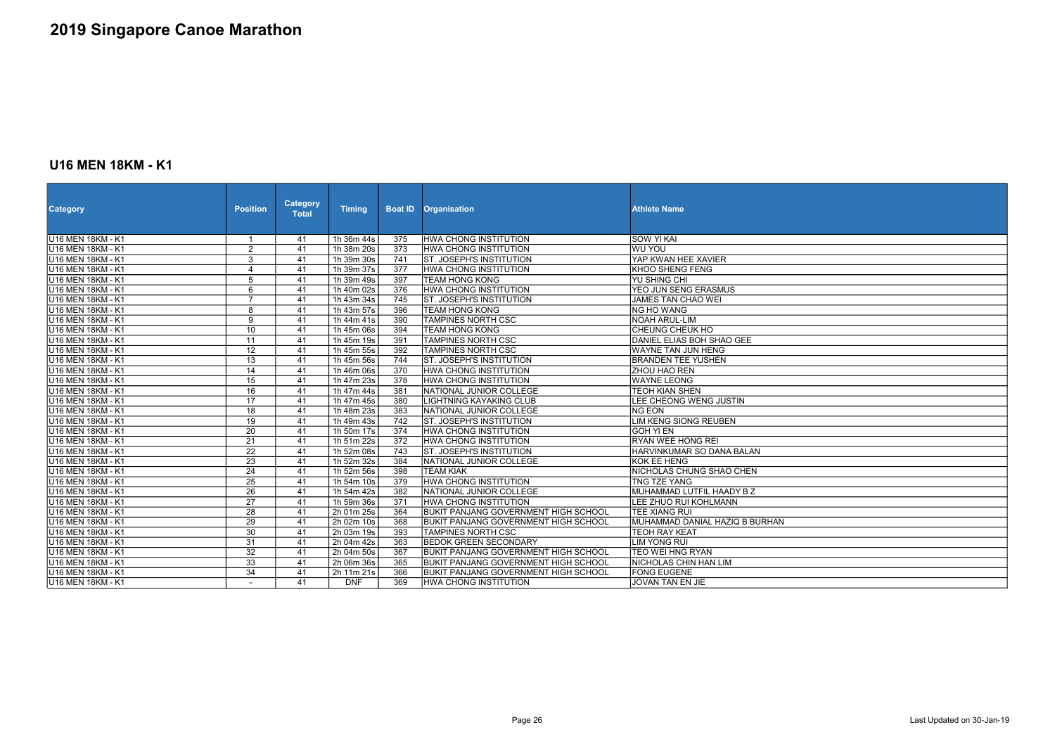# 2019 Singapore Canoe Marathon

## U16 MEN 18KM - K1

| Category | Position | Category Total | Timing | Boat ID | Organisation | Athlete Name |
|---|---|---|---|---|---|---|
| U16 MEN 18KM - K1 | 1 | 41 | 1h 36m 44s | 375 | HWA CHONG INSTITUTION | SOW YI KAI |
| U16 MEN 18KM - K1 | 2 | 41 | 1h 38m 20s | 373 | HWA CHONG INSTITUTION | WU YOU |
| U16 MEN 18KM - K1 | 3 | 41 | 1h 39m 30s | 741 | ST. JOSEPH'S INSTITUTION | YAP KWAN HEE XAVIER |
| U16 MEN 18KM - K1 | 4 | 41 | 1h 39m 37s | 377 | HWA CHONG INSTITUTION | KHOO SHENG FENG |
| U16 MEN 18KM - K1 | 5 | 41 | 1h 39m 49s | 397 | TEAM HONG KONG | YU SHING CHI |
| U16 MEN 18KM - K1 | 6 | 41 | 1h 40m 02s | 376 | HWA CHONG INSTITUTION | YEO JUN SENG ERASMUS |
| U16 MEN 18KM - K1 | 7 | 41 | 1h 43m 34s | 745 | ST. JOSEPH'S INSTITUTION | JAMES TAN CHAO WEI |
| U16 MEN 18KM - K1 | 8 | 41 | 1h 43m 57s | 396 | TEAM HONG KONG | NG HO WANG |
| U16 MEN 18KM - K1 | 9 | 41 | 1h 44m 41s | 390 | TAMPINES NORTH CSC | NOAH ARUL-LIM |
| U16 MEN 18KM - K1 | 10 | 41 | 1h 45m 06s | 394 | TEAM HONG KONG | CHEUNG CHEUK HO |
| U16 MEN 18KM - K1 | 11 | 41 | 1h 45m 19s | 391 | TAMPINES NORTH CSC | DANIEL ELIAS BOH SHAO GEE |
| U16 MEN 18KM - K1 | 12 | 41 | 1h 45m 55s | 392 | TAMPINES NORTH CSC | WAYNE TAN JUN HENG |
| U16 MEN 18KM - K1 | 13 | 41 | 1h 45m 56s | 744 | ST. JOSEPH'S INSTITUTION | BRANDEN TEE YUSHEN |
| U16 MEN 18KM - K1 | 14 | 41 | 1h 46m 06s | 370 | HWA CHONG INSTITUTION | ZHOU HAO REN |
| U16 MEN 18KM - K1 | 15 | 41 | 1h 47m 23s | 378 | HWA CHONG INSTITUTION | WAYNE LEONG |
| U16 MEN 18KM - K1 | 16 | 41 | 1h 47m 44s | 381 | NATIONAL JUNIOR COLLEGE | TEOH KIAN SHEN |
| U16 MEN 18KM - K1 | 17 | 41 | 1h 47m 45s | 380 | LIGHTNING KAYAKING CLUB | LEE CHEONG WENG JUSTIN |
| U16 MEN 18KM - K1 | 18 | 41 | 1h 48m 23s | 383 | NATIONAL JUNIOR COLLEGE | NG EON |
| U16 MEN 18KM - K1 | 19 | 41 | 1h 49m 43s | 742 | ST. JOSEPH'S INSTITUTION | LIM KENG SIONG REUBEN |
| U16 MEN 18KM - K1 | 20 | 41 | 1h 50m 17s | 374 | HWA CHONG INSTITUTION | GOH YI EN |
| U16 MEN 18KM - K1 | 21 | 41 | 1h 51m 22s | 372 | HWA CHONG INSTITUTION | RYAN WEE HONG REI |
| U16 MEN 18KM - K1 | 22 | 41 | 1h 52m 08s | 743 | ST. JOSEPH'S INSTITUTION | HARVINKUMAR SO DANA BALAN |
| U16 MEN 18KM - K1 | 23 | 41 | 1h 52m 32s | 384 | NATIONAL JUNIOR COLLEGE | KOK EE HENG |
| U16 MEN 18KM - K1 | 24 | 41 | 1h 52m 56s | 398 | TEAM KIAK | NICHOLAS CHUNG SHAO CHEN |
| U16 MEN 18KM - K1 | 25 | 41 | 1h 54m 10s | 379 | HWA CHONG INSTITUTION | TNG TZE YANG |
| U16 MEN 18KM - K1 | 26 | 41 | 1h 54m 42s | 382 | NATIONAL JUNIOR COLLEGE | MUHAMMAD LUTFIL HAADY B Z |
| U16 MEN 18KM - K1 | 27 | 41 | 1h 59m 36s | 371 | HWA CHONG INSTITUTION | LEE ZHUO RUI KOHLMANN |
| U16 MEN 18KM - K1 | 28 | 41 | 2h 01m 25s | 364 | BUKIT PANJANG GOVERNMENT HIGH SCHOOL | TEE XIANG RUI |
| U16 MEN 18KM - K1 | 29 | 41 | 2h 02m 10s | 368 | BUKIT PANJANG GOVERNMENT HIGH SCHOOL | MUHAMMAD DANIAL HAZIQ B BURHAN |
| U16 MEN 18KM - K1 | 30 | 41 | 2h 03m 19s | 393 | TAMPINES NORTH CSC | TEOH RAY KEAT |
| U16 MEN 18KM - K1 | 31 | 41 | 2h 04m 42s | 363 | BEDOK GREEN SECONDARY | LIM YONG RUI |
| U16 MEN 18KM - K1 | 32 | 41 | 2h 04m 50s | 367 | BUKIT PANJANG GOVERNMENT HIGH SCHOOL | TEO WEI HNG RYAN |
| U16 MEN 18KM - K1 | 33 | 41 | 2h 06m 36s | 365 | BUKIT PANJANG GOVERNMENT HIGH SCHOOL | NICHOLAS CHIN HAN LIM |
| U16 MEN 18KM - K1 | 34 | 41 | 2h 11m 21s | 366 | BUKIT PANJANG GOVERNMENT HIGH SCHOOL | FONG EUGENE |
| U16 MEN 18KM - K1 | - | 41 | DNF | 369 | HWA CHONG INSTITUTION | JOVAN TAN EN JIE |

Last Updated on 30-Jan-19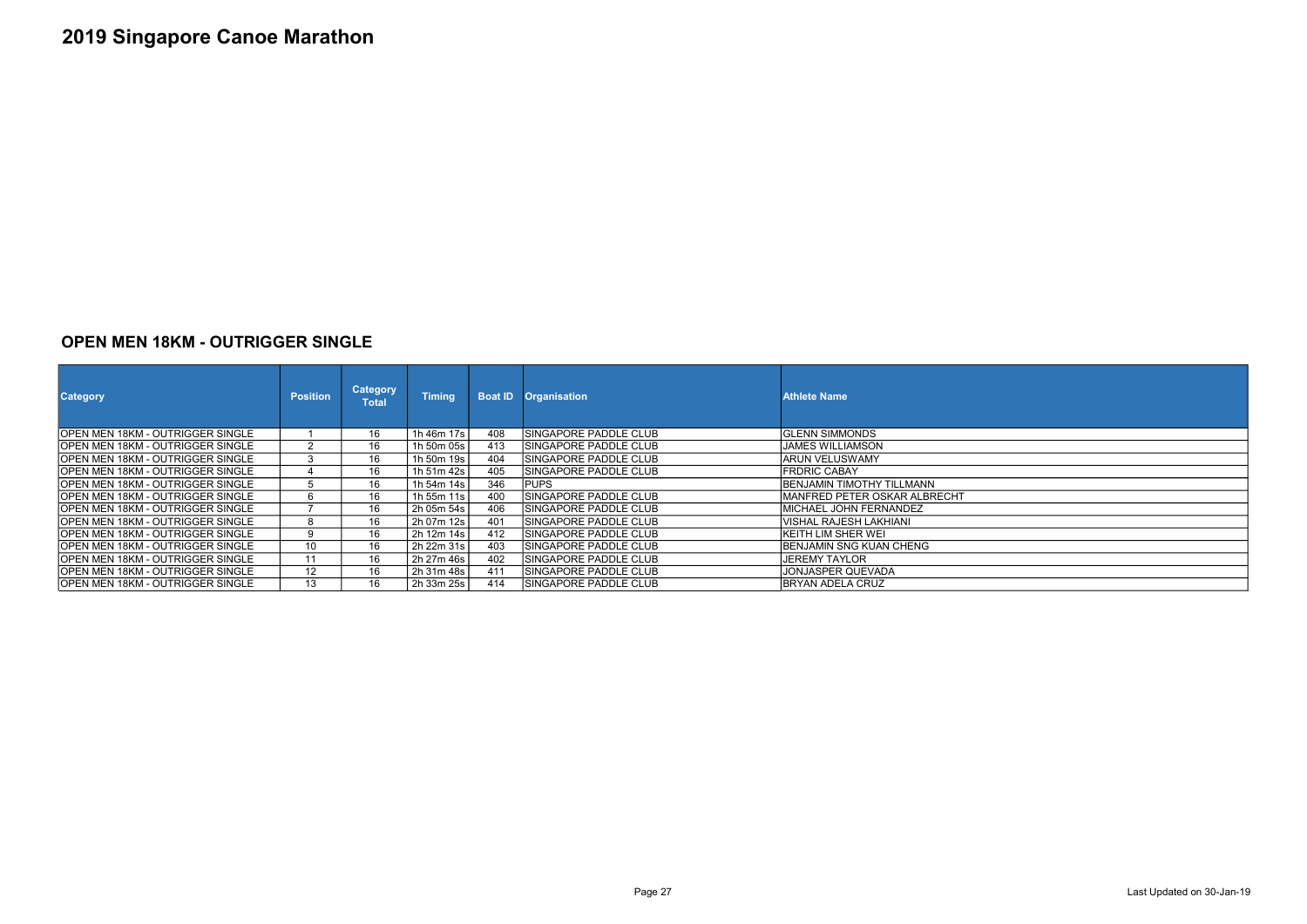# 2019 Singapore Canoe Marathon

## OPEN MEN 18KM - OUTRIGGER SINGLE

| Category | Position | Category Total | Timing | Boat ID | Organisation | Athlete Name |
|---|---|---|---|---|---|---|
| OPEN MEN 18KM - OUTRIGGER SINGLE | 1 | 16 | 1h 46m 17s | 408 | SINGAPORE PADDLE CLUB | GLENN SIMMONDS |
| OPEN MEN 18KM - OUTRIGGER SINGLE | 2 | 16 | 1h 50m 05s | 413 | SINGAPORE PADDLE CLUB | JAMES WILLIAMSON |
| OPEN MEN 18KM - OUTRIGGER SINGLE | 3 | 16 | 1h 50m 19s | 404 | SINGAPORE PADDLE CLUB | ARUN VELUSWAMY |
| OPEN MEN 18KM - OUTRIGGER SINGLE | 4 | 16 | 1h 51m 42s | 405 | SINGAPORE PADDLE CLUB | FRDRIC CABAY |
| OPEN MEN 18KM - OUTRIGGER SINGLE | 5 | 16 | 1h 54m 14s | 346 | PUPS | BENJAMIN TIMOTHY TILLMANN |
| OPEN MEN 18KM - OUTRIGGER SINGLE | 6 | 16 | 1h 55m 11s | 400 | SINGAPORE PADDLE CLUB | MANFRED PETER OSKAR ALBRECHT |
| OPEN MEN 18KM - OUTRIGGER SINGLE | 7 | 16 | 2h 05m 54s | 406 | SINGAPORE PADDLE CLUB | MICHAEL JOHN FERNANDEZ |
| OPEN MEN 18KM - OUTRIGGER SINGLE | 8 | 16 | 2h 07m 12s | 401 | SINGAPORE PADDLE CLUB | VISHAL RAJESH LAKHIANI |
| OPEN MEN 18KM - OUTRIGGER SINGLE | 9 | 16 | 2h 12m 14s | 412 | SINGAPORE PADDLE CLUB | KEITH LIM SHER WEI |
| OPEN MEN 18KM - OUTRIGGER SINGLE | 10 | 16 | 2h 22m 31s | 403 | SINGAPORE PADDLE CLUB | BENJAMIN SNG KUAN CHENG |
| OPEN MEN 18KM - OUTRIGGER SINGLE | 11 | 16 | 2h 27m 46s | 402 | SINGAPORE PADDLE CLUB | JEREMY TAYLOR |
| OPEN MEN 18KM - OUTRIGGER SINGLE | 12 | 16 | 2h 31m 48s | 411 | SINGAPORE PADDLE CLUB | JONJASPER QUEVADA |
| OPEN MEN 18KM - OUTRIGGER SINGLE | 13 | 16 | 2h 33m 25s | 414 | SINGAPORE PADDLE CLUB | BRYAN ADELA CRUZ |

Last Updated on 30-Jan-19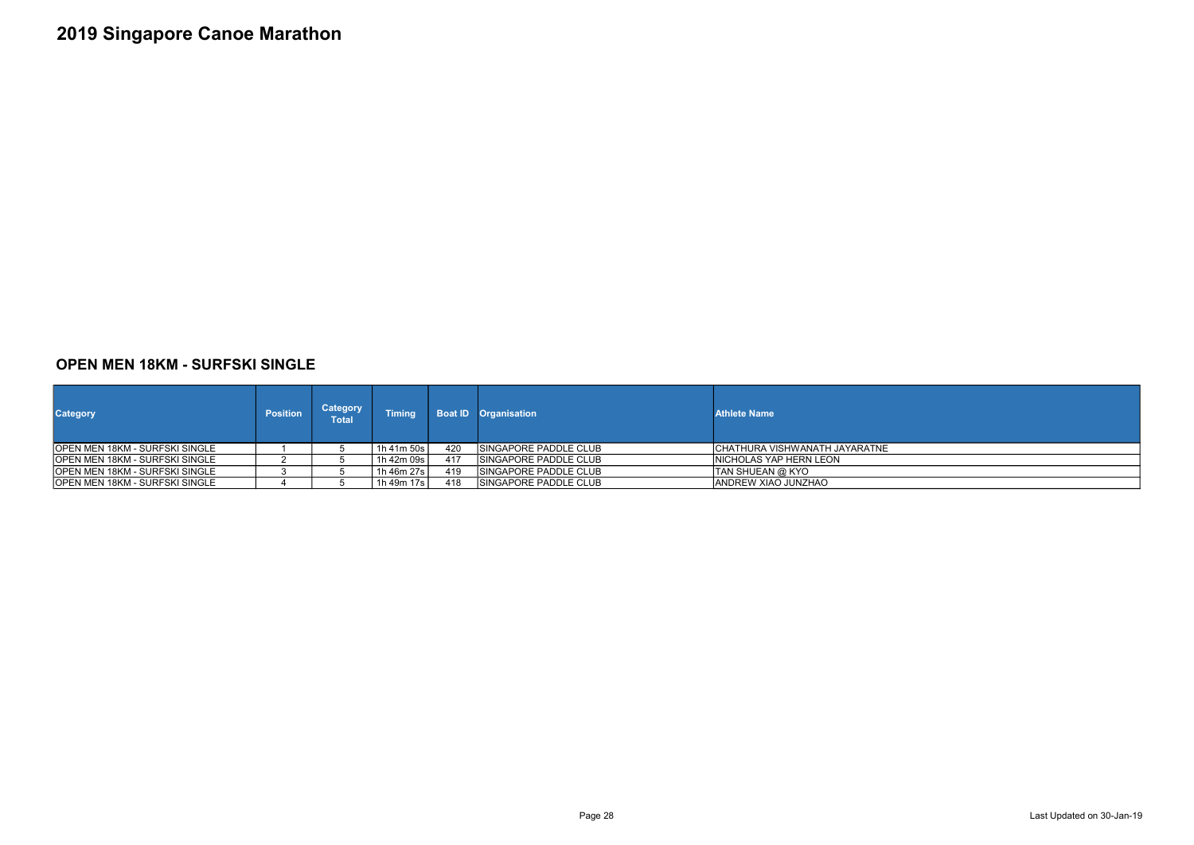# 2019 Singapore Canoe Marathon

## OPEN MEN 18KM - SURFSKI SINGLE

| Category | Position | Category Total | Timing | Boat ID | Organisation | Athlete Name |
|---|---|---|---|---|---|---|
| OPEN MEN 18KM - SURFSKI SINGLE | 1 | 5 | 1h 41m 50s | 420 | SINGAPORE PADDLE CLUB | CHATHURA VISHWANATH JAYARATNE |
| OPEN MEN 18KM - SURFSKI SINGLE | 2 | 5 | 1h 42m 09s | 417 | SINGAPORE PADDLE CLUB | NICHOLAS YAP HERN LEON |
| OPEN MEN 18KM - SURFSKI SINGLE | 3 | 5 | 1h 46m 27s | 419 | SINGAPORE PADDLE CLUB | TAN SHUEAN @ KYO |
| OPEN MEN 18KM - SURFSKI SINGLE | 4 | 5 | 1h 49m 17s | 418 | SINGAPORE PADDLE CLUB | ANDREW XIAO JUNZHAO |

Last Updated on 30-Jan-19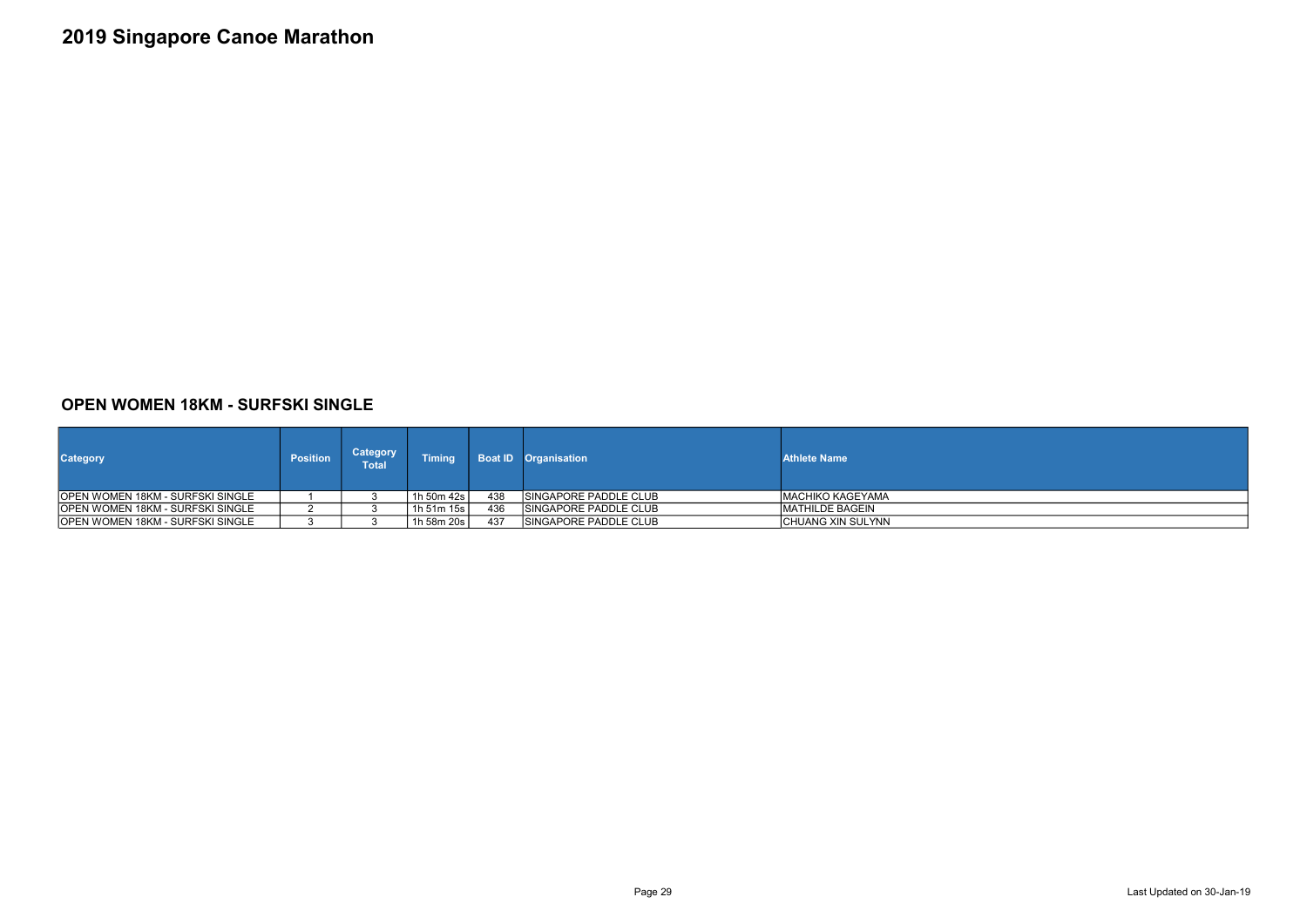# 2019 Singapore Canoe Marathon

## OPEN WOMEN 18KM - SURFSKI SINGLE

| Category | Position | Category Total | Timing | Boat ID | Organisation | Athlete Name |
|---|---|---|---|---|---|---|
| OPEN WOMEN 18KM - SURFSKI SINGLE | 1 | 3 | 1h 50m 42s | 438 | SINGAPORE PADDLE CLUB | MACHIKO KAGEYAMA |
| OPEN WOMEN 18KM - SURFSKI SINGLE | 2 | 3 | 1h 51m 15s | 436 | SINGAPORE PADDLE CLUB | MATHILDE BAGEIN |
| OPEN WOMEN 18KM - SURFSKI SINGLE | 3 | 3 | 1h 58m 20s | 437 | SINGAPORE PADDLE CLUB | CHUANG XIN SULYNN |

Last Updated on 30-Jan-19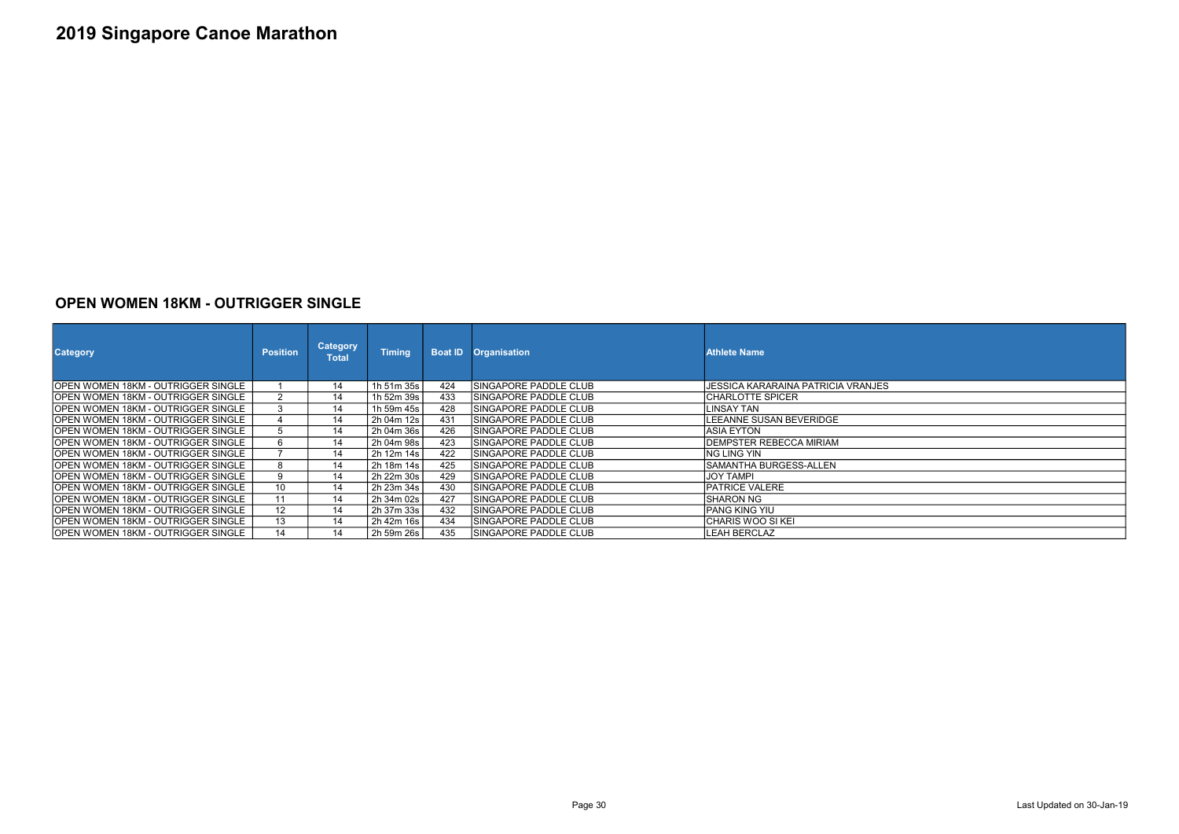# 2019 Singapore Canoe Marathon

## OPEN WOMEN 18KM - OUTRIGGER SINGLE

| Category | Position | Category Total | Timing | Boat ID | Organisation | Athlete Name |
|---|---|---|---|---|---|---|
| OPEN WOMEN 18KM - OUTRIGGER SINGLE | 1 | 14 | 1h 51m 35s | 424 | SINGAPORE PADDLE CLUB | JESSICA KARARAINA PATRICIA VRANJES |
| OPEN WOMEN 18KM - OUTRIGGER SINGLE | 2 | 14 | 1h 52m 39s | 433 | SINGAPORE PADDLE CLUB | CHARLOTTE SPICER |
| OPEN WOMEN 18KM - OUTRIGGER SINGLE | 3 | 14 | 1h 59m 45s | 428 | SINGAPORE PADDLE CLUB | LINSAY TAN |
| OPEN WOMEN 18KM - OUTRIGGER SINGLE | 4 | 14 | 2h 04m 12s | 431 | SINGAPORE PADDLE CLUB | LEEANNE SUSAN BEVERIDGE |
| OPEN WOMEN 18KM - OUTRIGGER SINGLE | 5 | 14 | 2h 04m 36s | 426 | SINGAPORE PADDLE CLUB | ASIA EYTON |
| OPEN WOMEN 18KM - OUTRIGGER SINGLE | 6 | 14 | 2h 04m 98s | 423 | SINGAPORE PADDLE CLUB | DEMPSTER REBECCA MIRIAM |
| OPEN WOMEN 18KM - OUTRIGGER SINGLE | 7 | 14 | 2h 12m 14s | 422 | SINGAPORE PADDLE CLUB | NG LING YIN |
| OPEN WOMEN 18KM - OUTRIGGER SINGLE | 8 | 14 | 2h 18m 14s | 425 | SINGAPORE PADDLE CLUB | SAMANTHA BURGESS-ALLEN |
| OPEN WOMEN 18KM - OUTRIGGER SINGLE | 9 | 14 | 2h 22m 30s | 429 | SINGAPORE PADDLE CLUB | JOY TAMPI |
| OPEN WOMEN 18KM - OUTRIGGER SINGLE | 10 | 14 | 2h 23m 34s | 430 | SINGAPORE PADDLE CLUB | PATRICE VALERE |
| OPEN WOMEN 18KM - OUTRIGGER SINGLE | 11 | 14 | 2h 34m 02s | 427 | SINGAPORE PADDLE CLUB | SHARON NG |
| OPEN WOMEN 18KM - OUTRIGGER SINGLE | 12 | 14 | 2h 37m 33s | 432 | SINGAPORE PADDLE CLUB | PANG KING YIU |
| OPEN WOMEN 18KM - OUTRIGGER SINGLE | 13 | 14 | 2h 42m 16s | 434 | SINGAPORE PADDLE CLUB | CHARIS WOO SI KEI |
| OPEN WOMEN 18KM - OUTRIGGER SINGLE | 14 | 14 | 2h 59m 26s | 435 | SINGAPORE PADDLE CLUB | LEAH BERCLAZ |

Last Updated on 30-Jan-19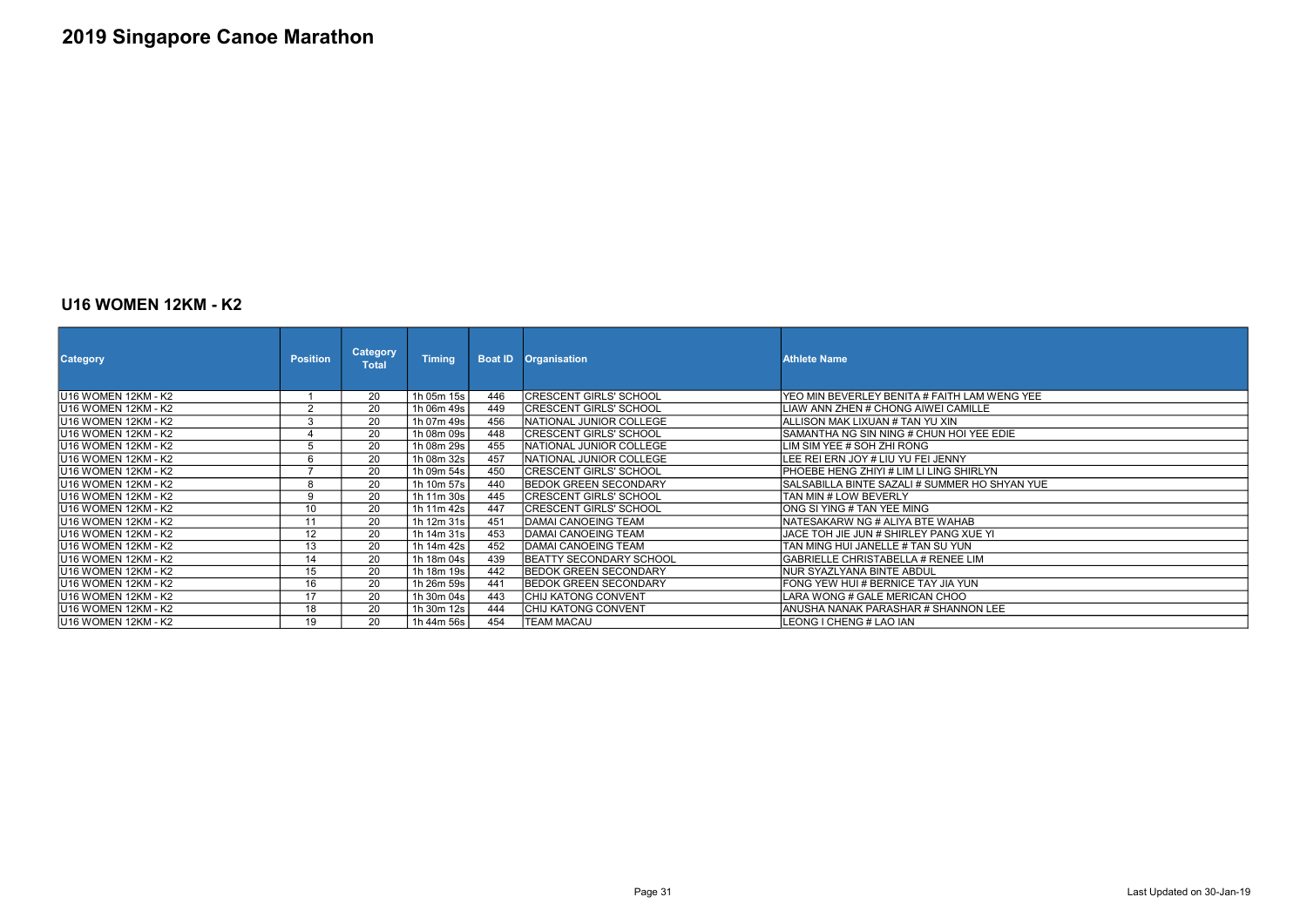# 2019 Singapore Canoe Marathon

## U16 WOMEN 12KM - K2

| Category | Position | Category Total | Timing | Boat ID | Organisation | Athlete Name |
|---|---|---|---|---|---|---|
| U16 WOMEN 12KM - K2 | 1 | 20 | 1h 05m 15s | 446 | CRESCENT GIRLS' SCHOOL | YEO MIN BEVERLEY BENITA # FAITH LAM WENG YEE |
| U16 WOMEN 12KM - K2 | 2 | 20 | 1h 06m 49s | 449 | CRESCENT GIRLS' SCHOOL | LIAW ANN ZHEN # CHONG AIWEI CAMILLE |
| U16 WOMEN 12KM - K2 | 3 | 20 | 1h 07m 49s | 456 | NATIONAL JUNIOR COLLEGE | ALLISON MAK LIXUAN # TAN YU XIN |
| U16 WOMEN 12KM - K2 | 4 | 20 | 1h 08m 09s | 448 | CRESCENT GIRLS' SCHOOL | SAMANTHA NG SIN NING # CHUN HOI YEE EDIE |
| U16 WOMEN 12KM - K2 | 5 | 20 | 1h 08m 29s | 455 | NATIONAL JUNIOR COLLEGE | LIM SIM YEE # SOH ZHI RONG |
| U16 WOMEN 12KM - K2 | 6 | 20 | 1h 08m 32s | 457 | NATIONAL JUNIOR COLLEGE | LEE REI ERN JOY # LIU YU FEI JENNY |
| U16 WOMEN 12KM - K2 | 7 | 20 | 1h 09m 54s | 450 | CRESCENT GIRLS' SCHOOL | PHOEBE HENG ZHIYI # LIM LI LING SHIRLYN |
| U16 WOMEN 12KM - K2 | 8 | 20 | 1h 10m 57s | 440 | BEDOK GREEN SECONDARY | SALSABILLA BINTE SAZALI # SUMMER HO SHYAN YUE |
| U16 WOMEN 12KM - K2 | 9 | 20 | 1h 11m 30s | 445 | CRESCENT GIRLS' SCHOOL | TAN MIN # LOW BEVERLY |
| U16 WOMEN 12KM - K2 | 10 | 20 | 1h 11m 42s | 447 | CRESCENT GIRLS' SCHOOL | ONG SI YING # TAN YEE MING |
| U16 WOMEN 12KM - K2 | 11 | 20 | 1h 12m 31s | 451 | DAMAI CANOEING TEAM | NATESAKARW NG # ALIYA BTE WAHAB |
| U16 WOMEN 12KM - K2 | 12 | 20 | 1h 14m 31s | 453 | DAMAI CANOEING TEAM | JACE TOH JIE JUN # SHIRLEY PANG XUE YI |
| U16 WOMEN 12KM - K2 | 13 | 20 | 1h 14m 42s | 452 | DAMAI CANOEING TEAM | TAN MING HUI JANELLE # TAN SU YUN |
| U16 WOMEN 12KM - K2 | 14 | 20 | 1h 18m 04s | 439 | BEATTY SECONDARY SCHOOL | GABRIELLE CHRISTABELLA # RENEE LIM |
| U16 WOMEN 12KM - K2 | 15 | 20 | 1h 18m 19s | 442 | BEDOK GREEN SECONDARY | NUR SYAZLYANA BINTE ABDUL |
| U16 WOMEN 12KM - K2 | 16 | 20 | 1h 26m 59s | 441 | BEDOK GREEN SECONDARY | FONG YEW HUI # BERNICE TAY JIA YUN |
| U16 WOMEN 12KM - K2 | 17 | 20 | 1h 30m 04s | 443 | CHIJ KATONG CONVENT | LARA WONG # GALE MERICAN CHOO |
| U16 WOMEN 12KM - K2 | 18 | 20 | 1h 30m 12s | 444 | CHIJ KATONG CONVENT | ANUSHA NANAK PARASHAR # SHANNON LEE |
| U16 WOMEN 12KM - K2 | 19 | 20 | 1h 44m 56s | 454 | TEAM MACAU | LEONG I CHENG # LAO IAN |

Last Updated on 30-Jan-19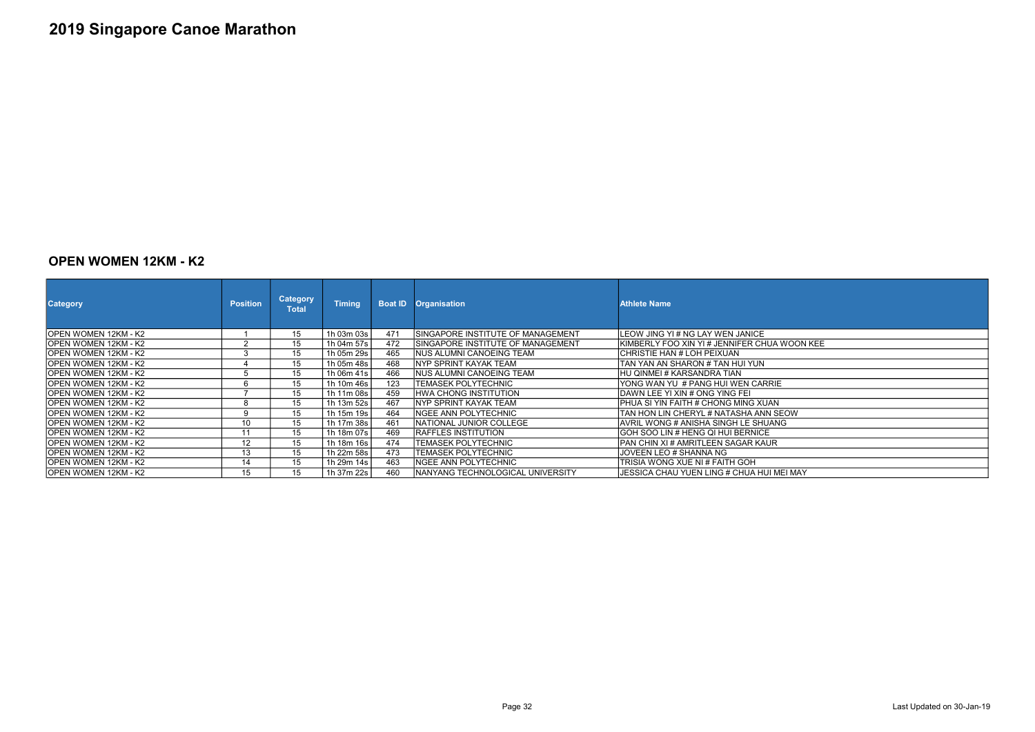# 2019 Singapore Canoe Marathon

## OPEN WOMEN 12KM - K2

| Category | Position | Category Total | Timing | Boat ID | Organisation | Athlete Name |
|---|---|---|---|---|---|---|
| OPEN WOMEN 12KM - K2 | 1 | 15 | 1h 03m 03s | 471 | SINGAPORE INSTITUTE OF MANAGEMENT | LEOW JING YI # NG LAY WEN JANICE |
| OPEN WOMEN 12KM - K2 | 2 | 15 | 1h 04m 57s | 472 | SINGAPORE INSTITUTE OF MANAGEMENT | KIMBERLY FOO XIN YI # JENNIFER CHUA WOON KEE |
| OPEN WOMEN 12KM - K2 | 3 | 15 | 1h 05m 29s | 465 | NUS ALUMNI CANOEING TEAM | CHRISTIE HAN # LOH PEIXUAN |
| OPEN WOMEN 12KM - K2 | 4 | 15 | 1h 05m 48s | 468 | NYP SPRINT KAYAK TEAM | TAN YAN AN SHARON # TAN HUI YUN |
| OPEN WOMEN 12KM - K2 | 5 | 15 | 1h 06m 41s | 466 | NUS ALUMNI CANOEING TEAM | HU QINMEI # KARSANDRA TIAN |
| OPEN WOMEN 12KM - K2 | 6 | 15 | 1h 10m 46s | 123 | TEMASEK POLYTECHNIC | YONG WAN YU # PANG HUI WEN CARRIE |
| OPEN WOMEN 12KM - K2 | 7 | 15 | 1h 11m 08s | 459 | HWA CHONG INSTITUTION | DAWN LEE YI XIN # ONG YING FEI |
| OPEN WOMEN 12KM - K2 | 8 | 15 | 1h 13m 52s | 467 | NYP SPRINT KAYAK TEAM | PHUA SI YIN FAITH # CHONG MING XUAN |
| OPEN WOMEN 12KM - K2 | 9 | 15 | 1h 15m 19s | 464 | NGEE ANN POLYTECHNIC | TAN HON LIN CHERYL # NATASHA ANN SEOW |
| OPEN WOMEN 12KM - K2 | 10 | 15 | 1h 17m 38s | 461 | NATIONAL JUNIOR COLLEGE | AVRIL WONG # ANISHA SINGH LE SHUANG |
| OPEN WOMEN 12KM - K2 | 11 | 15 | 1h 18m 07s | 469 | RAFFLES INSTITUTION | GOH SOO LIN # HENG QI HUI BERNICE |
| OPEN WOMEN 12KM - K2 | 12 | 15 | 1h 18m 16s | 474 | TEMASEK POLYTECHNIC | PAN CHIN XI # AMRITLEEN SAGAR KAUR |
| OPEN WOMEN 12KM - K2 | 13 | 15 | 1h 22m 58s | 473 | TEMASEK POLYTECHNIC | JOVEEN LEO # SHANNA NG |
| OPEN WOMEN 12KM - K2 | 14 | 15 | 1h 29m 14s | 463 | NGEE ANN POLYTECHNIC | TRISIA WONG XUE NI # FAITH GOH |
| OPEN WOMEN 12KM - K2 | 15 | 15 | 1h 37m 22s | 460 | NANYANG TECHNOLOGICAL UNIVERSITY | JESSICA CHAU YUEN LING # CHUA HUI MEI MAY |

Last Updated on 30-Jan-19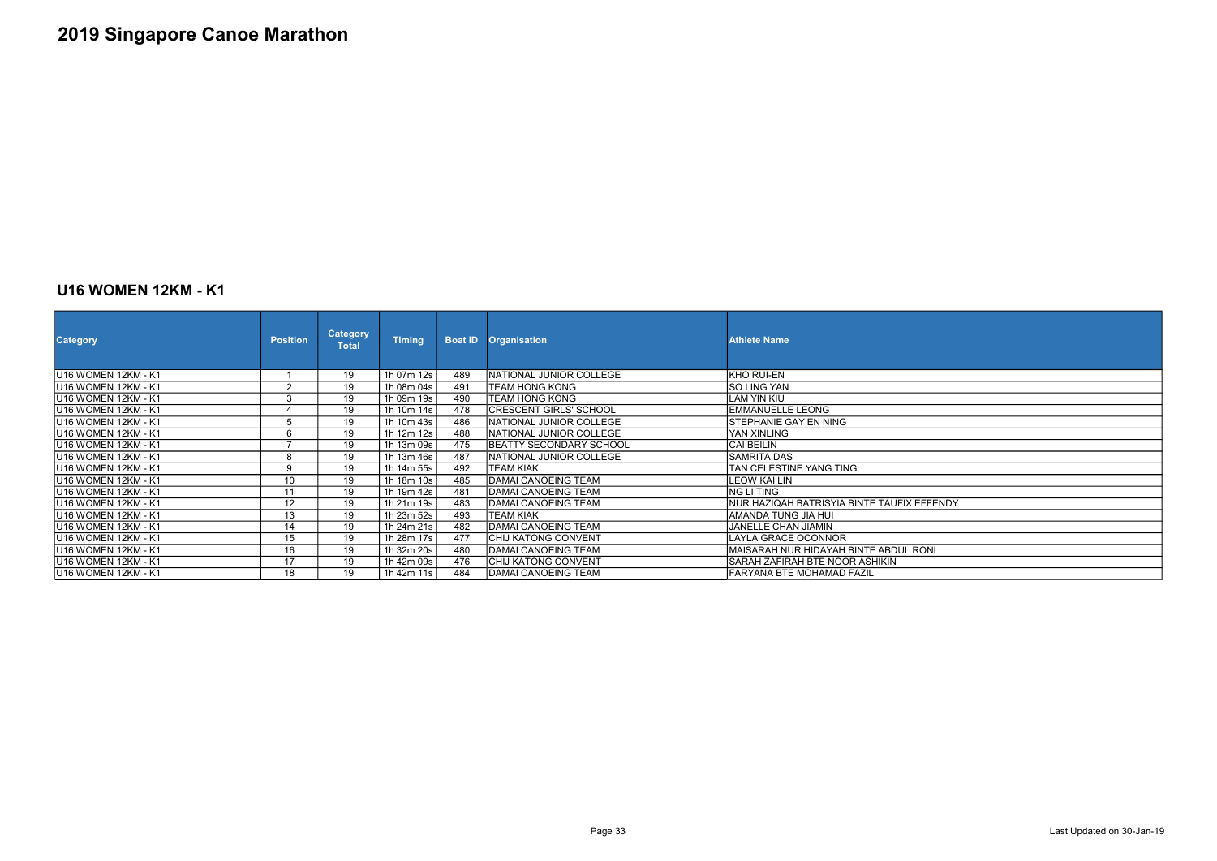# 2019 Singapore Canoe Marathon

## U16 WOMEN 12KM - K1

| Category | Position | Category Total | Timing | Boat ID | Organisation | Athlete Name |
|---|---|---|---|---|---|---|
| U16 WOMEN 12KM - K1 | 1 | 19 | 1h 07m 12s | 489 | NATIONAL JUNIOR COLLEGE | KHO RUI-EN |
| U16 WOMEN 12KM - K1 | 2 | 19 | 1h 08m 04s | 491 | TEAM HONG KONG | SO LING YAN |
| U16 WOMEN 12KM - K1 | 3 | 19 | 1h 09m 19s | 490 | TEAM HONG KONG | LAM YIN KIU |
| U16 WOMEN 12KM - K1 | 4 | 19 | 1h 10m 14s | 478 | CRESCENT GIRLS' SCHOOL | EMMANUELLE LEONG |
| U16 WOMEN 12KM - K1 | 5 | 19 | 1h 10m 43s | 486 | NATIONAL JUNIOR COLLEGE | STEPHANIE GAY EN NING |
| U16 WOMEN 12KM - K1 | 6 | 19 | 1h 12m 12s | 488 | NATIONAL JUNIOR COLLEGE | YAN XINLING |
| U16 WOMEN 12KM - K1 | 7 | 19 | 1h 13m 09s | 475 | BEATTY SECONDARY SCHOOL | CAI BEILIN |
| U16 WOMEN 12KM - K1 | 8 | 19 | 1h 13m 46s | 487 | NATIONAL JUNIOR COLLEGE | SAMRITA DAS |
| U16 WOMEN 12KM - K1 | 9 | 19 | 1h 14m 55s | 492 | TEAM KIAK | TAN CELESTINE YANG TING |
| U16 WOMEN 12KM - K1 | 10 | 19 | 1h 18m 10s | 485 | DAMAI CANOEING TEAM | LEOW KAI LIN |
| U16 WOMEN 12KM - K1 | 11 | 19 | 1h 19m 42s | 481 | DAMAI CANOEING TEAM | NG LI TING |
| U16 WOMEN 12KM - K1 | 12 | 19 | 1h 21m 19s | 483 | DAMAI CANOEING TEAM | NUR HAZIQAH BATRISYIA BINTE TAUFIX EFFENDY |
| U16 WOMEN 12KM - K1 | 13 | 19 | 1h 23m 52s | 493 | TEAM KIAK | AMANDA TUNG JIA HUI |
| U16 WOMEN 12KM - K1 | 14 | 19 | 1h 24m 21s | 482 | DAMAI CANOEING TEAM | JANELLE CHAN JIAMIN |
| U16 WOMEN 12KM - K1 | 15 | 19 | 1h 28m 17s | 477 | CHIJ KATONG CONVENT | LAYLA GRACE OCONNOR |
| U16 WOMEN 12KM - K1 | 16 | 19 | 1h 32m 20s | 480 | DAMAI CANOEING TEAM | MAISARAH NUR HIDAYAH BINTE ABDUL RONI |
| U16 WOMEN 12KM - K1 | 17 | 19 | 1h 42m 09s | 476 | CHIJ KATONG CONVENT | SARAH ZAFIRAH BTE NOOR ASHIKIN |
| U16 WOMEN 12KM - K1 | 18 | 19 | 1h 42m 11s | 484 | DAMAI CANOEING TEAM | FARYANA BTE MOHAMAD FAZIL |

Last Updated on 30-Jan-19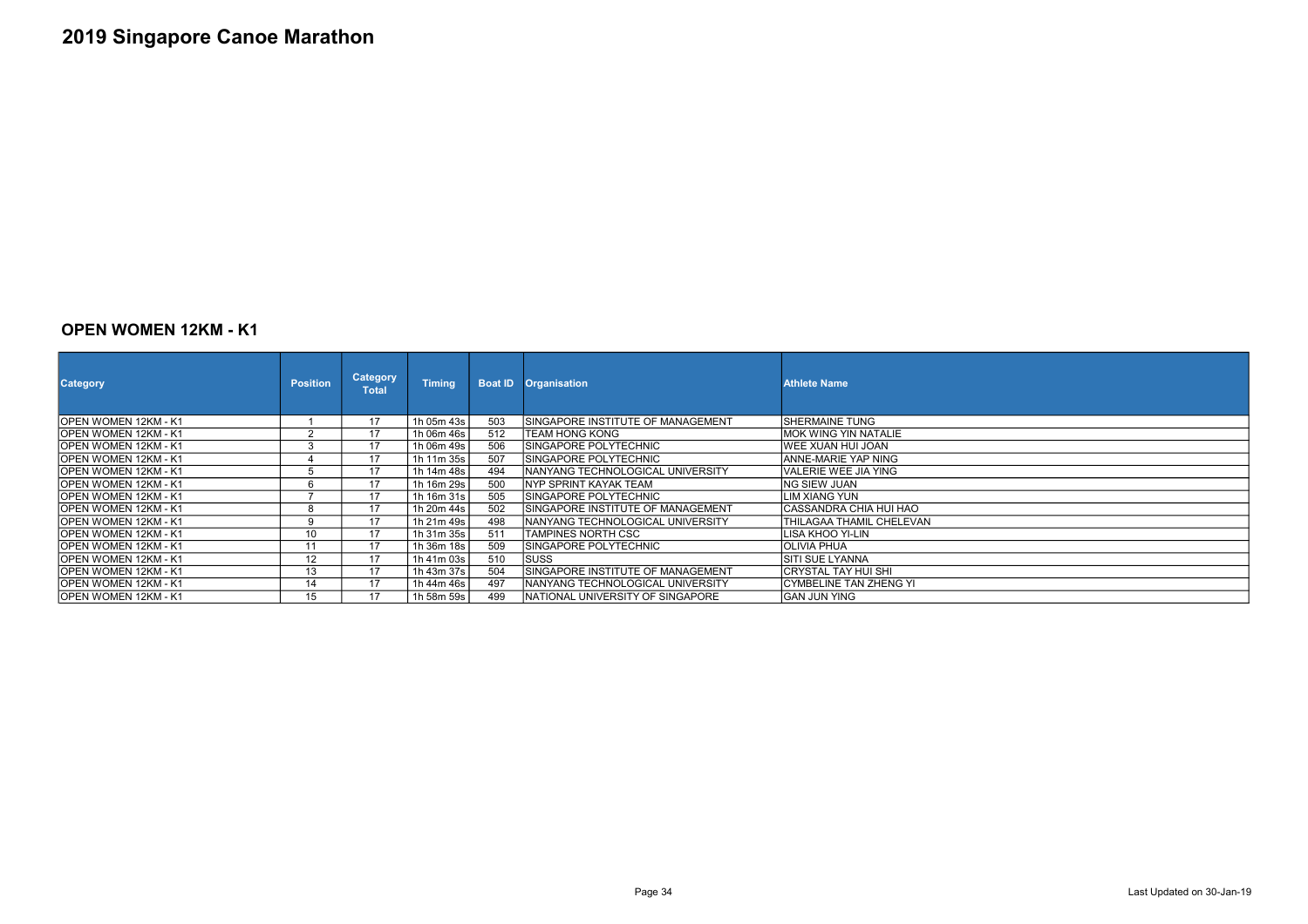# 2019 Singapore Canoe Marathon

## OPEN WOMEN 12KM - K1

| Category | Position | Category Total | Timing | Boat ID | Organisation | Athlete Name |
|---|---|---|---|---|---|---|
| OPEN WOMEN 12KM - K1 | 1 | 17 | 1h 05m 43s | 503 | SINGAPORE INSTITUTE OF MANAGEMENT | SHERMAINE TUNG |
| OPEN WOMEN 12KM - K1 | 2 | 17 | 1h 06m 46s | 512 | TEAM HONG KONG | MOK WING YIN NATALIE |
| OPEN WOMEN 12KM - K1 | 3 | 17 | 1h 06m 49s | 506 | SINGAPORE POLYTECHNIC | WEE XUAN HUI JOAN |
| OPEN WOMEN 12KM - K1 | 4 | 17 | 1h 11m 35s | 507 | SINGAPORE POLYTECHNIC | ANNE-MARIE YAP NING |
| OPEN WOMEN 12KM - K1 | 5 | 17 | 1h 14m 48s | 494 | NANYANG TECHNOLOGICAL UNIVERSITY | VALERIE WEE JIA YING |
| OPEN WOMEN 12KM - K1 | 6 | 17 | 1h 16m 29s | 500 | NYP SPRINT KAYAK TEAM | NG SIEW JUAN |
| OPEN WOMEN 12KM - K1 | 7 | 17 | 1h 16m 31s | 505 | SINGAPORE POLYTECHNIC | LIM XIANG YUN |
| OPEN WOMEN 12KM - K1 | 8 | 17 | 1h 20m 44s | 502 | SINGAPORE INSTITUTE OF MANAGEMENT | CASSANDRA CHIA HUI HAO |
| OPEN WOMEN 12KM - K1 | 9 | 17 | 1h 21m 49s | 498 | NANYANG TECHNOLOGICAL UNIVERSITY | THILAGAA THAMIL CHELEVAN |
| OPEN WOMEN 12KM - K1 | 10 | 17 | 1h 31m 35s | 511 | TAMPINES NORTH CSC | LISA KHOO YI-LIN |
| OPEN WOMEN 12KM - K1 | 11 | 17 | 1h 36m 18s | 509 | SINGAPORE POLYTECHNIC | OLIVIA PHUA |
| OPEN WOMEN 12KM - K1 | 12 | 17 | 1h 41m 03s | 510 | SUSS | SITI SUE LYANNA |
| OPEN WOMEN 12KM - K1 | 13 | 17 | 1h 43m 37s | 504 | SINGAPORE INSTITUTE OF MANAGEMENT | CRYSTAL TAY HUI SHI |
| OPEN WOMEN 12KM - K1 | 14 | 17 | 1h 44m 46s | 497 | NANYANG TECHNOLOGICAL UNIVERSITY | CYMBELINE TAN ZHENG YI |
| OPEN WOMEN 12KM - K1 | 15 | 17 | 1h 58m 59s | 499 | NATIONAL UNIVERSITY OF SINGAPORE | GAN JUN YING |

Last Updated on 30-Jan-19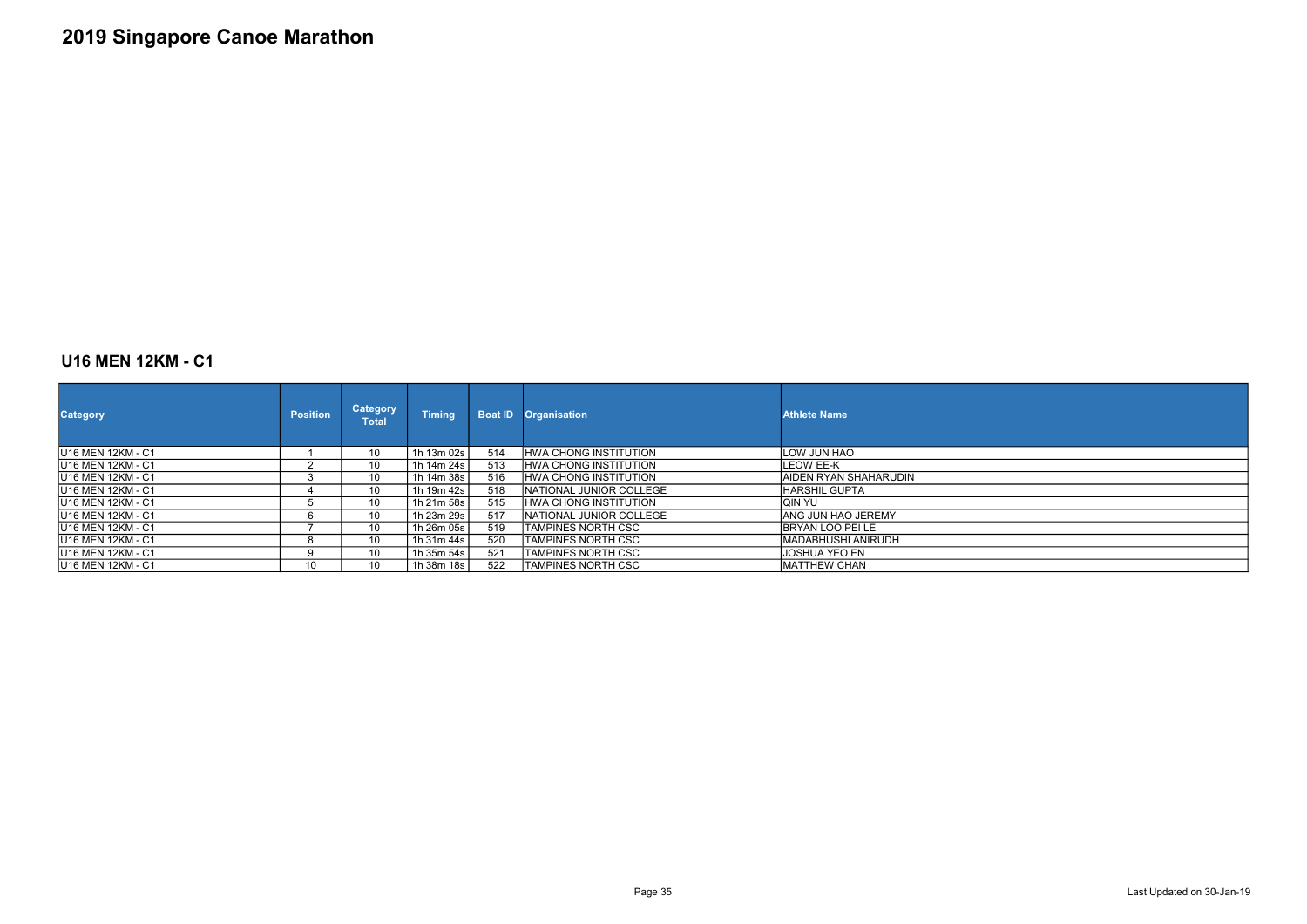# 2019 Singapore Canoe Marathon

## U16 MEN 12KM - C1

| Category | Position | Category Total | Timing | Boat ID | Organisation | Athlete Name |
|---|---|---|---|---|---|---|
| U16 MEN 12KM - C1 | 1 | 10 | 1h 13m 02s | 514 | HWA CHONG INSTITUTION | LOW JUN HAO |
| U16 MEN 12KM - C1 | 2 | 10 | 1h 14m 24s | 513 | HWA CHONG INSTITUTION | LEOW EE-K |
| U16 MEN 12KM - C1 | 3 | 10 | 1h 14m 38s | 516 | HWA CHONG INSTITUTION | AIDEN RYAN SHAHARUDIN |
| U16 MEN 12KM - C1 | 4 | 10 | 1h 19m 42s | 518 | NATIONAL JUNIOR COLLEGE | HARSHIL GUPTA |
| U16 MEN 12KM - C1 | 5 | 10 | 1h 21m 58s | 515 | HWA CHONG INSTITUTION | QIN YU |
| U16 MEN 12KM - C1 | 6 | 10 | 1h 23m 29s | 517 | NATIONAL JUNIOR COLLEGE | ANG JUN HAO JEREMY |
| U16 MEN 12KM - C1 | 7 | 10 | 1h 26m 05s | 519 | TAMPINES NORTH CSC | BRYAN LOO PEI LE |
| U16 MEN 12KM - C1 | 8 | 10 | 1h 31m 44s | 520 | TAMPINES NORTH CSC | MADABHUSHI ANIRUDH |
| U16 MEN 12KM - C1 | 9 | 10 | 1h 35m 54s | 521 | TAMPINES NORTH CSC | JOSHUA YEO EN |
| U16 MEN 12KM - C1 | 10 | 10 | 1h 38m 18s | 522 | TAMPINES NORTH CSC | MATTHEW CHAN |

Last Updated on 30-Jan-19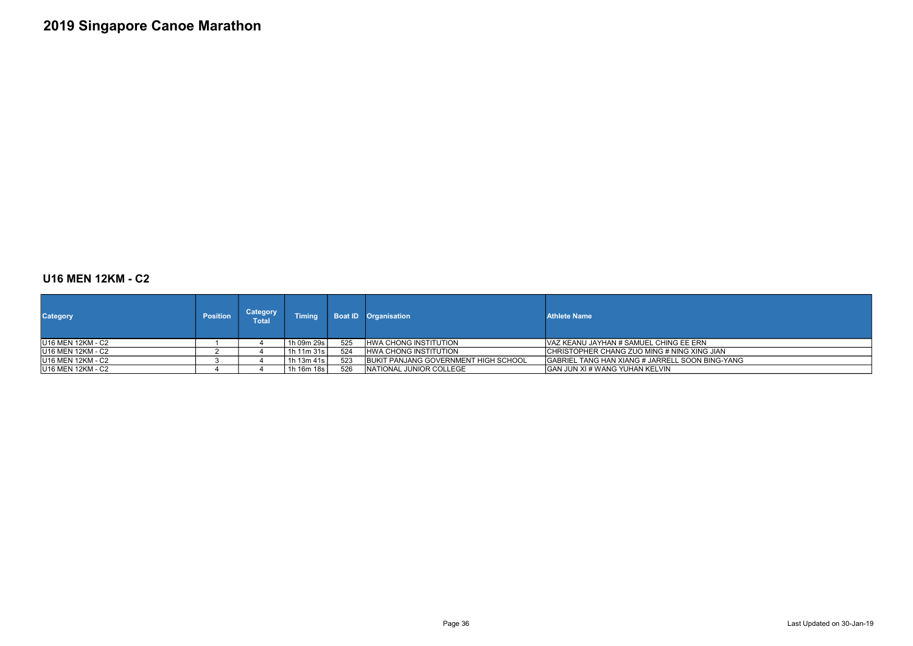# 2019 Singapore Canoe Marathon

## U16 MEN 12KM - C2

| Category | Position | Category Total | Timing | Boat ID | Organisation | Athlete Name |
|---|---|---|---|---|---|---|
| U16 MEN 12KM - C2 | 1 | 4 | 1h 09m 29s | 525 | HWA CHONG INSTITUTION | VAZ KEANU JAYHAN # SAMUEL CHING EE ERN |
| U16 MEN 12KM - C2 | 2 | 4 | 1h 11m 31s | 524 | HWA CHONG INSTITUTION | CHRISTOPHER CHANG ZUO MING # NING XING JIAN |
| U16 MEN 12KM - C2 | 3 | 4 | 1h 13m 41s | 523 | BUKIT PANJANG GOVERNMENT HIGH SCHOOL | GABRIEL TANG HAN XIANG # JARRELL SOON BING-YANG |
| U16 MEN 12KM - C2 | 4 | 4 | 1h 16m 18s | 526 | NATIONAL JUNIOR COLLEGE | GAN JUN XI # WANG YUHAN KELVIN |

Last Updated on 30-Jan-19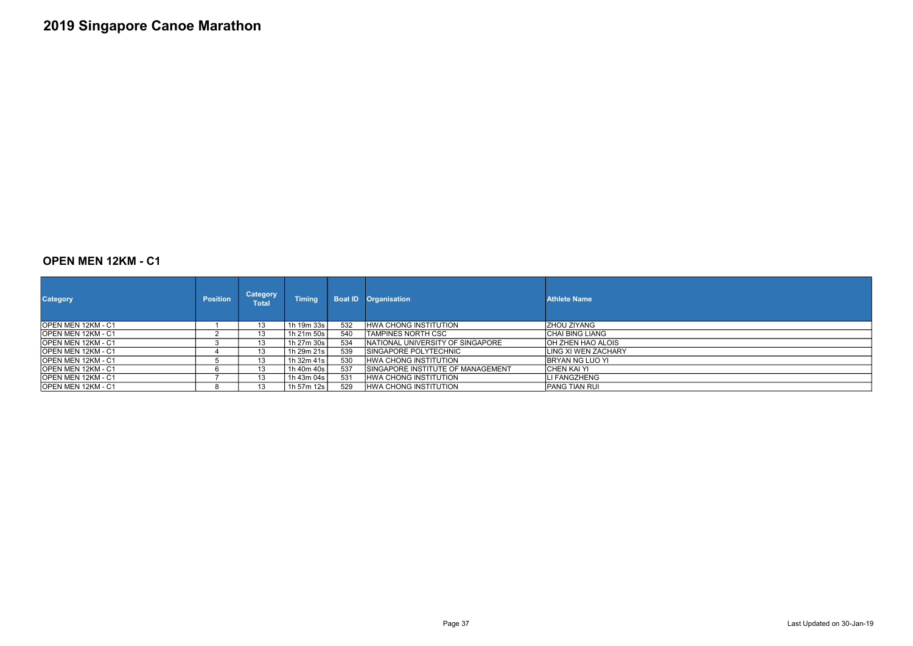# 2019 Singapore Canoe Marathon

## OPEN MEN 12KM - C1

| Category | Position | Category Total | Timing | Boat ID | Organisation | Athlete Name |
|---|---|---|---|---|---|---|
| OPEN MEN 12KM - C1 | 1 | 13 | 1h 19m 33s | 532 | HWA CHONG INSTITUTION | ZHOU ZIYANG |
| OPEN MEN 12KM - C1 | 2 | 13 | 1h 21m 50s | 540 | TAMPINES NORTH CSC | CHAI BING LIANG |
| OPEN MEN 12KM - C1 | 3 | 13 | 1h 27m 30s | 534 | NATIONAL UNIVERSITY OF SINGAPORE | OH ZHEN HAO ALOIS |
| OPEN MEN 12KM - C1 | 4 | 13 | 1h 29m 21s | 539 | SINGAPORE POLYTECHNIC | LING XI WEN ZACHARY |
| OPEN MEN 12KM - C1 | 5 | 13 | 1h 32m 41s | 530 | HWA CHONG INSTITUTION | BRYAN NG LUO YI |
| OPEN MEN 12KM - C1 | 6 | 13 | 1h 40m 40s | 537 | SINGAPORE INSTITUTE OF MANAGEMENT | CHEN KAI YI |
| OPEN MEN 12KM - C1 | 7 | 13 | 1h 43m 04s | 531 | HWA CHONG INSTITUTION | LI FANGZHENG |
| OPEN MEN 12KM - C1 | 8 | 13 | 1h 57m 12s | 529 | HWA CHONG INSTITUTION | PANG TIAN RUI |

Last Updated on 30-Jan-19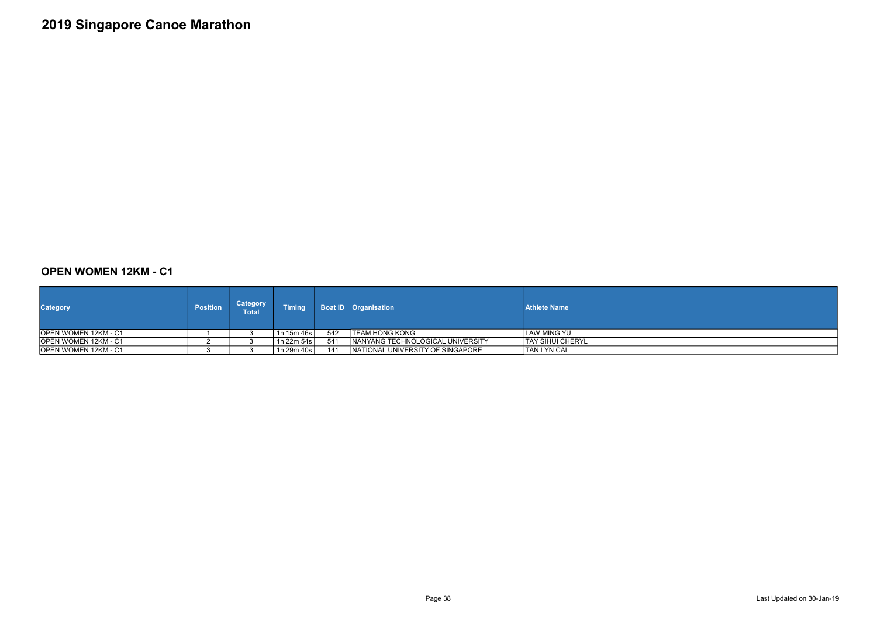# 2019 Singapore Canoe Marathon

## OPEN WOMEN 12KM - C1

| Category | Position | Category Total | Timing | Boat ID | Organisation | Athlete Name |
|---|---|---|---|---|---|---|
| OPEN WOMEN 12KM - C1 | 1 | 3 | 1h 15m 46s | 542 | TEAM HONG KONG | LAW MING YU |
| OPEN WOMEN 12KM - C1 | 2 | 3 | 1h 22m 54s | 541 | NANYANG TECHNOLOGICAL UNIVERSITY | TAY SIHUI CHERYL |
| OPEN WOMEN 12KM - C1 | 3 | 3 | 1h 29m 40s | 141 | NATIONAL UNIVERSITY OF SINGAPORE | TAN LYN CAI |

Last Updated on 30-Jan-19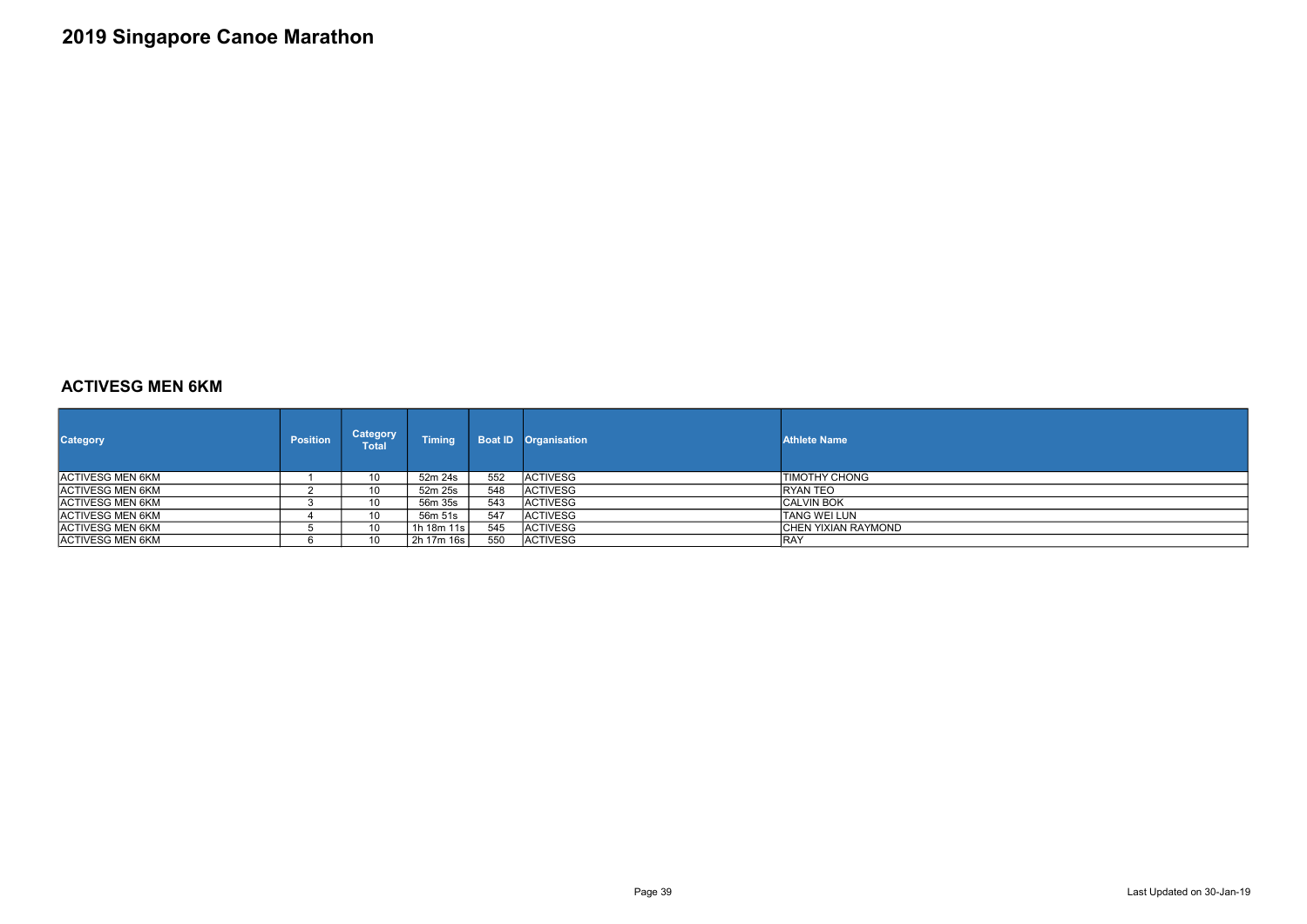# 2019 Singapore Canoe Marathon

## ACTIVESG MEN 6KM

| Category | Position | Category Total | Timing | Boat ID | Organisation | Athlete Name |
|---|---|---|---|---|---|---|
| ACTIVESG MEN 6KM | 1 | 10 | 52m 24s | 552 | ACTIVESG | TIMOTHY CHONG |
| ACTIVESG MEN 6KM | 2 | 10 | 52m 25s | 548 | ACTIVESG | RYAN TEO |
| ACTIVESG MEN 6KM | 3 | 10 | 56m 35s | 543 | ACTIVESG | CALVIN BOK |
| ACTIVESG MEN 6KM | 4 | 10 | 56m 51s | 547 | ACTIVESG | TANG WEI LUN |
| ACTIVESG MEN 6KM | 5 | 10 | 1h 18m 11s | 545 | ACTIVESG | CHEN YIXIAN RAYMOND |
| ACTIVESG MEN 6KM | 6 | 10 | 2h 17m 16s | 550 | ACTIVESG | RAY |

Last Updated on 30-Jan-19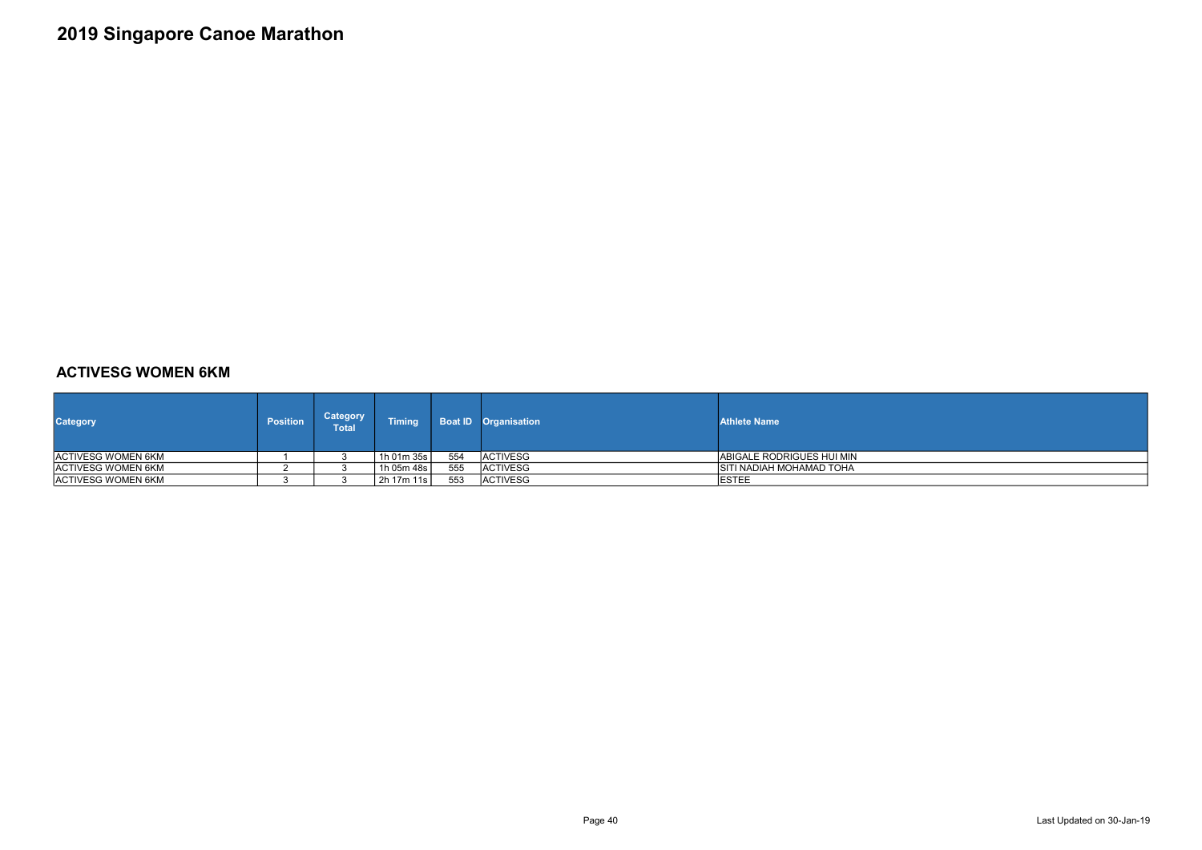# 2019 Singapore Canoe Marathon

## ACTIVESG WOMEN 6KM

| Category | Position | Category Total | Timing | Boat ID | Organisation | Athlete Name |
|---|---|---|---|---|---|---|
| ACTIVESG WOMEN 6KM | 1 | 3 | 1h 01m 35s | 554 | ACTIVESG | ABIGALE RODRIGUES HUI MIN |
| ACTIVESG WOMEN 6KM | 2 | 3 | 1h 05m 48s | 555 | ACTIVESG | SITI NADIAH MOHAMAD TOHA |
| ACTIVESG WOMEN 6KM | 3 | 3 | 2h 17m 11s | 553 | ACTIVESG | ESTEE |

Last Updated on 30-Jan-19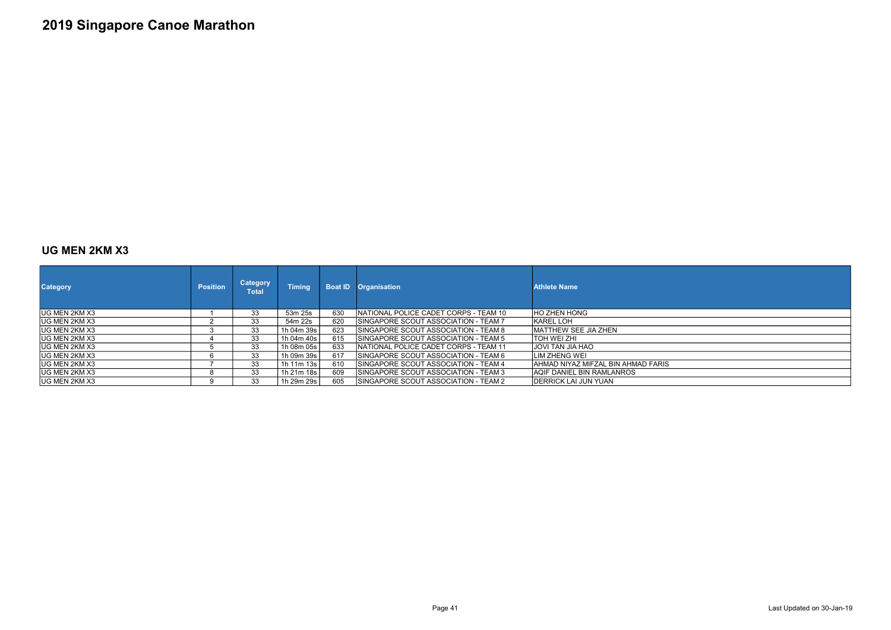# 2019 Singapore Canoe Marathon

## UG MEN 2KM X3

| Category | Position | Category Total | Timing | Boat ID | Organisation | Athlete Name |
|---|---|---|---|---|---|---|
| UG MEN 2KM X3 | 1 | 33 | 53m 25s | 630 | NATIONAL POLICE CADET CORPS - TEAM 10 | HO ZHEN HONG |
| UG MEN 2KM X3 | 2 | 33 | 54m 22s | 620 | SINGAPORE SCOUT ASSOCIATION - TEAM 7 | KAREL LOH |
| UG MEN 2KM X3 | 3 | 33 | 1h 04m 39s | 623 | SINGAPORE SCOUT ASSOCIATION - TEAM 8 | MATTHEW SEE JIA ZHEN |
| UG MEN 2KM X3 | 4 | 33 | 1h 04m 40s | 615 | SINGAPORE SCOUT ASSOCIATION - TEAM 5 | TOH WEI ZHI |
| UG MEN 2KM X3 | 5 | 33 | 1h 08m 05s | 633 | NATIONAL POLICE CADET CORPS - TEAM 11 | JOVI TAN JIA HAO |
| UG MEN 2KM X3 | 6 | 33 | 1h 09m 39s | 617 | SINGAPORE SCOUT ASSOCIATION - TEAM 6 | LIM ZHENG WEI |
| UG MEN 2KM X3 | 7 | 33 | 1h 11m 13s | 610 | SINGAPORE SCOUT ASSOCIATION - TEAM 4 | AHMAD NIYAZ MIFZAL BIN AHMAD FARIS |
| UG MEN 2KM X3 | 8 | 33 | 1h 21m 18s | 609 | SINGAPORE SCOUT ASSOCIATION - TEAM 3 | AQIF DANIEL BIN RAMLANROS |
| UG MEN 2KM X3 | 9 | 33 | 1h 29m 29s | 605 | SINGAPORE SCOUT ASSOCIATION - TEAM 2 | DERRICK LAI JUN YUAN |

Last Updated on 30-Jan-19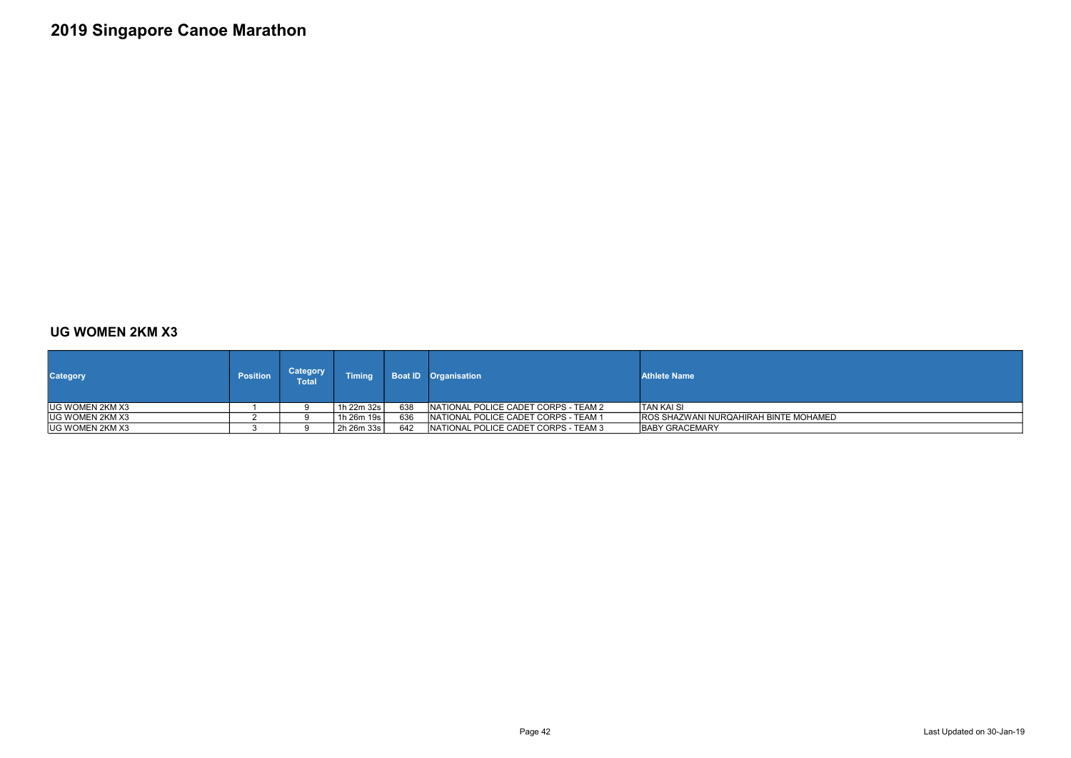# 2019 Singapore Canoe Marathon

## UG WOMEN 2KM X3

| Category | Position | Category Total | Timing | Boat ID | Organisation | Athlete Name |
|---|---|---|---|---|---|---|
| UG WOMEN 2KM X3 | 1 | 9 | 1h 22m 32s | 638 | NATIONAL POLICE CADET CORPS - TEAM 2 | TAN KAI SI |
| UG WOMEN 2KM X3 | 2 | 9 | 1h 26m 19s | 636 | NATIONAL POLICE CADET CORPS - TEAM 1 | ROS SHAZWANI NURQAHIRAH BINTE MOHAMED |
| UG WOMEN 2KM X3 | 3 | 9 | 2h 26m 33s | 642 | NATIONAL POLICE CADET CORPS - TEAM 3 | BABY GRACEMARY |

Last Updated on 30-Jan-19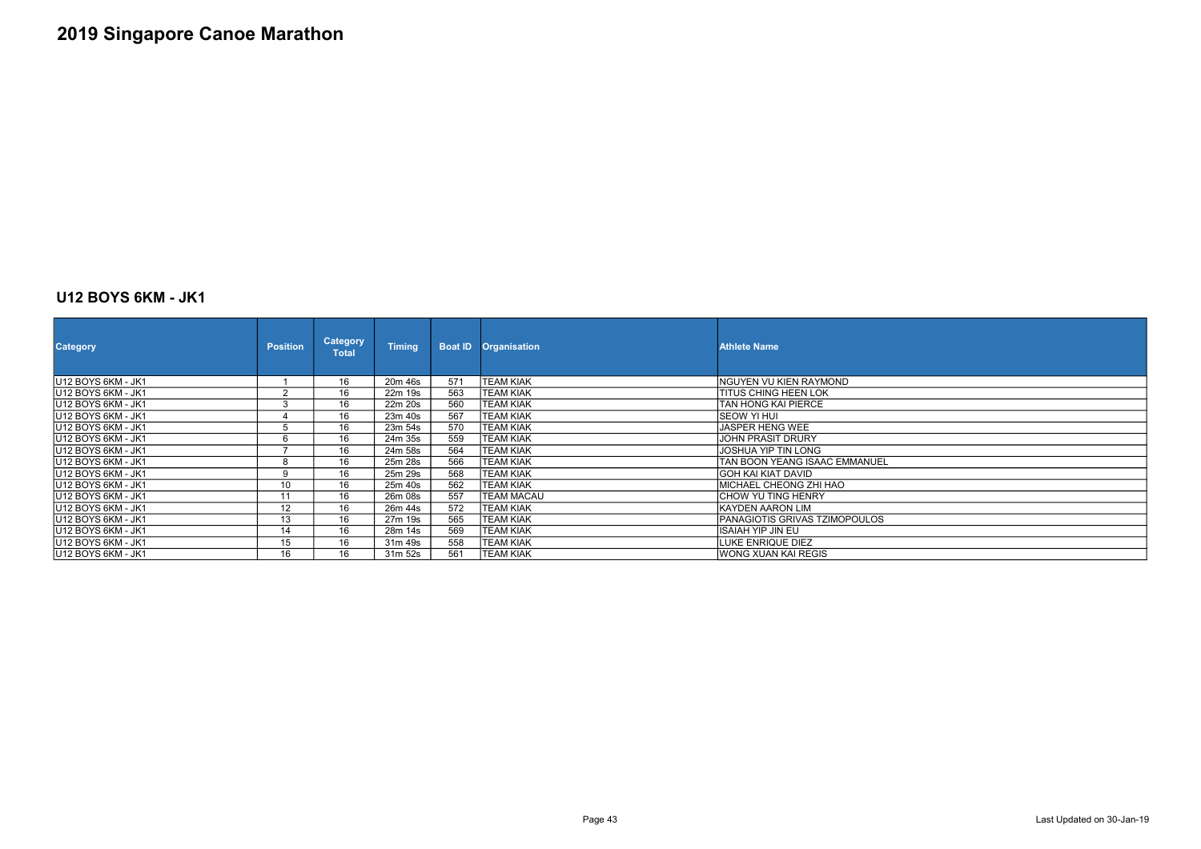# 2019 Singapore Canoe Marathon

## U12 BOYS 6KM - JK1

| Category | Position | Category Total | Timing | Boat ID | Organisation | Athlete Name |
|---|---|---|---|---|---|---|
| U12 BOYS 6KM - JK1 | 1 | 16 | 20m 46s | 571 | TEAM KIAK | NGUYEN VU KIEN RAYMOND |
| U12 BOYS 6KM - JK1 | 2 | 16 | 22m 19s | 563 | TEAM KIAK | TITUS CHING HEEN LOK |
| U12 BOYS 6KM - JK1 | 3 | 16 | 22m 20s | 560 | TEAM KIAK | TAN HONG KAI PIERCE |
| U12 BOYS 6KM - JK1 | 4 | 16 | 23m 40s | 567 | TEAM KIAK | SEOW YI HUI |
| U12 BOYS 6KM - JK1 | 5 | 16 | 23m 54s | 570 | TEAM KIAK | JASPER HENG WEE |
| U12 BOYS 6KM - JK1 | 6 | 16 | 24m 35s | 559 | TEAM KIAK | JOHN PRASIT DRURY |
| U12 BOYS 6KM - JK1 | 7 | 16 | 24m 58s | 564 | TEAM KIAK | JOSHUA YIP TIN LONG |
| U12 BOYS 6KM - JK1 | 8 | 16 | 25m 28s | 566 | TEAM KIAK | TAN BOON YEANG ISAAC EMMANUEL |
| U12 BOYS 6KM - JK1 | 9 | 16 | 25m 29s | 568 | TEAM KIAK | GOH KAI KIAT DAVID |
| U12 BOYS 6KM - JK1 | 10 | 16 | 25m 40s | 562 | TEAM KIAK | MICHAEL CHEONG ZHI HAO |
| U12 BOYS 6KM - JK1 | 11 | 16 | 26m 08s | 557 | TEAM MACAU | CHOW YU TING HENRY |
| U12 BOYS 6KM - JK1 | 12 | 16 | 26m 44s | 572 | TEAM KIAK | KAYDEN AARON LIM |
| U12 BOYS 6KM - JK1 | 13 | 16 | 27m 19s | 565 | TEAM KIAK | PANAGIOTIS GRIVAS TZIMOPOULOS |
| U12 BOYS 6KM - JK1 | 14 | 16 | 28m 14s | 569 | TEAM KIAK | ISAIAH YIP JIN EU |
| U12 BOYS 6KM - JK1 | 15 | 16 | 31m 49s | 558 | TEAM KIAK | LUKE ENRIQUE DIEZ |
| U12 BOYS 6KM - JK1 | 16 | 16 | 31m 52s | 561 | TEAM KIAK | WONG XUAN KAI REGIS |

Last Updated on 30-Jan-19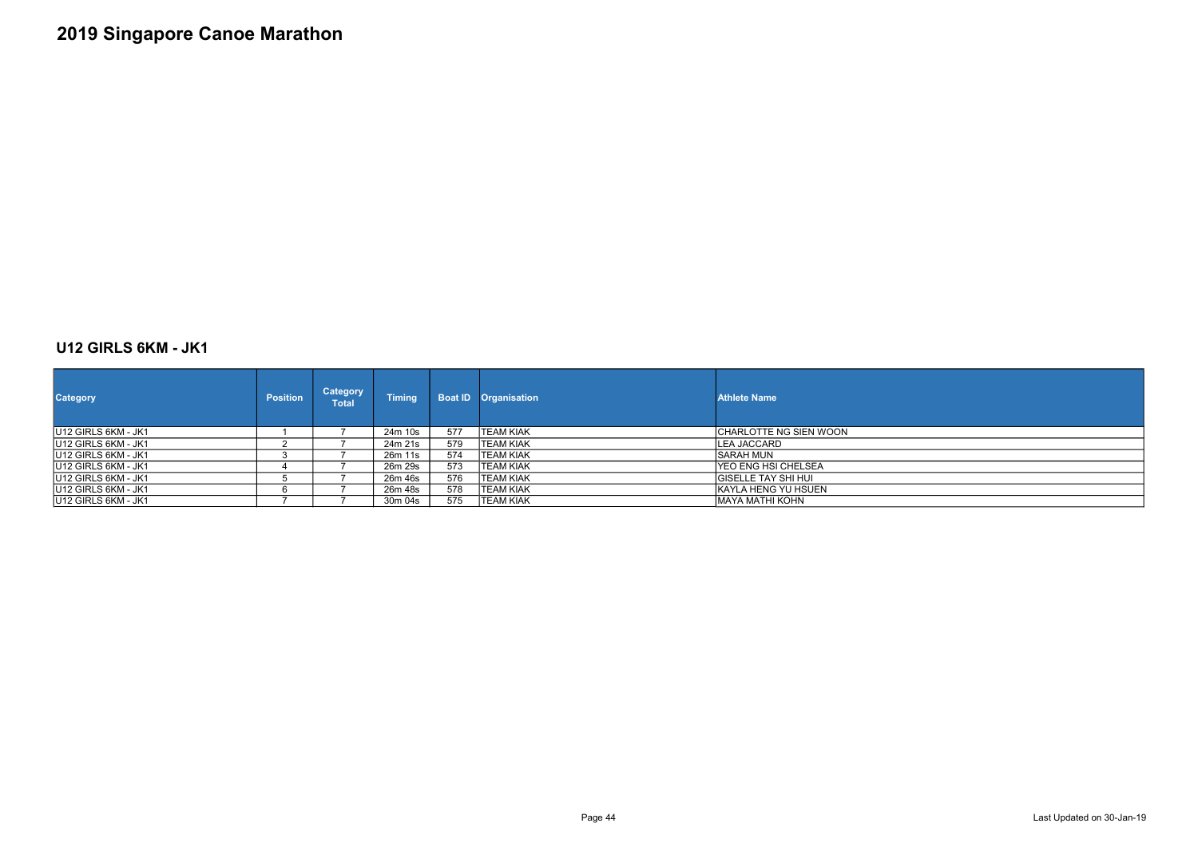# 2019 Singapore Canoe Marathon

## U12 GIRLS 6KM - JK1

| Category | Position | Category Total | Timing | Boat ID | Organisation | Athlete Name |
|---|---|---|---|---|---|---|
| U12 GIRLS 6KM - JK1 | 1 | 7 | 24m 10s | 577 | TEAM KIAK | CHARLOTTE NG SIEN WOON |
| U12 GIRLS 6KM - JK1 | 2 | 7 | 24m 21s | 579 | TEAM KIAK | LEA JACCARD |
| U12 GIRLS 6KM - JK1 | 3 | 7 | 26m 11s | 574 | TEAM KIAK | SARAH MUN |
| U12 GIRLS 6KM - JK1 | 4 | 7 | 26m 29s | 573 | TEAM KIAK | YEO ENG HSI CHELSEA |
| U12 GIRLS 6KM - JK1 | 5 | 7 | 26m 46s | 576 | TEAM KIAK | GISELLE TAY SHI HUI |
| U12 GIRLS 6KM - JK1 | 6 | 7 | 26m 48s | 578 | TEAM KIAK | KAYLA HENG YU HSUEN |
| U12 GIRLS 6KM - JK1 | 7 | 7 | 30m 04s | 575 | TEAM KIAK | MAYA MATHI KOHN |

Last Updated on 30-Jan-19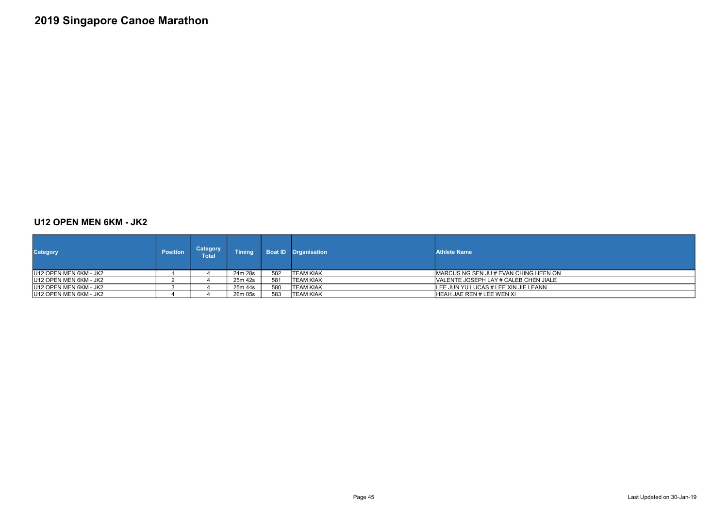# 2019 Singapore Canoe Marathon

## U12 OPEN MEN 6KM - JK2

| Category | Position | Category Total | Timing | Boat ID | Organisation | Athlete Name |
|---|---|---|---|---|---|---|
| U12 OPEN MEN 6KM - JK2 | 1 | 4 | 24m 28s | 582 | TEAM KIAK | MARCUS NG SEN JU # EVAN CHING HEEN ON |
| U12 OPEN MEN 6KM - JK2 | 2 | 4 | 25m 42s | 581 | TEAM KIAK | VALENTE JOSEPH LAY # CALEB CHEN JIALE |
| U12 OPEN MEN 6KM - JK2 | 3 | 4 | 25m 44s | 580 | TEAM KIAK | LEE JUN YU LUCAS # LEE XIN JIE LEANN |
| U12 OPEN MEN 6KM - JK2 | 4 | 4 | 26m 05s | 583 | TEAM KIAK | HEAH JAE REN # LEE WEN XI |

Last Updated on 30-Jan-19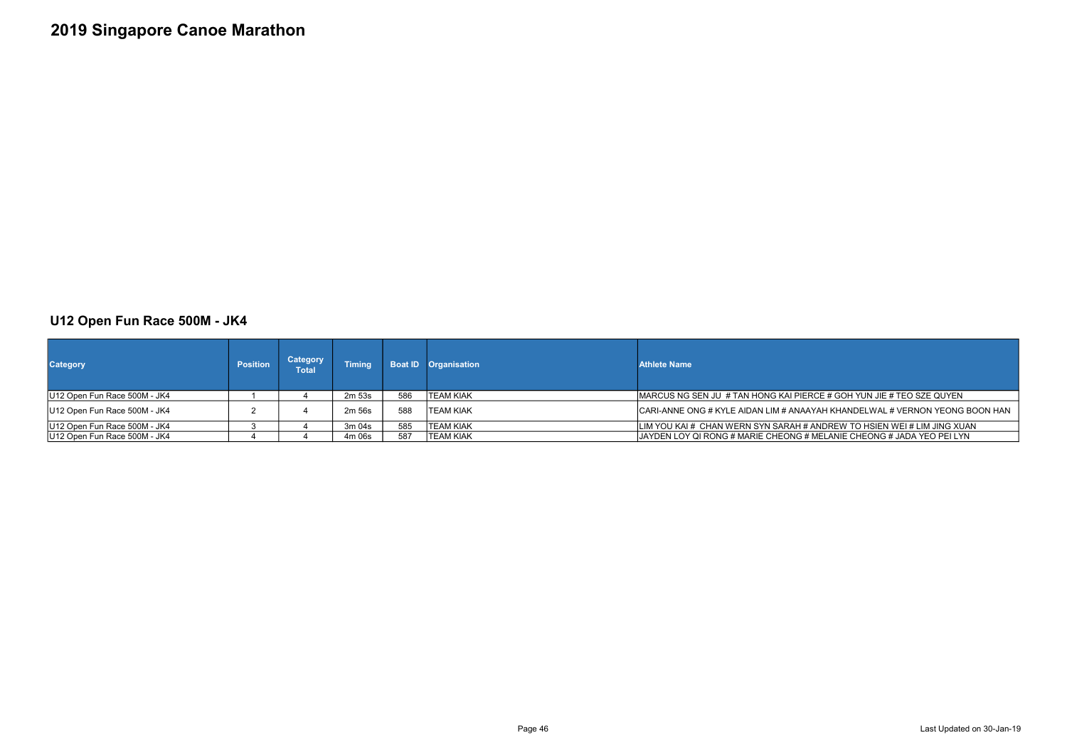# 2019 Singapore Canoe Marathon

## U12 Open Fun Race 500M - JK4

| Category | Position | Category Total | Timing | Boat ID | Organisation | Athlete Name |
|---|---|---|---|---|---|---|
| U12 Open Fun Race 500M - JK4 | 1 | 4 | 2m 53s | 586 | TEAM KIAK | MARCUS NG SEN JU # TAN HONG KAI PIERCE # GOH YUN JIE # TEO SZE QUYEN |
| U12 Open Fun Race 500M - JK4 | 2 | 4 | 2m 56s | 588 | TEAM KIAK | CARI-ANNE ONG # KYLE AIDAN LIM # ANAAYAH KHANDELWAL # VERNON YEONG BOON HAN |
| U12 Open Fun Race 500M - JK4 | 3 | 4 | 3m 04s | 585 | TEAM KIAK | LIM YOU KAI # CHAN WERN SYN SARAH # ANDREW TO HSIEN WEI # LIM JING XUAN |
| U12 Open Fun Race 500M - JK4 | 4 | 4 | 4m 06s | 587 | TEAM KIAK | JAYDEN LOY QI RONG # MARIE CHEONG # MELANIE CHEONG # JADA YEO PEI LYN |

Last Updated on 30-Jan-19